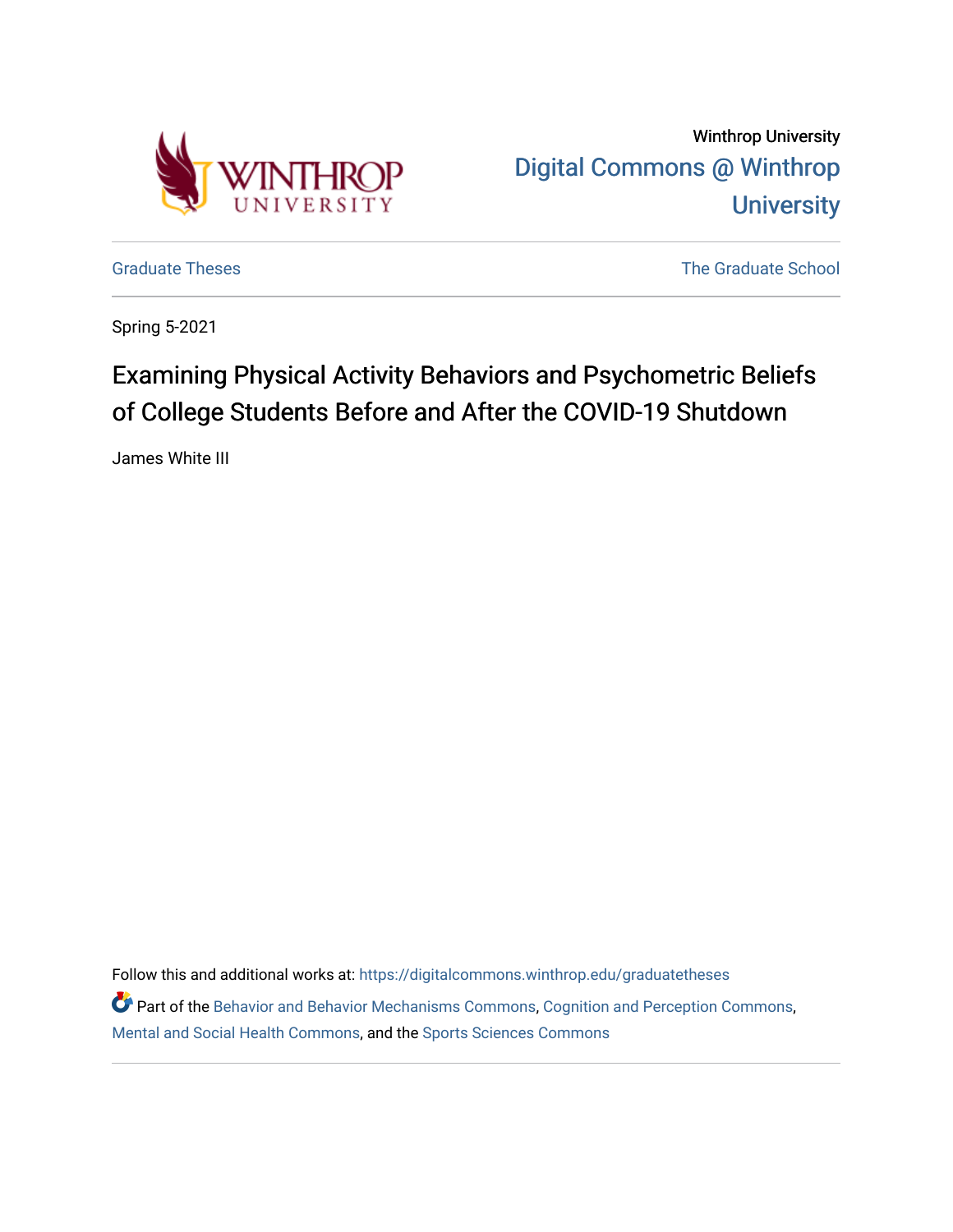Winthrop University

Digital Commons @ Winthrop University

Graduate Theses

The Graduate School

Spring 5-2021

# Examining Physical Activity Behaviors and Psychometric Beliefs of College Students Before and After the COVID-19 Shutdown

James White III

Follow this and additional works at: https://digitalcommons.winthrop.edu/graduatetheses

Part of the Behavior and Behavior Mechanisms Commons, Cognition and Perception Commons, Mental and Social Health Commons, and the Sports Sciences Commons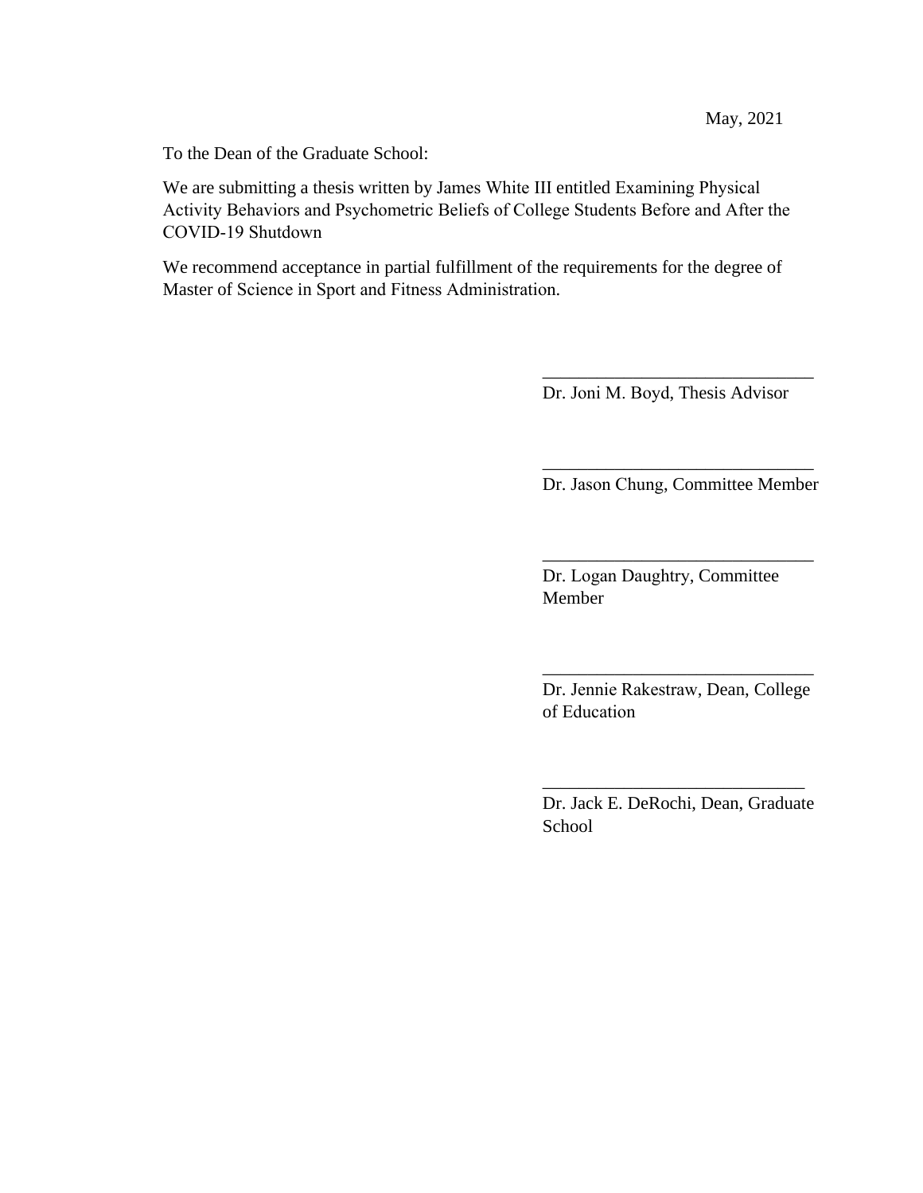May, 2021

To the Dean of the Graduate School:

We are submitting a thesis written by James White III entitled Examining Physical Activity Behaviors and Psychometric Beliefs of College Students Before and After the COVID-19 Shutdown

We recommend acceptance in partial fulfillment of the requirements for the degree of Master of Science in Sport and Fitness Administration.

______________________________
Dr. Joni M. Boyd, Thesis Advisor

______________________________
Dr. Jason Chung, Committee Member

______________________________
Dr. Logan Daughtry, Committee Member

______________________________
Dr. Jennie Rakestraw, Dean, College of Education

______________________________
Dr. Jack E. DeRochi, Dean, Graduate School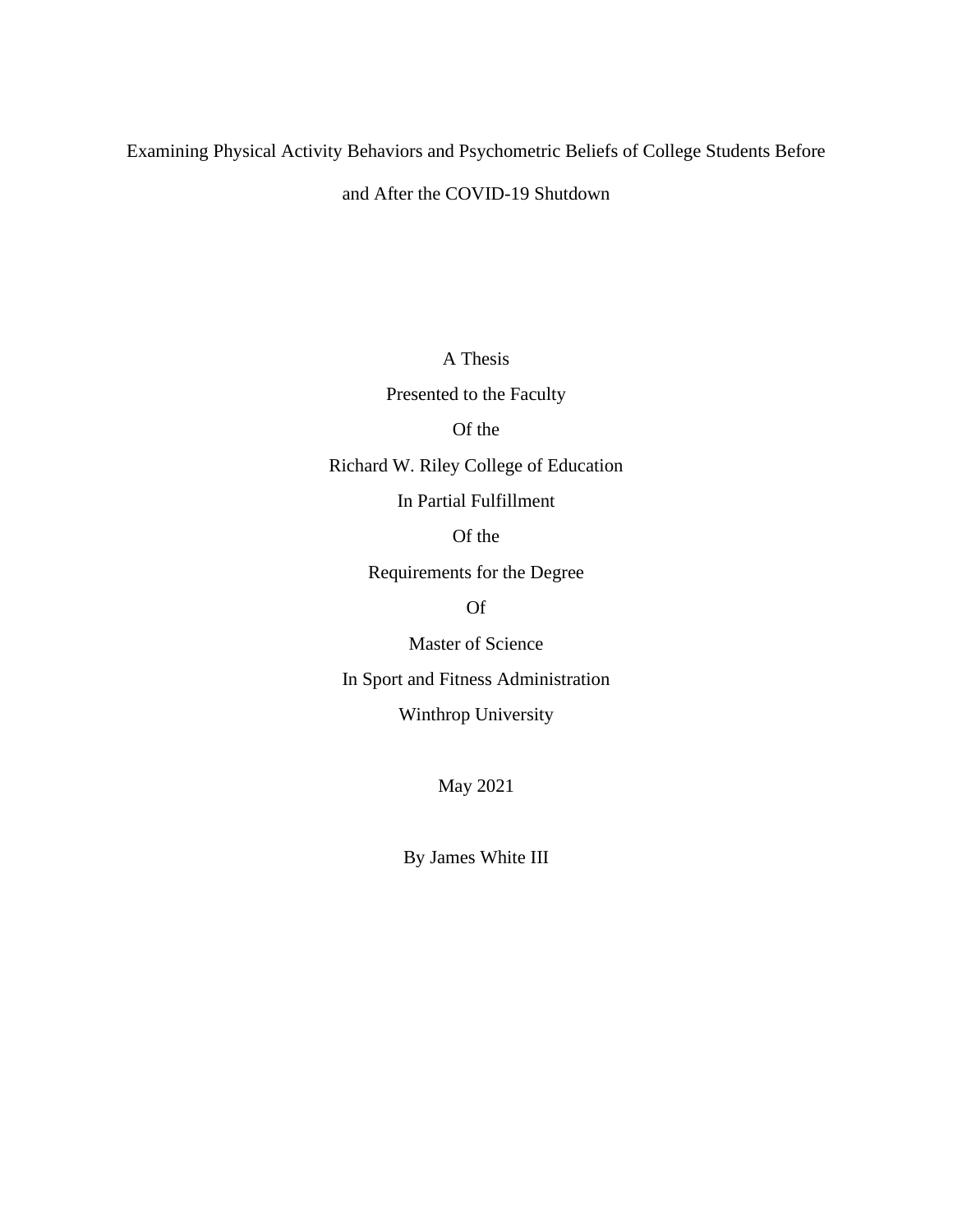# Examining Physical Activity Behaviors and Psychometric Beliefs of College Students Before and After the COVID-19 Shutdown

A Thesis

Presented to the Faculty

Of the

Richard W. Riley College of Education

In Partial Fulfillment

Of the

Requirements for the Degree

Of

Master of Science

In Sport and Fitness Administration

Winthrop University

May 2021

By James White III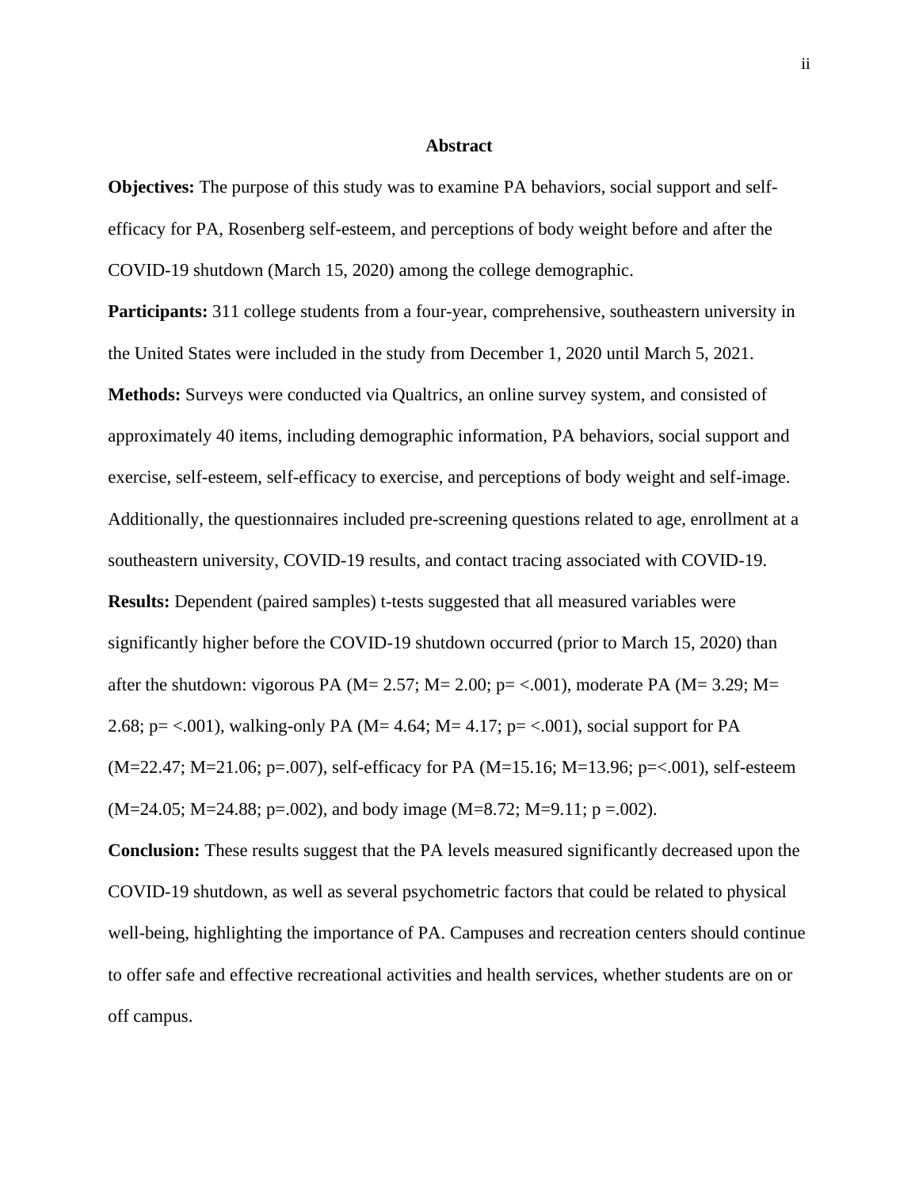## Abstract

**Objectives:** The purpose of this study was to examine PA behaviors, social support and self-efficacy for PA, Rosenberg self-esteem, and perceptions of body weight before and after the COVID-19 shutdown (March 15, 2020) among the college demographic.

**Participants:** 311 college students from a four-year, comprehensive, southeastern university in the United States were included in the study from December 1, 2020 until March 5, 2021.

**Methods:** Surveys were conducted via Qualtrics, an online survey system, and consisted of approximately 40 items, including demographic information, PA behaviors, social support and exercise, self-esteem, self-efficacy to exercise, and perceptions of body weight and self-image. Additionally, the questionnaires included pre-screening questions related to age, enrollment at a southeastern university, COVID-19 results, and contact tracing associated with COVID-19.

**Results:** Dependent (paired samples) t-tests suggested that all measured variables were significantly higher before the COVID-19 shutdown occurred (prior to March 15, 2020) than after the shutdown: vigorous PA ($M= 2.57$; $M= 2.00$; $p= <.001$), moderate PA ($M= 3.29$; $M= 2.68$; $p= <.001$), walking-only PA ($M= 4.64$; $M= 4.17$; $p= <.001$), social support for PA ($M=22.47$; $M=21.06$; $p=.007$), self-efficacy for PA ($M=15.16$; $M=13.96$; $p=<.001$), self-esteem ($M=24.05$; $M=24.88$; $p=.002$), and body image ($M=8.72$; $M=9.11$; $p =.002$).

**Conclusion:** These results suggest that the PA levels measured significantly decreased upon the COVID-19 shutdown, as well as several psychometric factors that could be related to physical well-being, highlighting the importance of PA. Campuses and recreation centers should continue to offer safe and effective recreational activities and health services, whether students are on or off campus.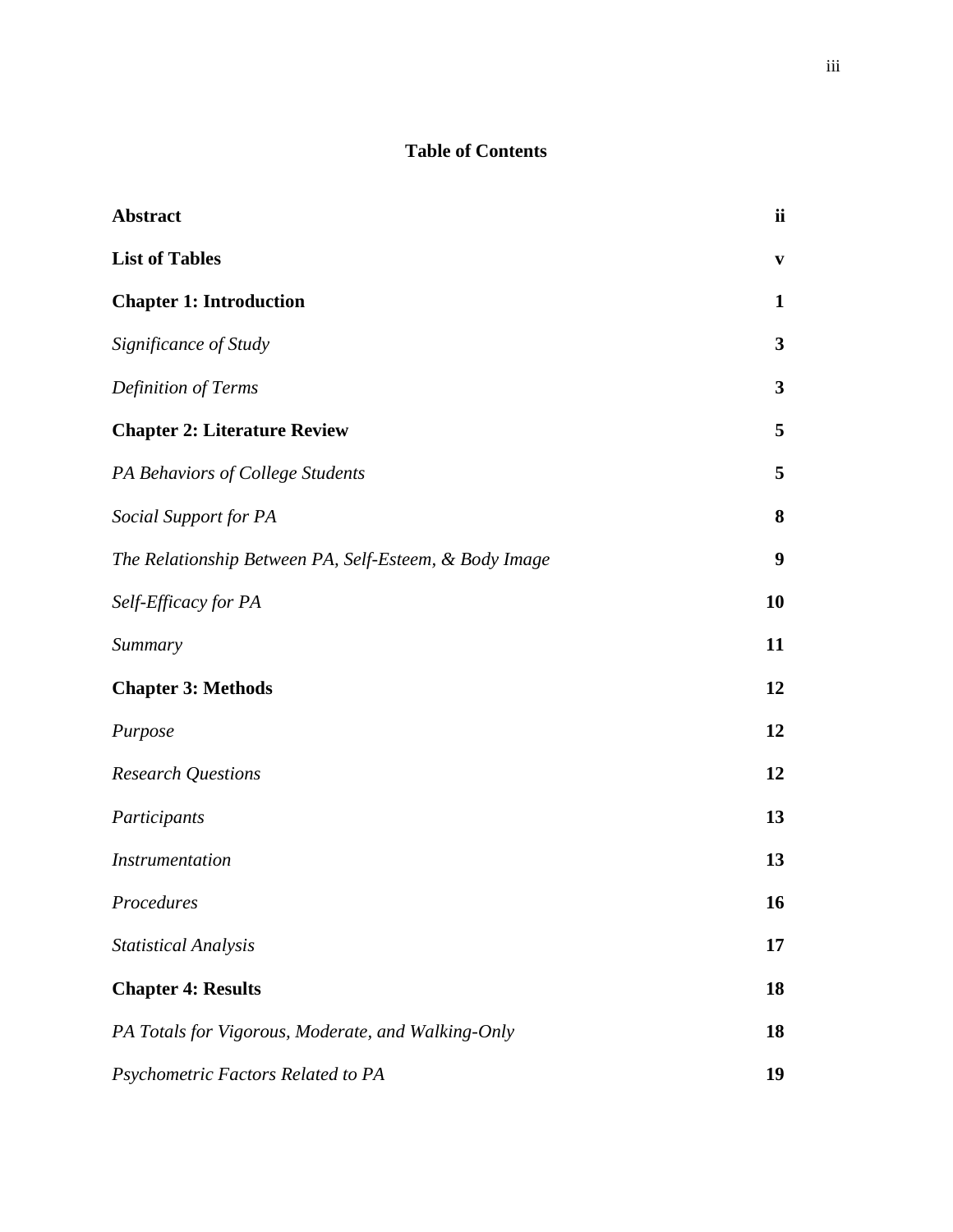# Table of Contents

| | |
|---|---|
| **Abstract** | **ii** |
| **List of Tables** | **v** |
| **Chapter 1: Introduction** | **1** |
| *Significance of Study* | **3** |
| *Definition of Terms* | **3** |
| **Chapter 2: Literature Review** | **5** |
| *PA Behaviors of College Students* | **5** |
| *Social Support for PA* | **8** |
| *The Relationship Between PA, Self-Esteem, & Body Image* | **9** |
| *Self-Efficacy for PA* | **10** |
| *Summary* | **11** |
| **Chapter 3: Methods** | **12** |
| *Purpose* | **12** |
| *Research Questions* | **12** |
| *Participants* | **13** |
| *Instrumentation* | **13** |
| *Procedures* | **16** |
| *Statistical Analysis* | **17** |
| **Chapter 4: Results** | **18** |
| *PA Totals for Vigorous, Moderate, and Walking-Only* | **18** |
| *Psychometric Factors Related to PA* | **19** |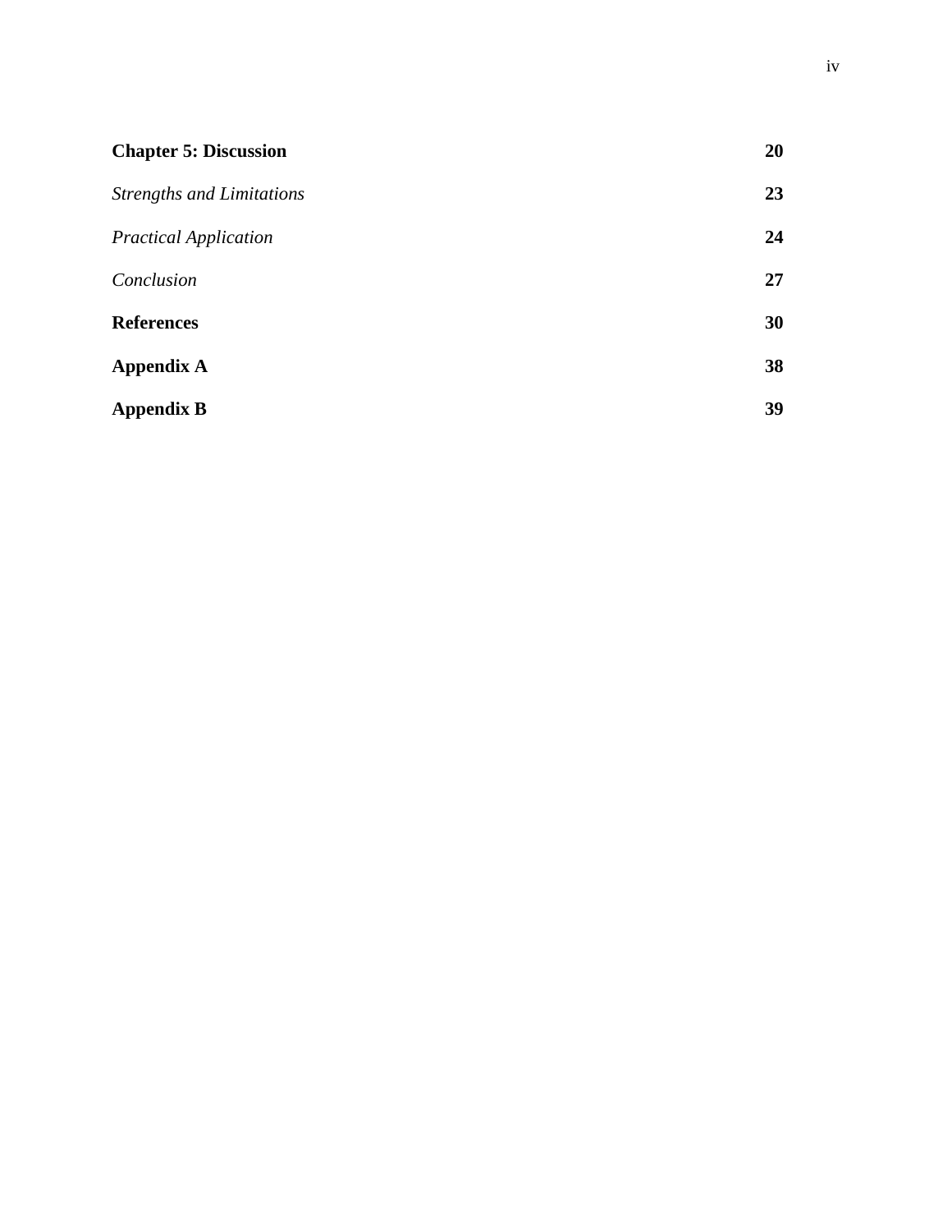| | |
|---|---|
| **Chapter 5: Discussion** | **20** |
| *Strengths and Limitations* | **23** |
| *Practical Application* | **24** |
| *Conclusion* | **27** |
| **References** | **30** |
| **Appendix A** | **38** |
| **Appendix B** | **39** |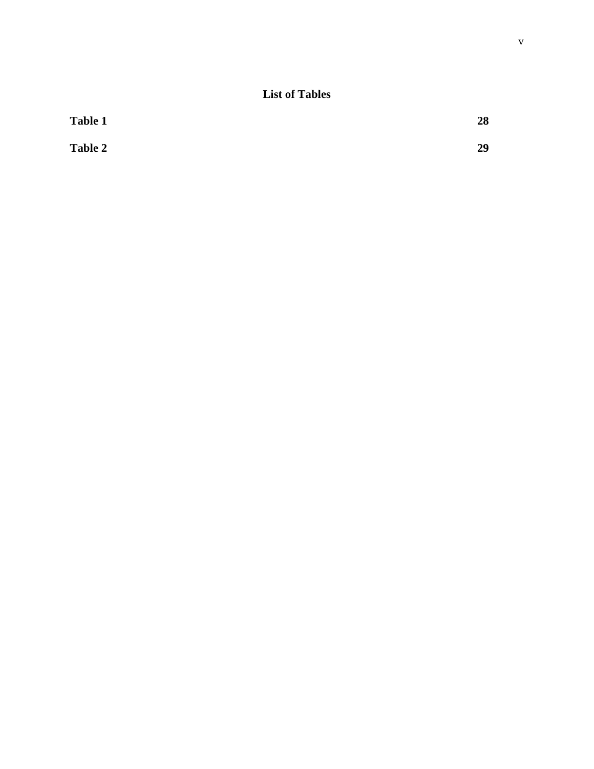# List of Tables

**Table 1** **28**

**Table 2** **29**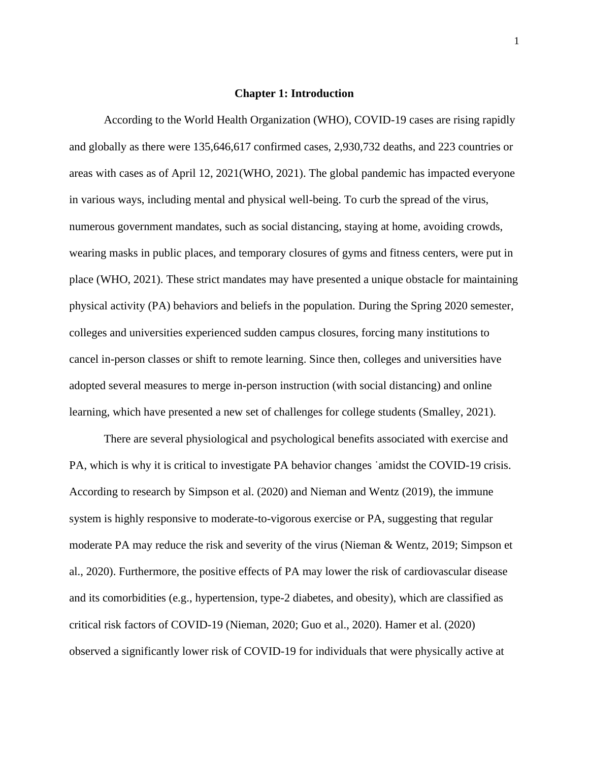# Chapter 1: Introduction

According to the World Health Organization (WHO), COVID-19 cases are rising rapidly and globally as there were 135,646,617 confirmed cases, 2,930,732 deaths, and 223 countries or areas with cases as of April 12, 2021(WHO, 2021). The global pandemic has impacted everyone in various ways, including mental and physical well-being. To curb the spread of the virus, numerous government mandates, such as social distancing, staying at home, avoiding crowds, wearing masks in public places, and temporary closures of gyms and fitness centers, were put in place (WHO, 2021). These strict mandates may have presented a unique obstacle for maintaining physical activity (PA) behaviors and beliefs in the population. During the Spring 2020 semester, colleges and universities experienced sudden campus closures, forcing many institutions to cancel in-person classes or shift to remote learning. Since then, colleges and universities have adopted several measures to merge in-person instruction (with social distancing) and online learning, which have presented a new set of challenges for college students (Smalley, 2021).

There are several physiological and psychological benefits associated with exercise and PA, which is why it is critical to investigate PA behavior changes ˙amidst the COVID-19 crisis. According to research by Simpson et al. (2020) and Nieman and Wentz (2019), the immune system is highly responsive to moderate-to-vigorous exercise or PA, suggesting that regular moderate PA may reduce the risk and severity of the virus (Nieman & Wentz, 2019; Simpson et al., 2020). Furthermore, the positive effects of PA may lower the risk of cardiovascular disease and its comorbidities (e.g., hypertension, type-2 diabetes, and obesity), which are classified as critical risk factors of COVID-19 (Nieman, 2020; Guo et al., 2020). Hamer et al. (2020) observed a significantly lower risk of COVID-19 for individuals that were physically active at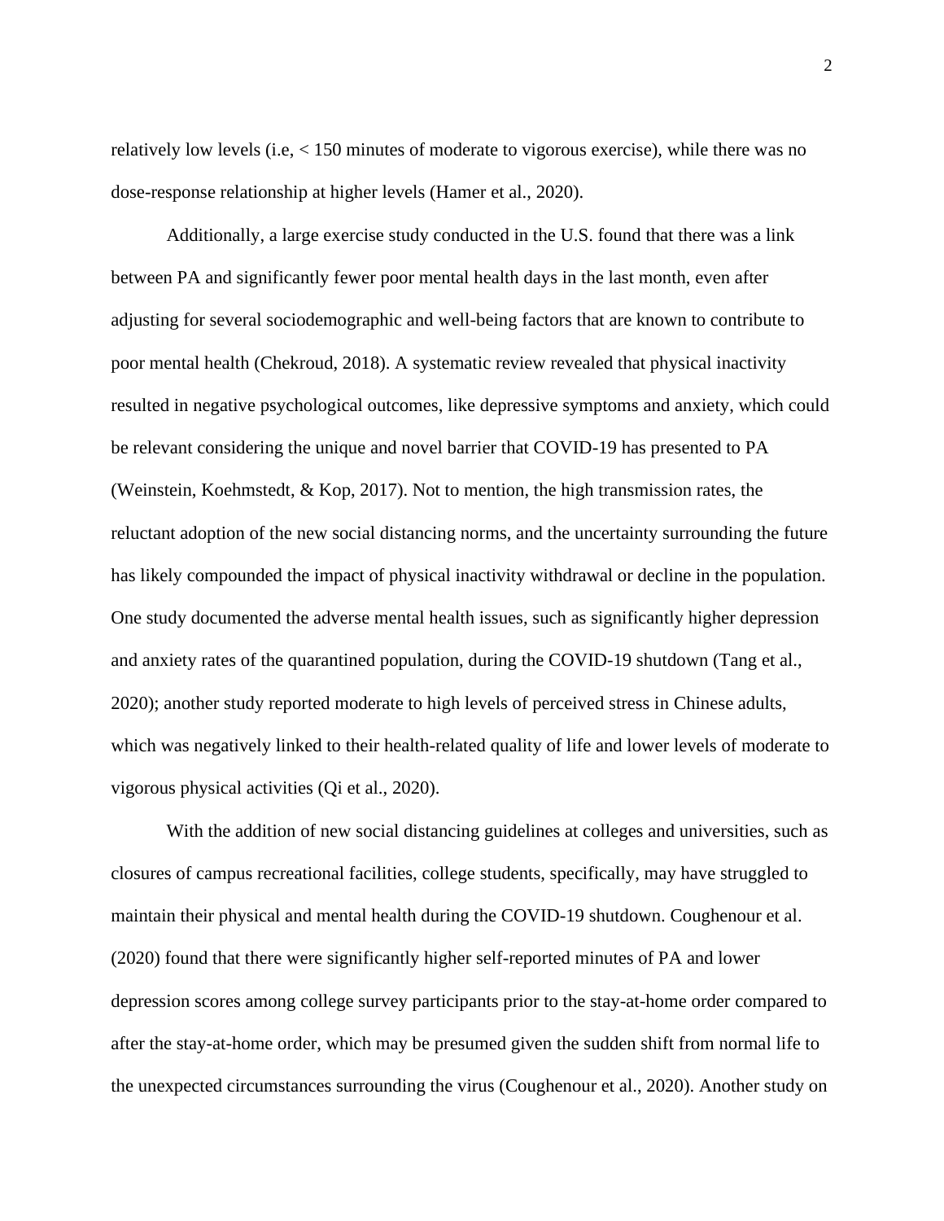relatively low levels (i.e, < 150 minutes of moderate to vigorous exercise), while there was no dose-response relationship at higher levels (Hamer et al., 2020).

Additionally, a large exercise study conducted in the U.S. found that there was a link between PA and significantly fewer poor mental health days in the last month, even after adjusting for several sociodemographic and well-being factors that are known to contribute to poor mental health (Chekroud, 2018). A systematic review revealed that physical inactivity resulted in negative psychological outcomes, like depressive symptoms and anxiety, which could be relevant considering the unique and novel barrier that COVID-19 has presented to PA (Weinstein, Koehmstedt, & Kop, 2017). Not to mention, the high transmission rates, the reluctant adoption of the new social distancing norms, and the uncertainty surrounding the future has likely compounded the impact of physical inactivity withdrawal or decline in the population. One study documented the adverse mental health issues, such as significantly higher depression and anxiety rates of the quarantined population, during the COVID-19 shutdown (Tang et al., 2020); another study reported moderate to high levels of perceived stress in Chinese adults, which was negatively linked to their health-related quality of life and lower levels of moderate to vigorous physical activities (Qi et al., 2020).

With the addition of new social distancing guidelines at colleges and universities, such as closures of campus recreational facilities, college students, specifically, may have struggled to maintain their physical and mental health during the COVID-19 shutdown. Coughenour et al. (2020) found that there were significantly higher self-reported minutes of PA and lower depression scores among college survey participants prior to the stay-at-home order compared to after the stay-at-home order, which may be presumed given the sudden shift from normal life to the unexpected circumstances surrounding the virus (Coughenour et al., 2020). Another study on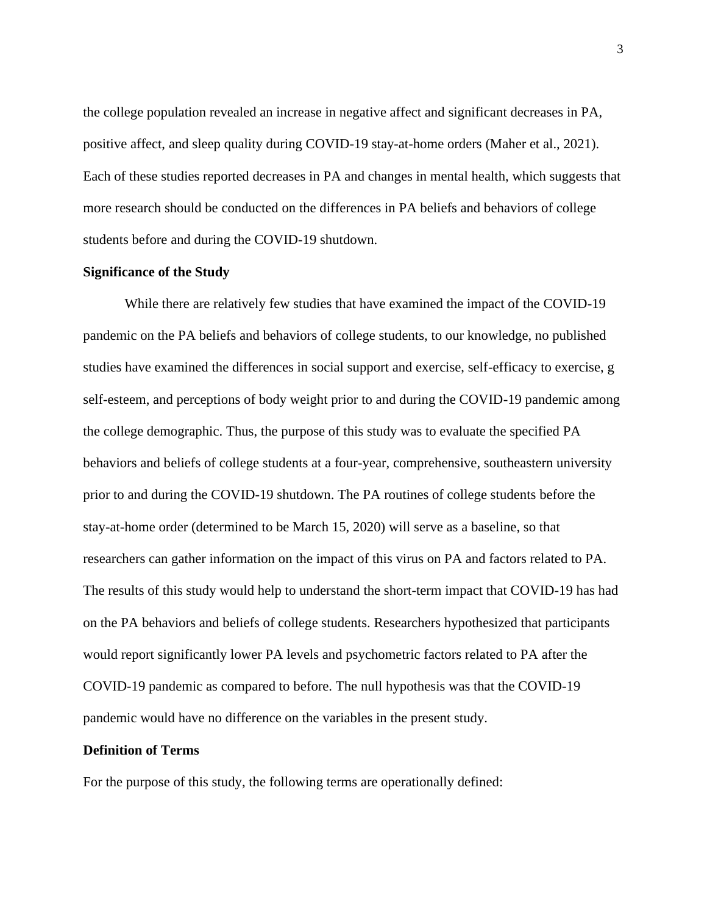the college population revealed an increase in negative affect and significant decreases in PA, positive affect, and sleep quality during COVID-19 stay-at-home orders (Maher et al., 2021). Each of these studies reported decreases in PA and changes in mental health, which suggests that more research should be conducted on the differences in PA beliefs and behaviors of college students before and during the COVID-19 shutdown.

**Significance of the Study**

While there are relatively few studies that have examined the impact of the COVID-19 pandemic on the PA beliefs and behaviors of college students, to our knowledge, no published studies have examined the differences in social support and exercise, self-efficacy to exercise, g self-esteem, and perceptions of body weight prior to and during the COVID-19 pandemic among the college demographic. Thus, the purpose of this study was to evaluate the specified PA behaviors and beliefs of college students at a four-year, comprehensive, southeastern university prior to and during the COVID-19 shutdown. The PA routines of college students before the stay-at-home order (determined to be March 15, 2020) will serve as a baseline, so that researchers can gather information on the impact of this virus on PA and factors related to PA. The results of this study would help to understand the short-term impact that COVID-19 has had on the PA behaviors and beliefs of college students. Researchers hypothesized that participants would report significantly lower PA levels and psychometric factors related to PA after the COVID-19 pandemic as compared to before. The null hypothesis was that the COVID-19 pandemic would have no difference on the variables in the present study.

**Definition of Terms**

For the purpose of this study, the following terms are operationally defined: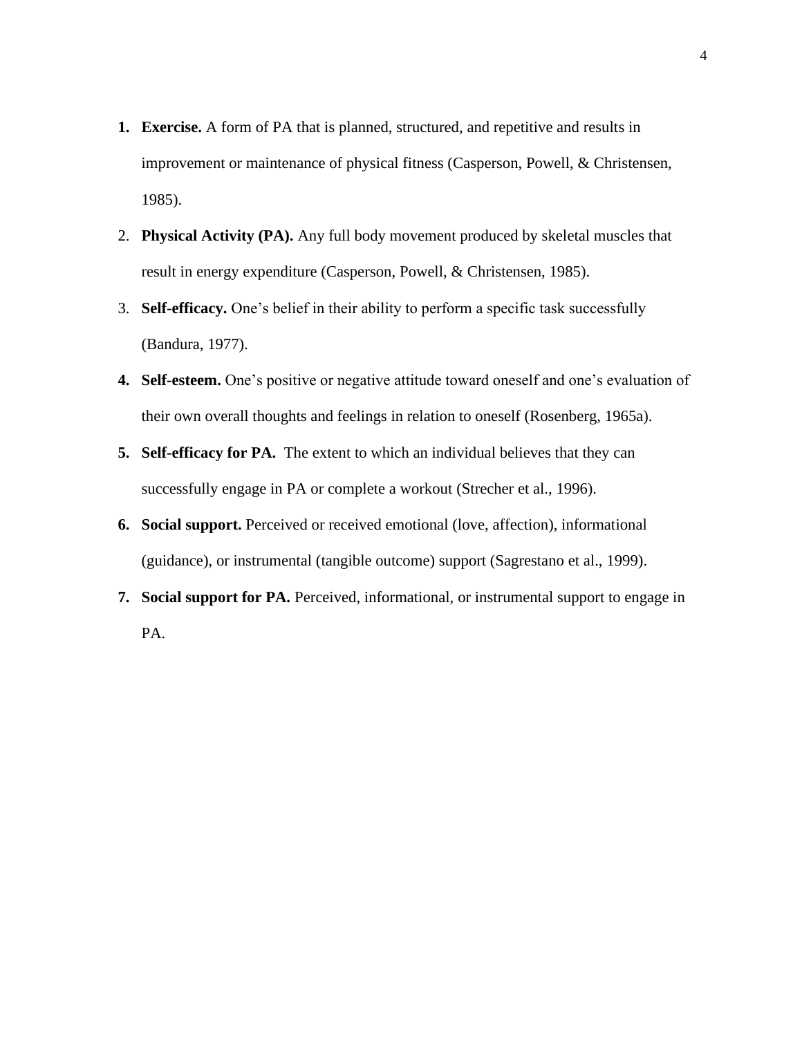1. **Exercise.** A form of PA that is planned, structured, and repetitive and results in improvement or maintenance of physical fitness (Casperson, Powell, & Christensen, 1985).
2. **Physical Activity (PA).** Any full body movement produced by skeletal muscles that result in energy expenditure (Casperson, Powell, & Christensen, 1985).
3. **Self-efficacy.** One's belief in their ability to perform a specific task successfully (Bandura, 1977).
4. **Self-esteem.** One's positive or negative attitude toward oneself and one's evaluation of their own overall thoughts and feelings in relation to oneself (Rosenberg, 1965a).
5. **Self-efficacy for PA.** The extent to which an individual believes that they can successfully engage in PA or complete a workout (Strecher et al., 1996).
6. **Social support.** Perceived or received emotional (love, affection), informational (guidance), or instrumental (tangible outcome) support (Sagrestano et al., 1999).
7. **Social support for PA.** Perceived, informational, or instrumental support to engage in PA.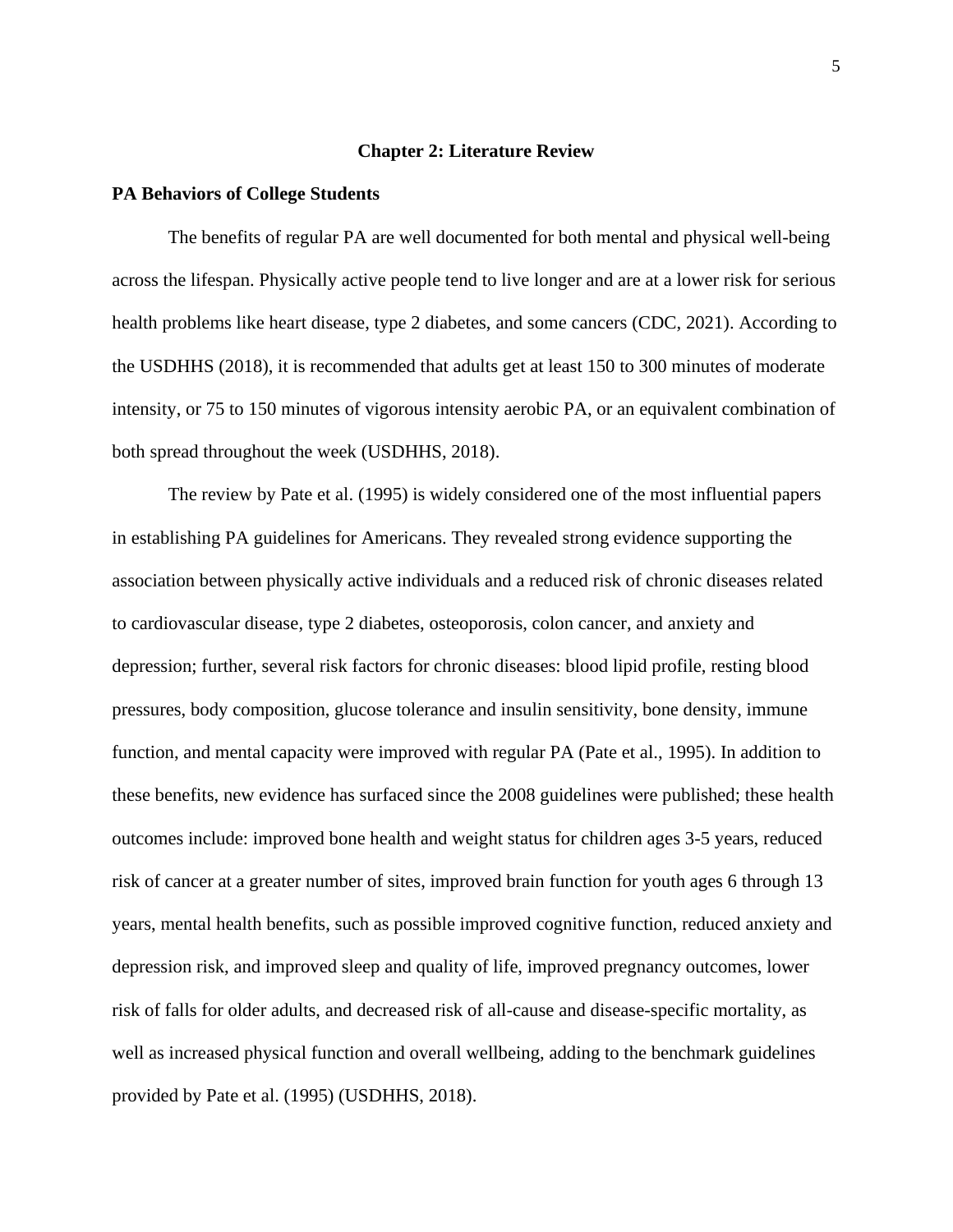# Chapter 2: Literature Review

## PA Behaviors of College Students

The benefits of regular PA are well documented for both mental and physical well-being across the lifespan. Physically active people tend to live longer and are at a lower risk for serious health problems like heart disease, type 2 diabetes, and some cancers (CDC, 2021). According to the USDHHS (2018), it is recommended that adults get at least 150 to 300 minutes of moderate intensity, or 75 to 150 minutes of vigorous intensity aerobic PA, or an equivalent combination of both spread throughout the week (USDHHS, 2018).

The review by Pate et al. (1995) is widely considered one of the most influential papers in establishing PA guidelines for Americans. They revealed strong evidence supporting the association between physically active individuals and a reduced risk of chronic diseases related to cardiovascular disease, type 2 diabetes, osteoporosis, colon cancer, and anxiety and depression; further, several risk factors for chronic diseases: blood lipid profile, resting blood pressures, body composition, glucose tolerance and insulin sensitivity, bone density, immune function, and mental capacity were improved with regular PA (Pate et al., 1995). In addition to these benefits, new evidence has surfaced since the 2008 guidelines were published; these health outcomes include: improved bone health and weight status for children ages 3-5 years, reduced risk of cancer at a greater number of sites, improved brain function for youth ages 6 through 13 years, mental health benefits, such as possible improved cognitive function, reduced anxiety and depression risk, and improved sleep and quality of life, improved pregnancy outcomes, lower risk of falls for older adults, and decreased risk of all-cause and disease-specific mortality, as well as increased physical function and overall wellbeing, adding to the benchmark guidelines provided by Pate et al. (1995) (USDHHS, 2018).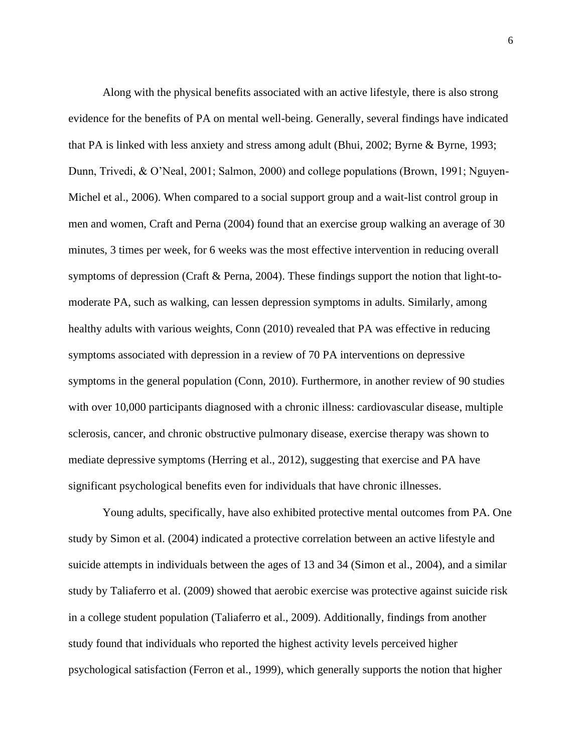Along with the physical benefits associated with an active lifestyle, there is also strong evidence for the benefits of PA on mental well-being. Generally, several findings have indicated that PA is linked with less anxiety and stress among adult (Bhui, 2002; Byrne & Byrne, 1993; Dunn, Trivedi, & O'Neal, 2001; Salmon, 2000) and college populations (Brown, 1991; Nguyen-Michel et al., 2006). When compared to a social support group and a wait-list control group in men and women, Craft and Perna (2004) found that an exercise group walking an average of 30 minutes, 3 times per week, for 6 weeks was the most effective intervention in reducing overall symptoms of depression (Craft & Perna, 2004). These findings support the notion that light-to-moderate PA, such as walking, can lessen depression symptoms in adults. Similarly, among healthy adults with various weights, Conn (2010) revealed that PA was effective in reducing symptoms associated with depression in a review of 70 PA interventions on depressive symptoms in the general population (Conn, 2010). Furthermore, in another review of 90 studies with over 10,000 participants diagnosed with a chronic illness: cardiovascular disease, multiple sclerosis, cancer, and chronic obstructive pulmonary disease, exercise therapy was shown to mediate depressive symptoms (Herring et al., 2012), suggesting that exercise and PA have significant psychological benefits even for individuals that have chronic illnesses.

Young adults, specifically, have also exhibited protective mental outcomes from PA. One study by Simon et al. (2004) indicated a protective correlation between an active lifestyle and suicide attempts in individuals between the ages of 13 and 34 (Simon et al., 2004), and a similar study by Taliaferro et al. (2009) showed that aerobic exercise was protective against suicide risk in a college student population (Taliaferro et al., 2009). Additionally, findings from another study found that individuals who reported the highest activity levels perceived higher psychological satisfaction (Ferron et al., 1999), which generally supports the notion that higher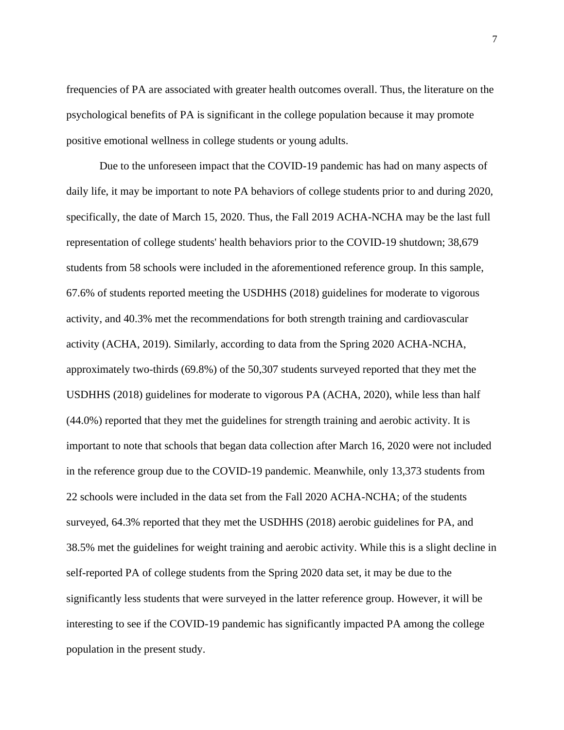frequencies of PA are associated with greater health outcomes overall. Thus, the literature on the psychological benefits of PA is significant in the college population because it may promote positive emotional wellness in college students or young adults.

Due to the unforeseen impact that the COVID-19 pandemic has had on many aspects of daily life, it may be important to note PA behaviors of college students prior to and during 2020, specifically, the date of March 15, 2020. Thus, the Fall 2019 ACHA-NCHA may be the last full representation of college students' health behaviors prior to the COVID-19 shutdown; 38,679 students from 58 schools were included in the aforementioned reference group. In this sample, 67.6% of students reported meeting the USDHHS (2018) guidelines for moderate to vigorous activity, and 40.3% met the recommendations for both strength training and cardiovascular activity (ACHA, 2019). Similarly, according to data from the Spring 2020 ACHA-NCHA, approximately two-thirds (69.8%) of the 50,307 students surveyed reported that they met the USDHHS (2018) guidelines for moderate to vigorous PA (ACHA, 2020), while less than half (44.0%) reported that they met the guidelines for strength training and aerobic activity. It is important to note that schools that began data collection after March 16, 2020 were not included in the reference group due to the COVID-19 pandemic. Meanwhile, only 13,373 students from 22 schools were included in the data set from the Fall 2020 ACHA-NCHA; of the students surveyed, 64.3% reported that they met the USDHHS (2018) aerobic guidelines for PA, and 38.5% met the guidelines for weight training and aerobic activity. While this is a slight decline in self-reported PA of college students from the Spring 2020 data set, it may be due to the significantly less students that were surveyed in the latter reference group. However, it will be interesting to see if the COVID-19 pandemic has significantly impacted PA among the college population in the present study.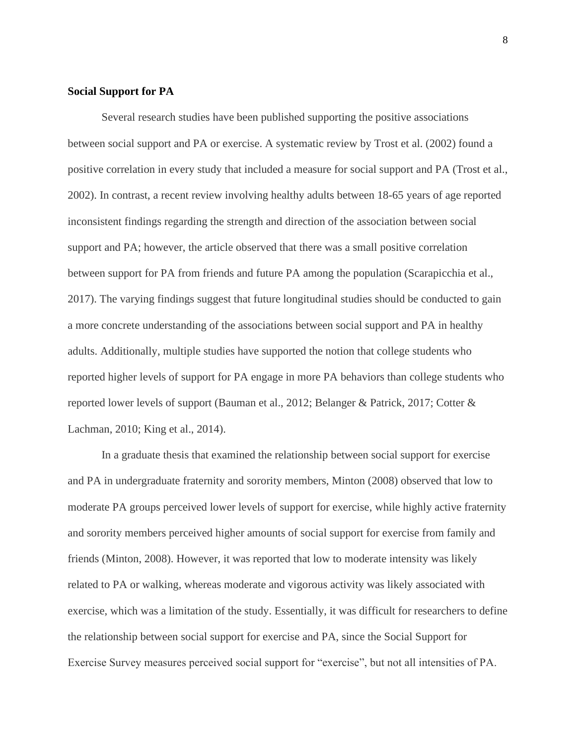### Social Support for PA

Several research studies have been published supporting the positive associations between social support and PA or exercise. A systematic review by Trost et al. (2002) found a positive correlation in every study that included a measure for social support and PA (Trost et al., 2002). In contrast, a recent review involving healthy adults between 18-65 years of age reported inconsistent findings regarding the strength and direction of the association between social support and PA; however, the article observed that there was a small positive correlation between support for PA from friends and future PA among the population (Scarapicchia et al., 2017). The varying findings suggest that future longitudinal studies should be conducted to gain a more concrete understanding of the associations between social support and PA in healthy adults. Additionally, multiple studies have supported the notion that college students who reported higher levels of support for PA engage in more PA behaviors than college students who reported lower levels of support (Bauman et al., 2012; Belanger & Patrick, 2017; Cotter & Lachman, 2010; King et al., 2014).

In a graduate thesis that examined the relationship between social support for exercise and PA in undergraduate fraternity and sorority members, Minton (2008) observed that low to moderate PA groups perceived lower levels of support for exercise, while highly active fraternity and sorority members perceived higher amounts of social support for exercise from family and friends (Minton, 2008). However, it was reported that low to moderate intensity was likely related to PA or walking, whereas moderate and vigorous activity was likely associated with exercise, which was a limitation of the study. Essentially, it was difficult for researchers to define the relationship between social support for exercise and PA, since the Social Support for Exercise Survey measures perceived social support for "exercise", but not all intensities of PA.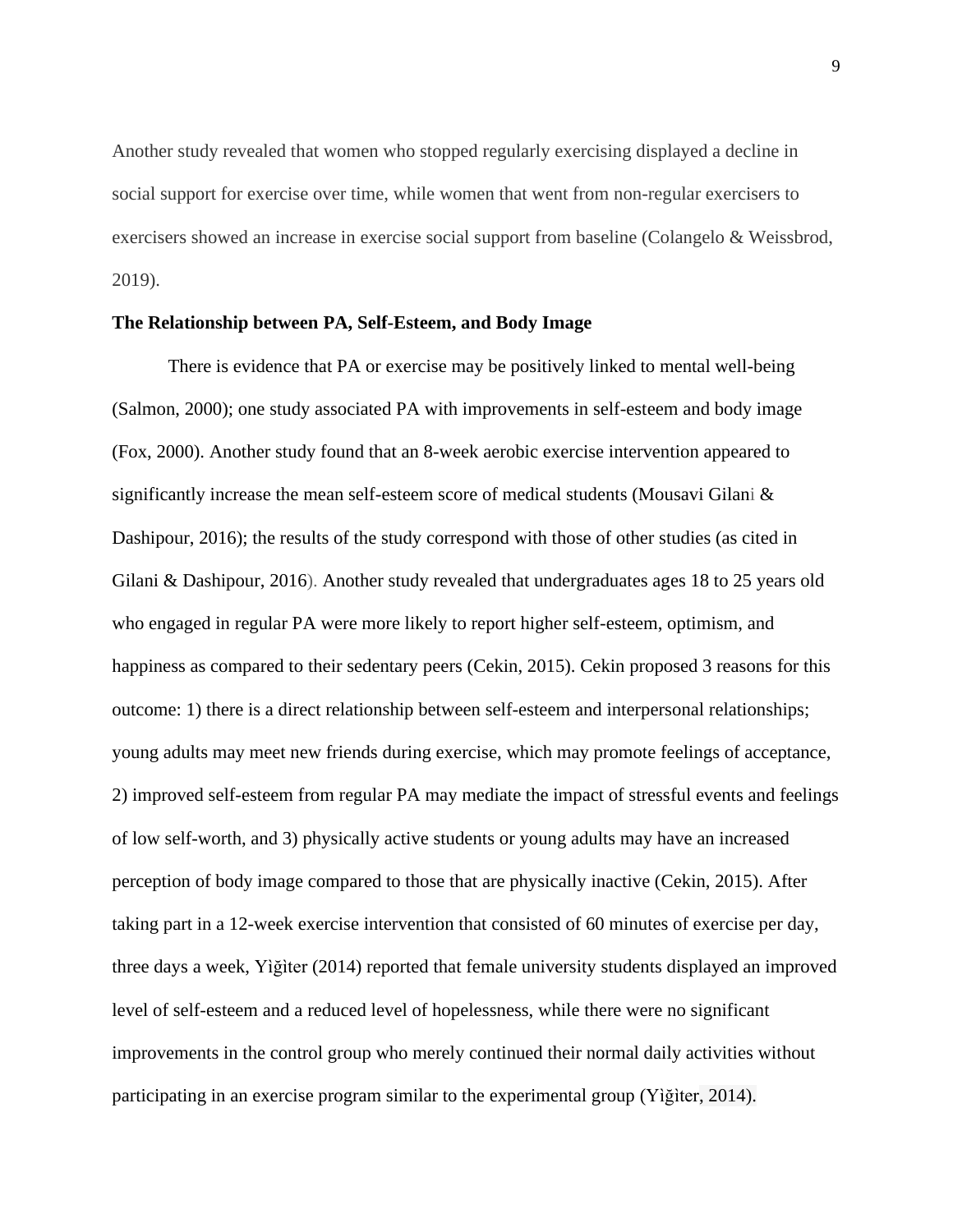Another study revealed that women who stopped regularly exercising displayed a decline in social support for exercise over time, while women that went from non-regular exercisers to exercisers showed an increase in exercise social support from baseline (Colangelo & Weissbrod, 2019).

**The Relationship between PA, Self-Esteem, and Body Image**

There is evidence that PA or exercise may be positively linked to mental well-being (Salmon, 2000); one study associated PA with improvements in self-esteem and body image (Fox, 2000). Another study found that an 8-week aerobic exercise intervention appeared to significantly increase the mean self-esteem score of medical students (Mousavi Gilani & Dashipour, 2016); the results of the study correspond with those of other studies (as cited in Gilani & Dashipour, 2016). Another study revealed that undergraduates ages 18 to 25 years old who engaged in regular PA were more likely to report higher self-esteem, optimism, and happiness as compared to their sedentary peers (Cekin, 2015). Cekin proposed 3 reasons for this outcome: 1) there is a direct relationship between self-esteem and interpersonal relationships; young adults may meet new friends during exercise, which may promote feelings of acceptance, 2) improved self-esteem from regular PA may mediate the impact of stressful events and feelings of low self-worth, and 3) physically active students or young adults may have an increased perception of body image compared to those that are physically inactive (Cekin, 2015). After taking part in a 12-week exercise intervention that consisted of 60 minutes of exercise per day, three days a week, Yìğìter (2014) reported that female university students displayed an improved level of self-esteem and a reduced level of hopelessness, while there were no significant improvements in the control group who merely continued their normal daily activities without participating in an exercise program similar to the experimental group (Yìğìter, 2014).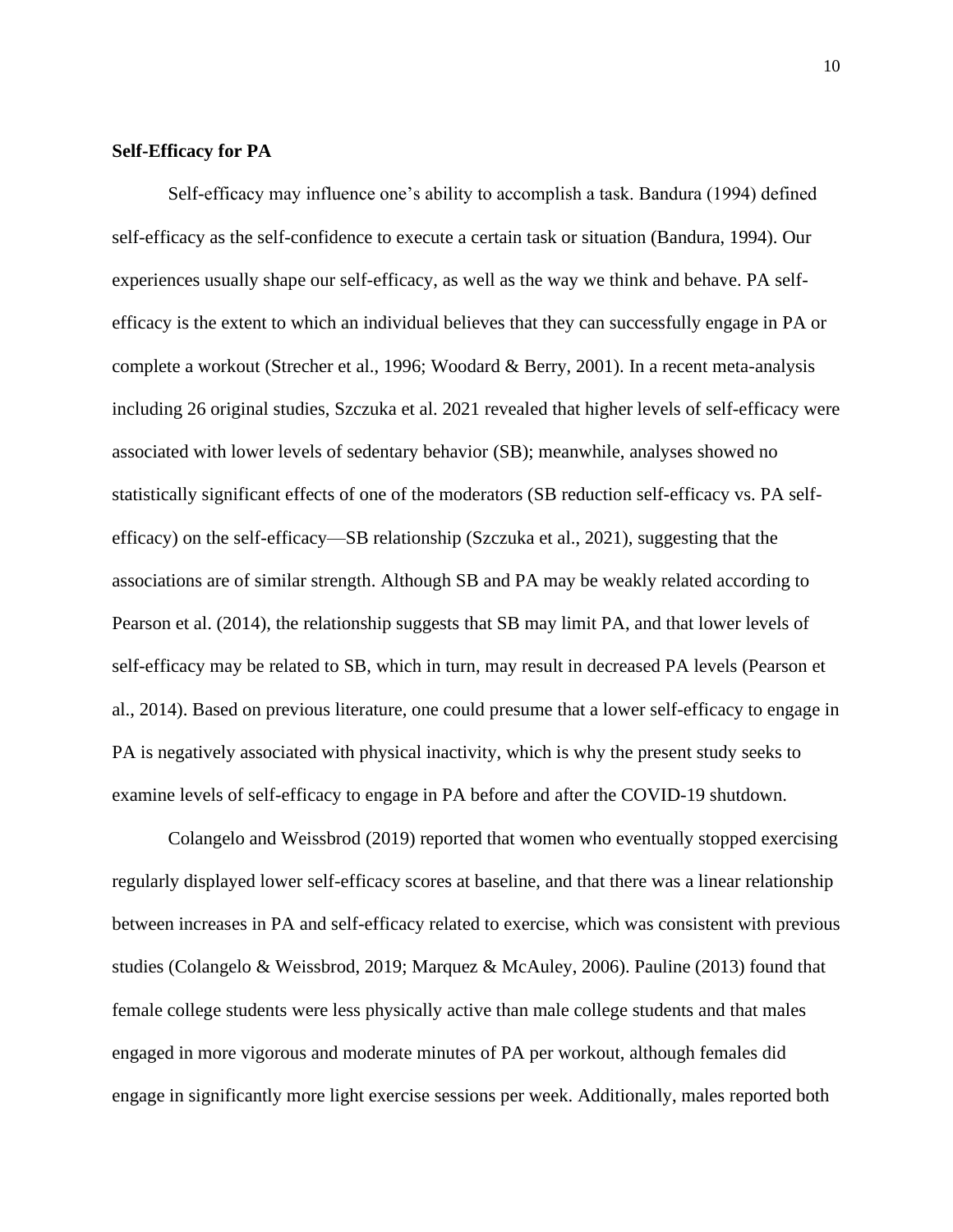**Self-Efficacy for PA**

Self-efficacy may influence one's ability to accomplish a task. Bandura (1994) defined self-efficacy as the self-confidence to execute a certain task or situation (Bandura, 1994). Our experiences usually shape our self-efficacy, as well as the way we think and behave. PA self-efficacy is the extent to which an individual believes that they can successfully engage in PA or complete a workout (Strecher et al., 1996; Woodard & Berry, 2001). In a recent meta-analysis including 26 original studies, Szczuka et al. 2021 revealed that higher levels of self-efficacy were associated with lower levels of sedentary behavior (SB); meanwhile, analyses showed no statistically significant effects of one of the moderators (SB reduction self-efficacy vs. PA self-efficacy) on the self-efficacy—SB relationship (Szczuka et al., 2021), suggesting that the associations are of similar strength. Although SB and PA may be weakly related according to Pearson et al. (2014), the relationship suggests that SB may limit PA, and that lower levels of self-efficacy may be related to SB, which in turn, may result in decreased PA levels (Pearson et al., 2014). Based on previous literature, one could presume that a lower self-efficacy to engage in PA is negatively associated with physical inactivity, which is why the present study seeks to examine levels of self-efficacy to engage in PA before and after the COVID-19 shutdown.

Colangelo and Weissbrod (2019) reported that women who eventually stopped exercising regularly displayed lower self-efficacy scores at baseline, and that there was a linear relationship between increases in PA and self-efficacy related to exercise, which was consistent with previous studies (Colangelo & Weissbrod, 2019; Marquez & McAuley, 2006). Pauline (2013) found that female college students were less physically active than male college students and that males engaged in more vigorous and moderate minutes of PA per workout, although females did engage in significantly more light exercise sessions per week. Additionally, males reported both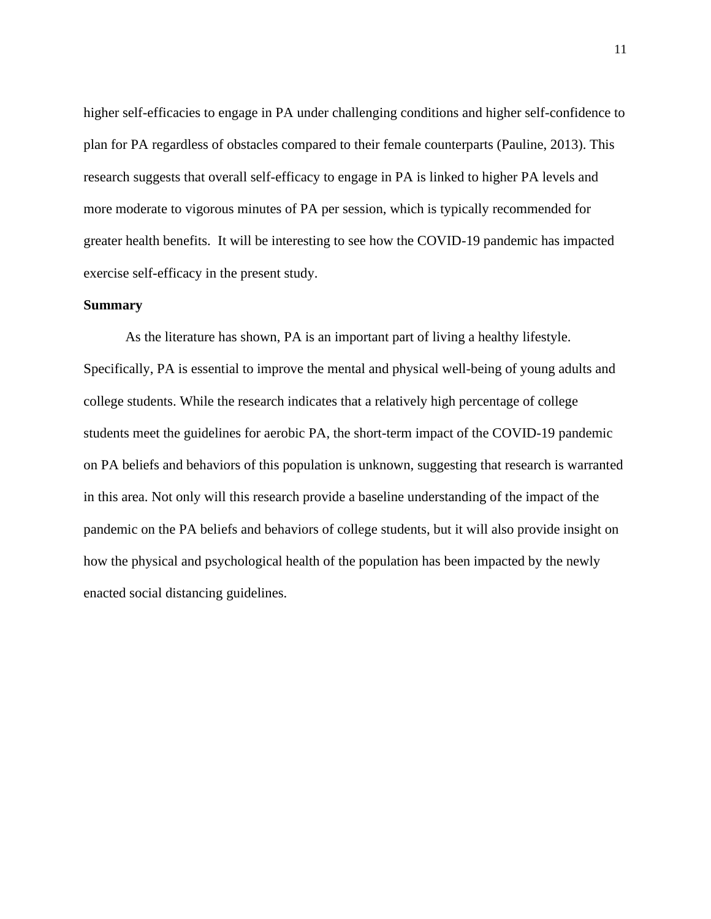higher self-efficacies to engage in PA under challenging conditions and higher self-confidence to plan for PA regardless of obstacles compared to their female counterparts (Pauline, 2013). This research suggests that overall self-efficacy to engage in PA is linked to higher PA levels and more moderate to vigorous minutes of PA per session, which is typically recommended for greater health benefits. It will be interesting to see how the COVID-19 pandemic has impacted exercise self-efficacy in the present study.

**Summary**

As the literature has shown, PA is an important part of living a healthy lifestyle. Specifically, PA is essential to improve the mental and physical well-being of young adults and college students. While the research indicates that a relatively high percentage of college students meet the guidelines for aerobic PA, the short-term impact of the COVID-19 pandemic on PA beliefs and behaviors of this population is unknown, suggesting that research is warranted in this area. Not only will this research provide a baseline understanding of the impact of the pandemic on the PA beliefs and behaviors of college students, but it will also provide insight on how the physical and psychological health of the population has been impacted by the newly enacted social distancing guidelines.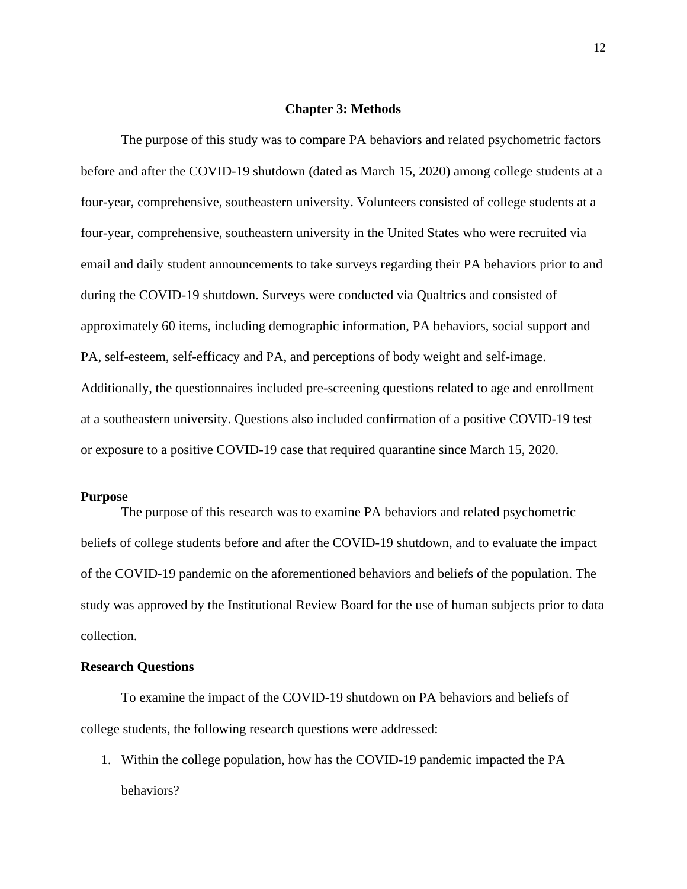# Chapter 3: Methods

The purpose of this study was to compare PA behaviors and related psychometric factors before and after the COVID-19 shutdown (dated as March 15, 2020) among college students at a four-year, comprehensive, southeastern university. Volunteers consisted of college students at a four-year, comprehensive, southeastern university in the United States who were recruited via email and daily student announcements to take surveys regarding their PA behaviors prior to and during the COVID-19 shutdown. Surveys were conducted via Qualtrics and consisted of approximately 60 items, including demographic information, PA behaviors, social support and PA, self-esteem, self-efficacy and PA, and perceptions of body weight and self-image. Additionally, the questionnaires included pre-screening questions related to age and enrollment at a southeastern university. Questions also included confirmation of a positive COVID-19 test or exposure to a positive COVID-19 case that required quarantine since March 15, 2020.

## Purpose

The purpose of this research was to examine PA behaviors and related psychometric beliefs of college students before and after the COVID-19 shutdown, and to evaluate the impact of the COVID-19 pandemic on the aforementioned behaviors and beliefs of the population. The study was approved by the Institutional Review Board for the use of human subjects prior to data collection.

## Research Questions

To examine the impact of the COVID-19 shutdown on PA behaviors and beliefs of college students, the following research questions were addressed:

1. Within the college population, how has the COVID-19 pandemic impacted the PA behaviors?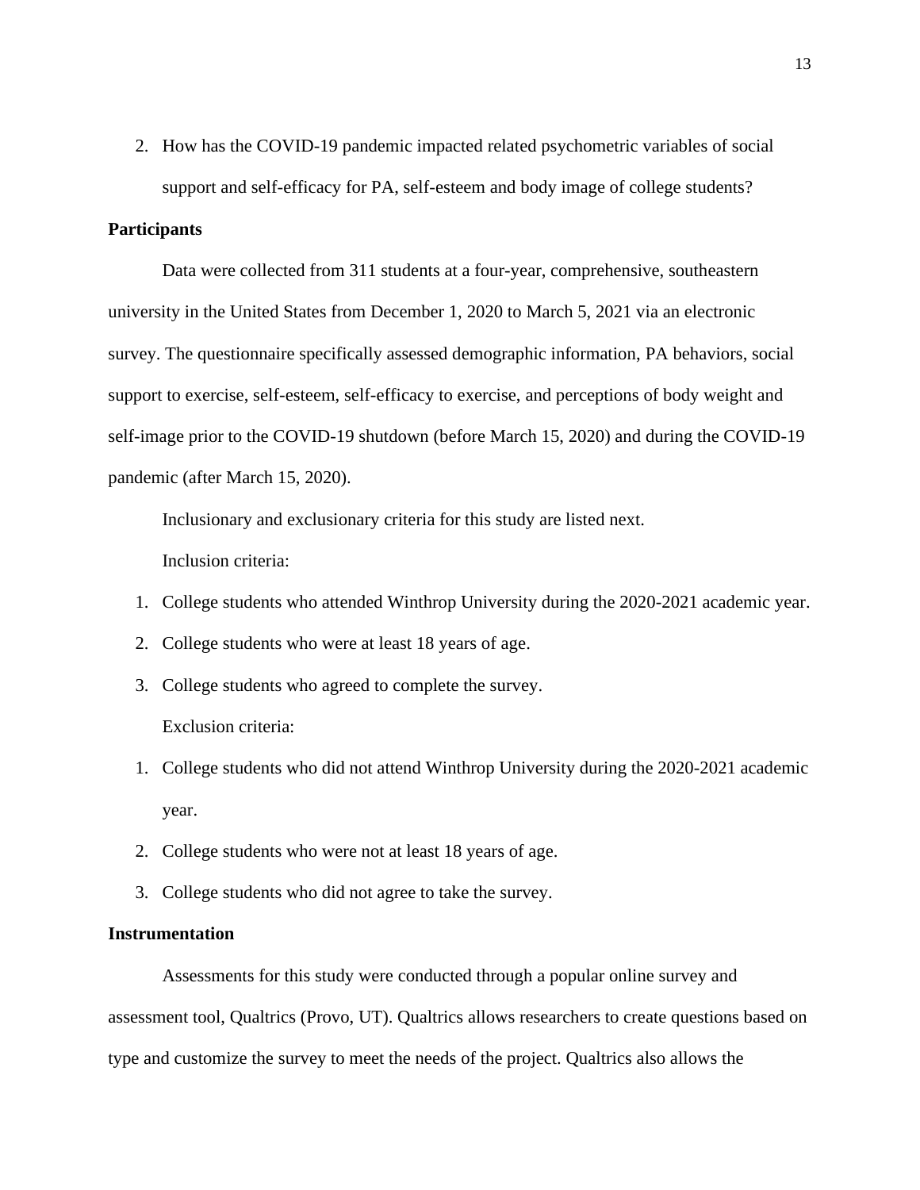2. How has the COVID-19 pandemic impacted related psychometric variables of social support and self-efficacy for PA, self-esteem and body image of college students?

**Participants**

Data were collected from 311 students at a four-year, comprehensive, southeastern university in the United States from December 1, 2020 to March 5, 2021 via an electronic survey. The questionnaire specifically assessed demographic information, PA behaviors, social support to exercise, self-esteem, self-efficacy to exercise, and perceptions of body weight and self-image prior to the COVID-19 shutdown (before March 15, 2020) and during the COVID-19 pandemic (after March 15, 2020).

Inclusionary and exclusionary criteria for this study are listed next.

Inclusion criteria:

1. College students who attended Winthrop University during the 2020-2021 academic year.
2. College students who were at least 18 years of age.
3. College students who agreed to complete the survey.

Exclusion criteria:

1. College students who did not attend Winthrop University during the 2020-2021 academic year.
2. College students who were not at least 18 years of age.
3. College students who did not agree to take the survey.

**Instrumentation**

Assessments for this study were conducted through a popular online survey and assessment tool, Qualtrics (Provo, UT). Qualtrics allows researchers to create questions based on type and customize the survey to meet the needs of the project. Qualtrics also allows the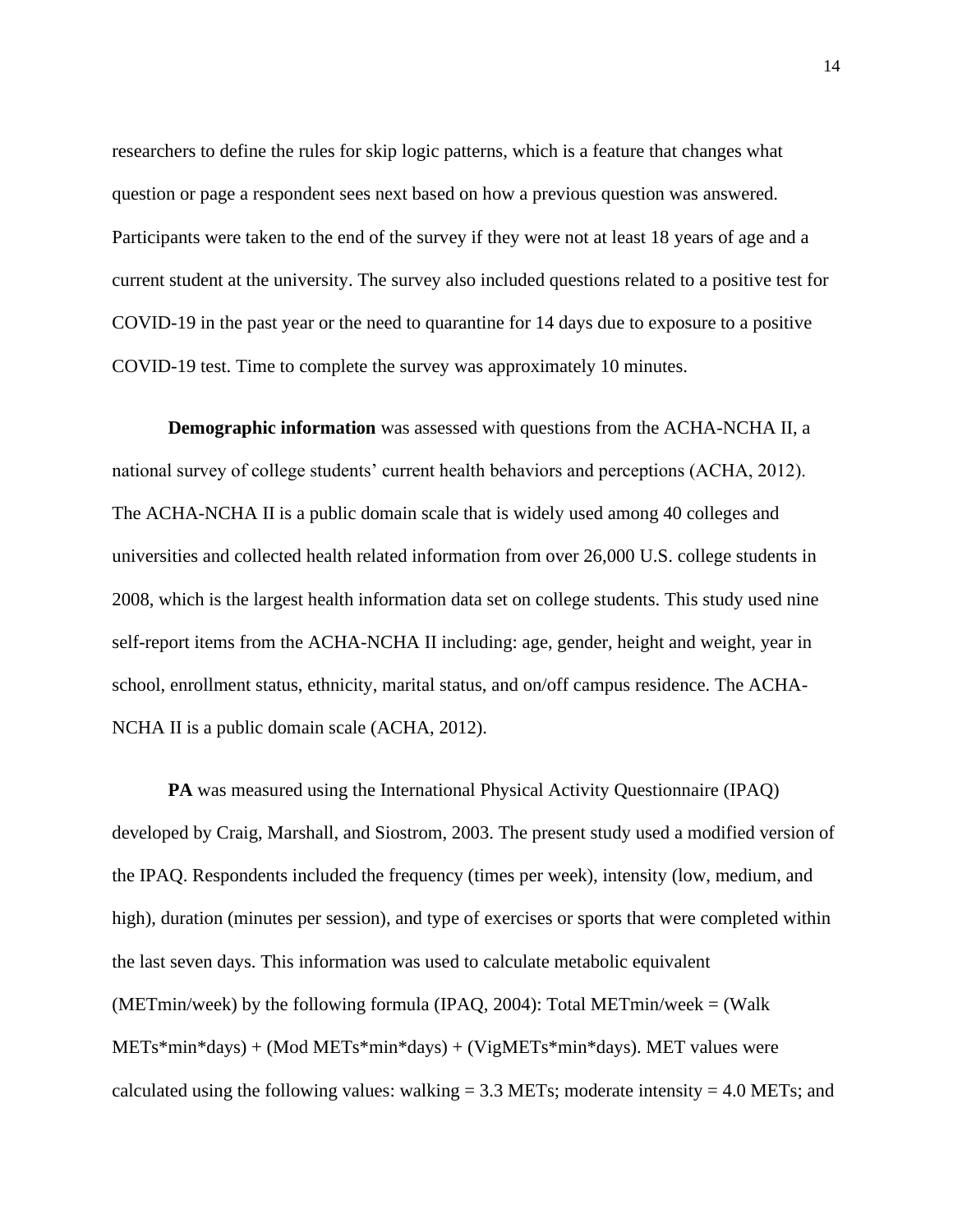researchers to define the rules for skip logic patterns, which is a feature that changes what question or page a respondent sees next based on how a previous question was answered. Participants were taken to the end of the survey if they were not at least 18 years of age and a current student at the university. The survey also included questions related to a positive test for COVID-19 in the past year or the need to quarantine for 14 days due to exposure to a positive COVID-19 test. Time to complete the survey was approximately 10 minutes.

**Demographic information** was assessed with questions from the ACHA-NCHA II, a national survey of college students' current health behaviors and perceptions (ACHA, 2012). The ACHA-NCHA II is a public domain scale that is widely used among 40 colleges and universities and collected health related information from over 26,000 U.S. college students in 2008, which is the largest health information data set on college students. This study used nine self-report items from the ACHA-NCHA II including: age, gender, height and weight, year in school, enrollment status, ethnicity, marital status, and on/off campus residence. The ACHA-NCHA II is a public domain scale (ACHA, 2012).

**PA** was measured using the International Physical Activity Questionnaire (IPAQ) developed by Craig, Marshall, and Siostrom, 2003. The present study used a modified version of the IPAQ. Respondents included the frequency (times per week), intensity (low, medium, and high), duration (minutes per session), and type of exercises or sports that were completed within the last seven days. This information was used to calculate metabolic equivalent (METmin/week) by the following formula (IPAQ, 2004): Total METmin/week = (Walk METs*min*days) + (Mod METs*min*days) + (VigMETs*min*days). MET values were calculated using the following values: walking = 3.3 METs; moderate intensity = 4.0 METs; and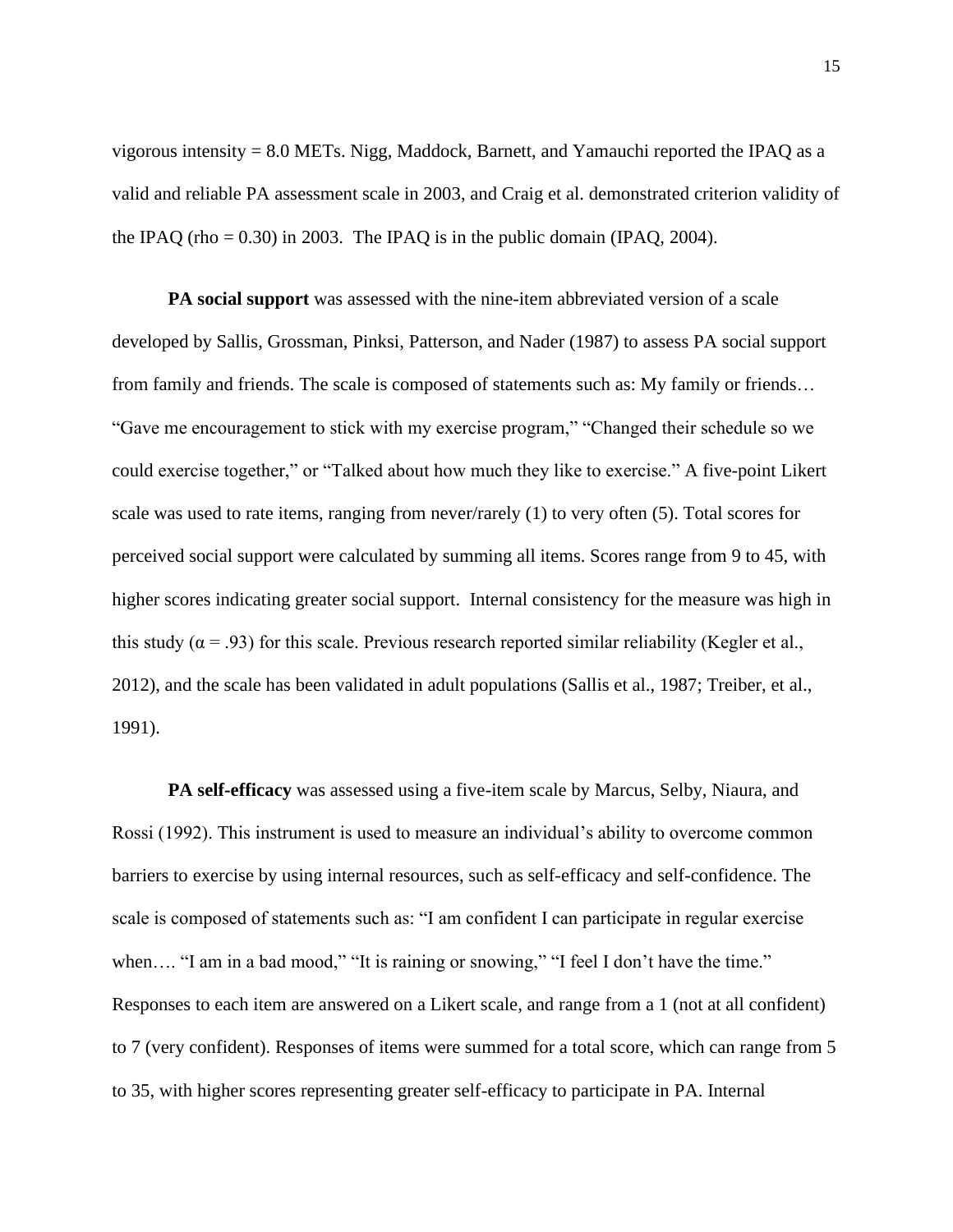vigorous intensity = 8.0 METs. Nigg, Maddock, Barnett, and Yamauchi reported the IPAQ as a valid and reliable PA assessment scale in 2003, and Craig et al. demonstrated criterion validity of the IPAQ (rho = 0.30) in 2003. The IPAQ is in the public domain (IPAQ, 2004).

**PA social support** was assessed with the nine-item abbreviated version of a scale developed by Sallis, Grossman, Pinksi, Patterson, and Nader (1987) to assess PA social support from family and friends. The scale is composed of statements such as: My family or friends… "Gave me encouragement to stick with my exercise program," "Changed their schedule so we could exercise together," or "Talked about how much they like to exercise." A five-point Likert scale was used to rate items, ranging from never/rarely (1) to very often (5). Total scores for perceived social support were calculated by summing all items. Scores range from 9 to 45, with higher scores indicating greater social support. Internal consistency for the measure was high in this study ($\alpha = .93$) for this scale. Previous research reported similar reliability (Kegler et al., 2012), and the scale has been validated in adult populations (Sallis et al., 1987; Treiber, et al., 1991).

**PA self-efficacy** was assessed using a five-item scale by Marcus, Selby, Niaura, and Rossi (1992). This instrument is used to measure an individual's ability to overcome common barriers to exercise by using internal resources, such as self-efficacy and self-confidence. The scale is composed of statements such as: "I am confident I can participate in regular exercise when…. "I am in a bad mood," "It is raining or snowing," "I feel I don't have the time." Responses to each item are answered on a Likert scale, and range from a 1 (not at all confident) to 7 (very confident). Responses of items were summed for a total score, which can range from 5 to 35, with higher scores representing greater self-efficacy to participate in PA. Internal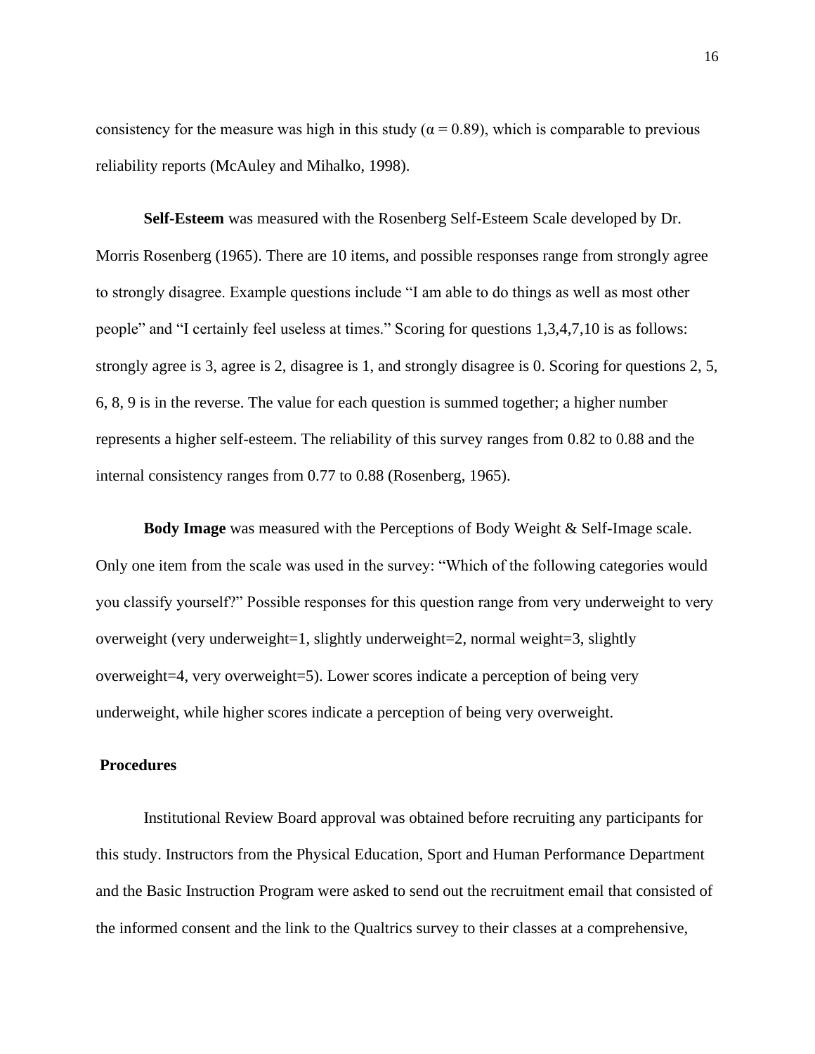consistency for the measure was high in this study (α = 0.89), which is comparable to previous reliability reports (McAuley and Mihalko, 1998).

**Self-Esteem** was measured with the Rosenberg Self-Esteem Scale developed by Dr. Morris Rosenberg (1965). There are 10 items, and possible responses range from strongly agree to strongly disagree. Example questions include "I am able to do things as well as most other people" and "I certainly feel useless at times." Scoring for questions 1,3,4,7,10 is as follows: strongly agree is 3, agree is 2, disagree is 1, and strongly disagree is 0. Scoring for questions 2, 5, 6, 8, 9 is in the reverse. The value for each question is summed together; a higher number represents a higher self-esteem. The reliability of this survey ranges from 0.82 to 0.88 and the internal consistency ranges from 0.77 to 0.88 (Rosenberg, 1965).

**Body Image** was measured with the Perceptions of Body Weight & Self-Image scale. Only one item from the scale was used in the survey: "Which of the following categories would you classify yourself?" Possible responses for this question range from very underweight to very overweight (very underweight=1, slightly underweight=2, normal weight=3, slightly overweight=4, very overweight=5). Lower scores indicate a perception of being very underweight, while higher scores indicate a perception of being very overweight.

**Procedures**

Institutional Review Board approval was obtained before recruiting any participants for this study. Instructors from the Physical Education, Sport and Human Performance Department and the Basic Instruction Program were asked to send out the recruitment email that consisted of the informed consent and the link to the Qualtrics survey to their classes at a comprehensive,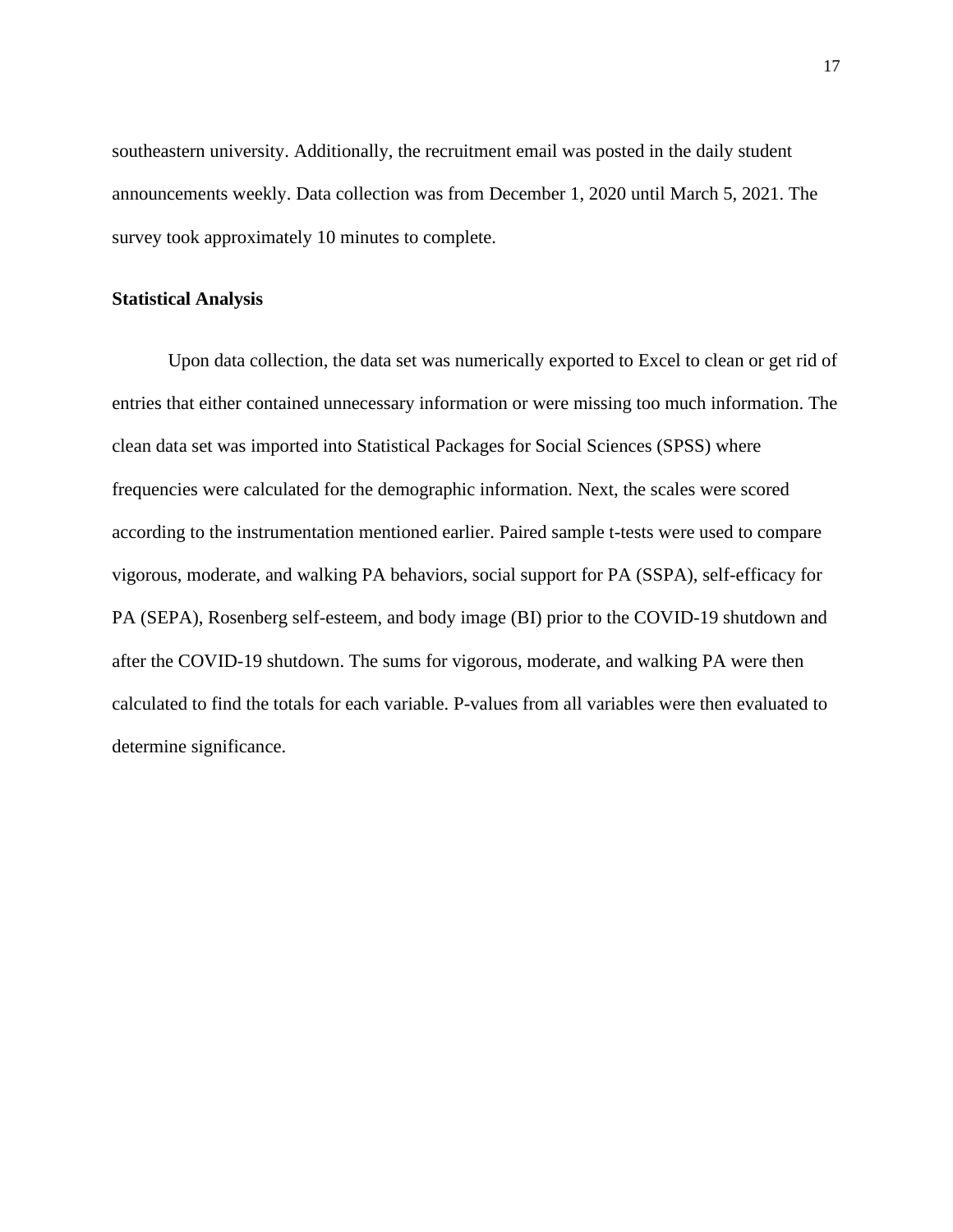southeastern university. Additionally, the recruitment email was posted in the daily student announcements weekly. Data collection was from December 1, 2020 until March 5, 2021. The survey took approximately 10 minutes to complete.

**Statistical Analysis**

Upon data collection, the data set was numerically exported to Excel to clean or get rid of entries that either contained unnecessary information or were missing too much information. The clean data set was imported into Statistical Packages for Social Sciences (SPSS) where frequencies were calculated for the demographic information. Next, the scales were scored according to the instrumentation mentioned earlier. Paired sample t-tests were used to compare vigorous, moderate, and walking PA behaviors, social support for PA (SSPA), self-efficacy for PA (SEPA), Rosenberg self-esteem, and body image (BI) prior to the COVID-19 shutdown and after the COVID-19 shutdown. The sums for vigorous, moderate, and walking PA were then calculated to find the totals for each variable. P-values from all variables were then evaluated to determine significance.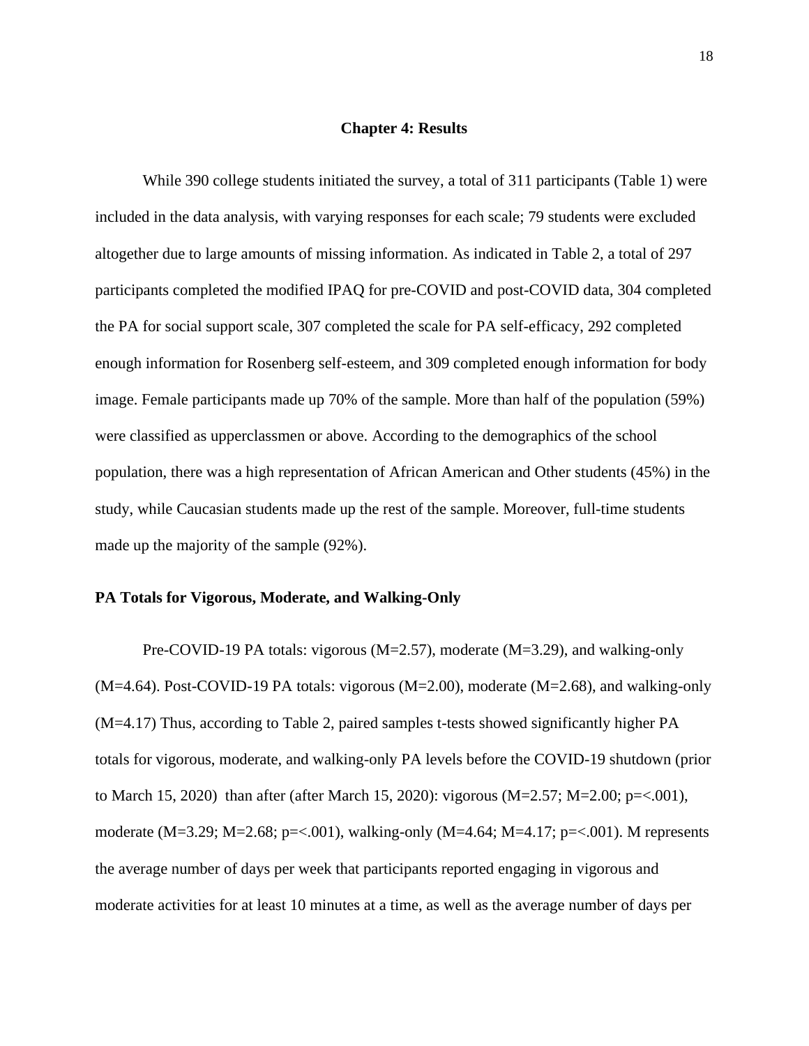# Chapter 4: Results

While 390 college students initiated the survey, a total of 311 participants (Table 1) were included in the data analysis, with varying responses for each scale; 79 students were excluded altogether due to large amounts of missing information. As indicated in Table 2, a total of 297 participants completed the modified IPAQ for pre-COVID and post-COVID data, 304 completed the PA for social support scale, 307 completed the scale for PA self-efficacy, 292 completed enough information for Rosenberg self-esteem, and 309 completed enough information for body image. Female participants made up 70% of the sample. More than half of the population (59%) were classified as upperclassmen or above. According to the demographics of the school population, there was a high representation of African American and Other students (45%) in the study, while Caucasian students made up the rest of the sample. Moreover, full-time students made up the majority of the sample (92%).

## PA Totals for Vigorous, Moderate, and Walking-Only

Pre-COVID-19 PA totals: vigorous ($M=2.57$), moderate ($M=3.29$), and walking-only ($M=4.64$). Post-COVID-19 PA totals: vigorous ($M=2.00$), moderate ($M=2.68$), and walking-only ($M=4.17$) Thus, according to Table 2, paired samples t-tests showed significantly higher PA totals for vigorous, moderate, and walking-only PA levels before the COVID-19 shutdown (prior to March 15, 2020) than after (after March 15, 2020): vigorous ($M=2.57$; $M=2.00$; $p=<.001$), moderate ($M=3.29$; $M=2.68$; $p=<.001$), walking-only ($M=4.64$; $M=4.17$; $p=<.001$). M represents the average number of days per week that participants reported engaging in vigorous and moderate activities for at least 10 minutes at a time, as well as the average number of days per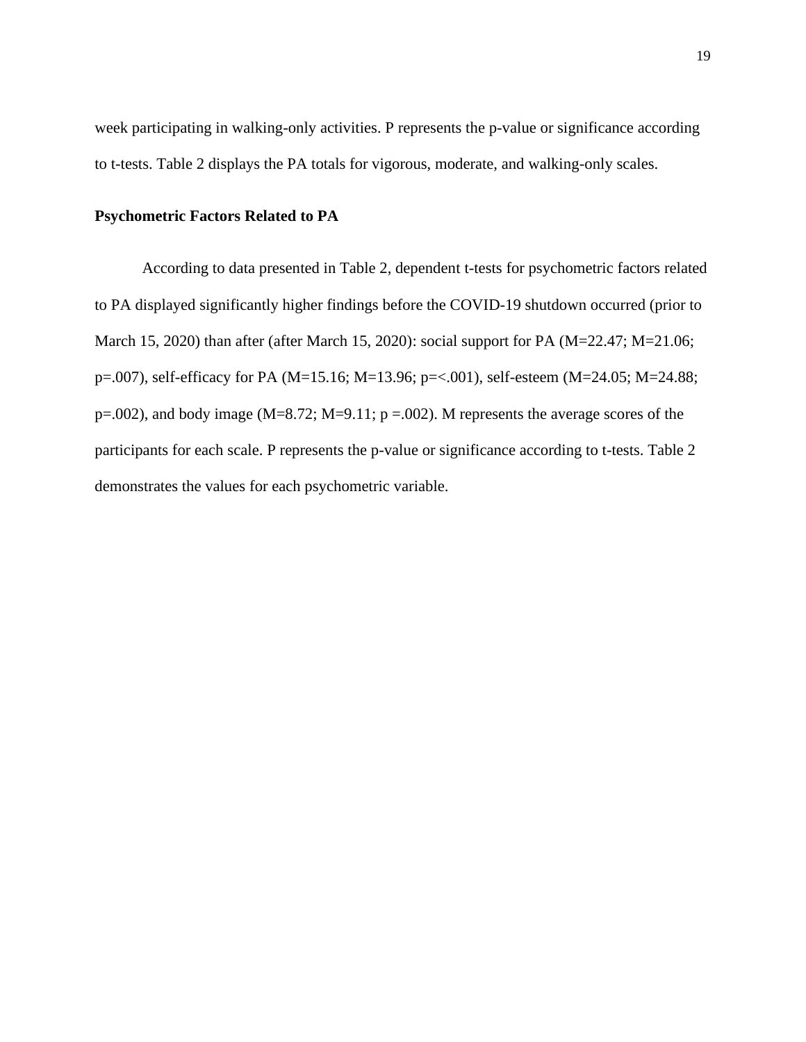week participating in walking-only activities. P represents the p-value or significance according to t-tests. Table 2 displays the PA totals for vigorous, moderate, and walking-only scales.

**Psychometric Factors Related to PA**

According to data presented in Table 2, dependent t-tests for psychometric factors related to PA displayed significantly higher findings before the COVID-19 shutdown occurred (prior to March 15, 2020) than after (after March 15, 2020): social support for PA (M=22.47; M=21.06; p=.007), self-efficacy for PA (M=15.16; M=13.96; p=<.001), self-esteem (M=24.05; M=24.88; p=.002), and body image (M=8.72; M=9.11; p =.002). M represents the average scores of the participants for each scale. P represents the p-value or significance according to t-tests. Table 2 demonstrates the values for each psychometric variable.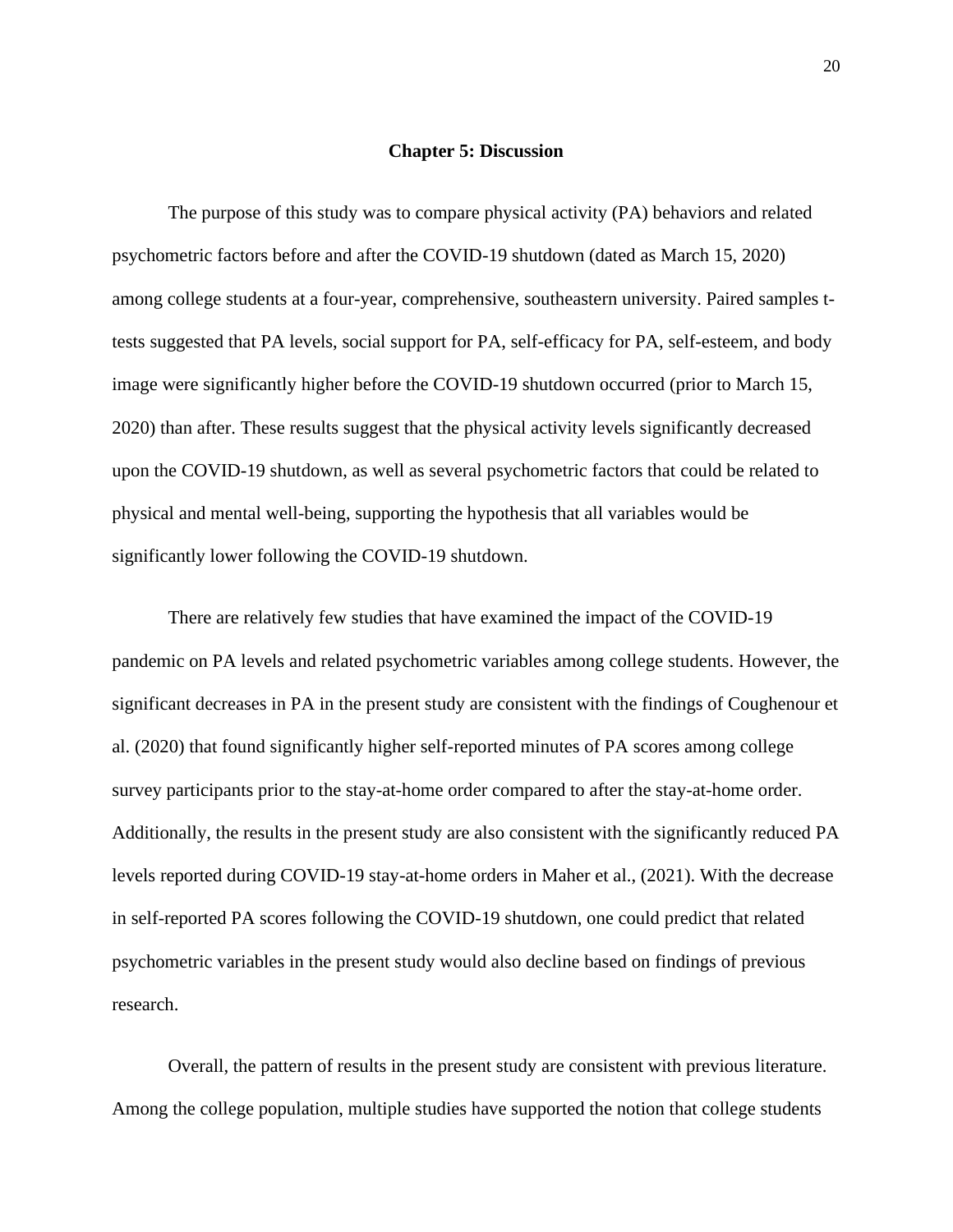# Chapter 5: Discussion

The purpose of this study was to compare physical activity (PA) behaviors and related psychometric factors before and after the COVID-19 shutdown (dated as March 15, 2020) among college students at a four-year, comprehensive, southeastern university. Paired samples t-tests suggested that PA levels, social support for PA, self-efficacy for PA, self-esteem, and body image were significantly higher before the COVID-19 shutdown occurred (prior to March 15, 2020) than after. These results suggest that the physical activity levels significantly decreased upon the COVID-19 shutdown, as well as several psychometric factors that could be related to physical and mental well-being, supporting the hypothesis that all variables would be significantly lower following the COVID-19 shutdown.

There are relatively few studies that have examined the impact of the COVID-19 pandemic on PA levels and related psychometric variables among college students. However, the significant decreases in PA in the present study are consistent with the findings of Coughenour et al. (2020) that found significantly higher self-reported minutes of PA scores among college survey participants prior to the stay-at-home order compared to after the stay-at-home order. Additionally, the results in the present study are also consistent with the significantly reduced PA levels reported during COVID-19 stay-at-home orders in Maher et al., (2021). With the decrease in self-reported PA scores following the COVID-19 shutdown, one could predict that related psychometric variables in the present study would also decline based on findings of previous research.

Overall, the pattern of results in the present study are consistent with previous literature. Among the college population, multiple studies have supported the notion that college students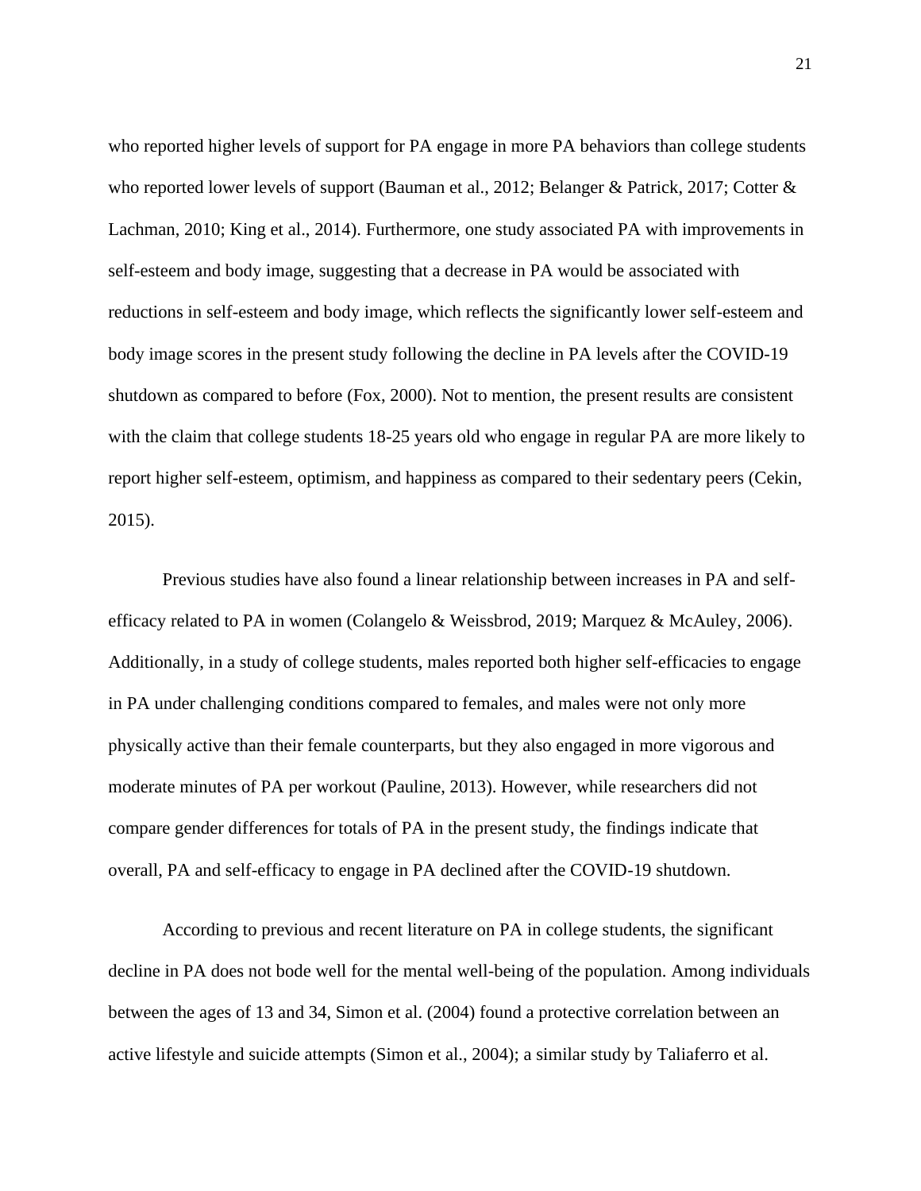who reported higher levels of support for PA engage in more PA behaviors than college students who reported lower levels of support (Bauman et al., 2012; Belanger & Patrick, 2017; Cotter & Lachman, 2010; King et al., 2014). Furthermore, one study associated PA with improvements in self-esteem and body image, suggesting that a decrease in PA would be associated with reductions in self-esteem and body image, which reflects the significantly lower self-esteem and body image scores in the present study following the decline in PA levels after the COVID-19 shutdown as compared to before (Fox, 2000). Not to mention, the present results are consistent with the claim that college students 18-25 years old who engage in regular PA are more likely to report higher self-esteem, optimism, and happiness as compared to their sedentary peers (Cekin, 2015).

Previous studies have also found a linear relationship between increases in PA and self-efficacy related to PA in women (Colangelo & Weissbrod, 2019; Marquez & McAuley, 2006). Additionally, in a study of college students, males reported both higher self-efficacies to engage in PA under challenging conditions compared to females, and males were not only more physically active than their female counterparts, but they also engaged in more vigorous and moderate minutes of PA per workout (Pauline, 2013). However, while researchers did not compare gender differences for totals of PA in the present study, the findings indicate that overall, PA and self-efficacy to engage in PA declined after the COVID-19 shutdown.

According to previous and recent literature on PA in college students, the significant decline in PA does not bode well for the mental well-being of the population. Among individuals between the ages of 13 and 34, Simon et al. (2004) found a protective correlation between an active lifestyle and suicide attempts (Simon et al., 2004); a similar study by Taliaferro et al.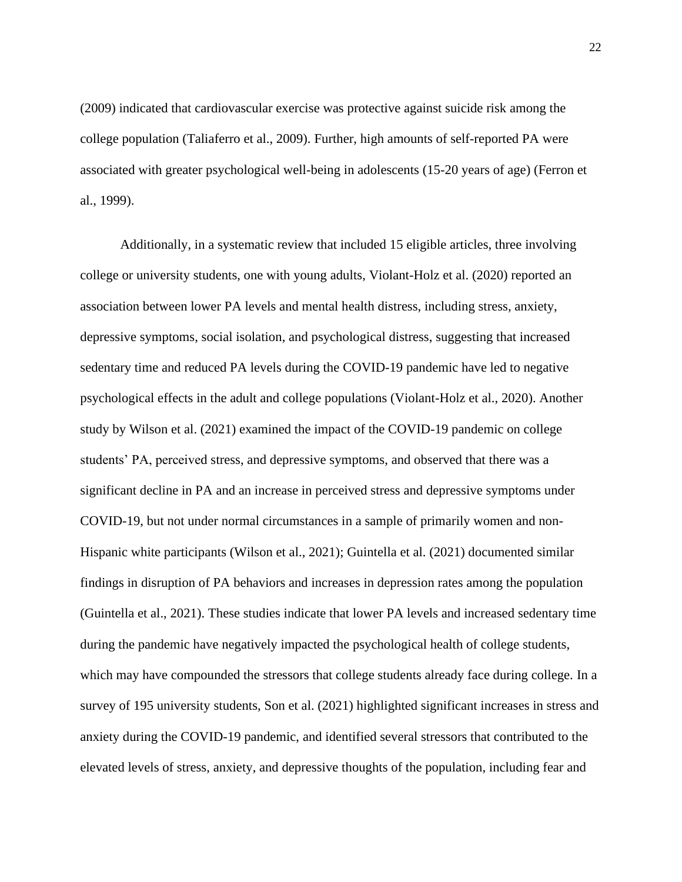(2009) indicated that cardiovascular exercise was protective against suicide risk among the college population (Taliaferro et al., 2009). Further, high amounts of self-reported PA were associated with greater psychological well-being in adolescents (15-20 years of age) (Ferron et al., 1999).

Additionally, in a systematic review that included 15 eligible articles, three involving college or university students, one with young adults, Violant-Holz et al. (2020) reported an association between lower PA levels and mental health distress, including stress, anxiety, depressive symptoms, social isolation, and psychological distress, suggesting that increased sedentary time and reduced PA levels during the COVID-19 pandemic have led to negative psychological effects in the adult and college populations (Violant-Holz et al., 2020). Another study by Wilson et al. (2021) examined the impact of the COVID-19 pandemic on college students' PA, perceived stress, and depressive symptoms, and observed that there was a significant decline in PA and an increase in perceived stress and depressive symptoms under COVID-19, but not under normal circumstances in a sample of primarily women and non-Hispanic white participants (Wilson et al., 2021); Guintella et al. (2021) documented similar findings in disruption of PA behaviors and increases in depression rates among the population (Guintella et al., 2021). These studies indicate that lower PA levels and increased sedentary time during the pandemic have negatively impacted the psychological health of college students, which may have compounded the stressors that college students already face during college. In a survey of 195 university students, Son et al. (2021) highlighted significant increases in stress and anxiety during the COVID-19 pandemic, and identified several stressors that contributed to the elevated levels of stress, anxiety, and depressive thoughts of the population, including fear and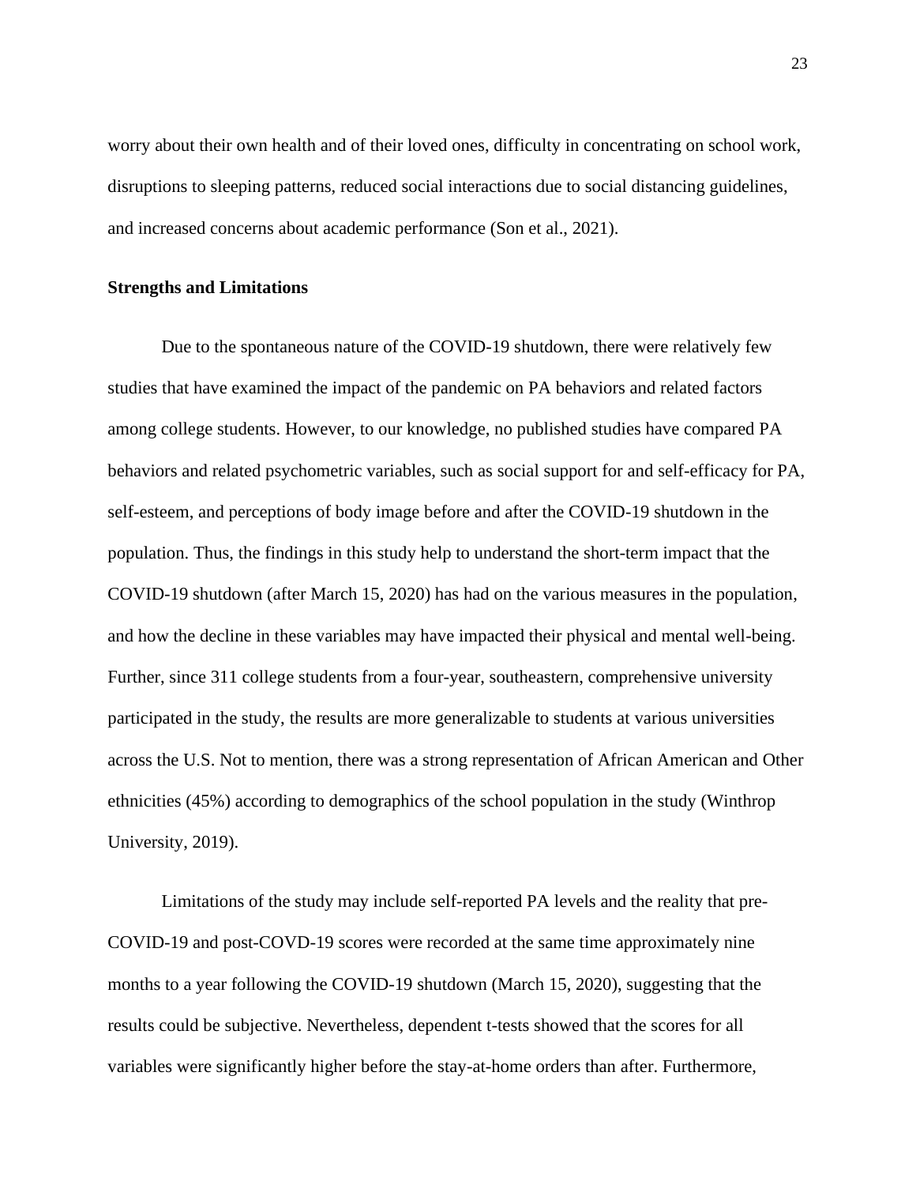worry about their own health and of their loved ones, difficulty in concentrating on school work, disruptions to sleeping patterns, reduced social interactions due to social distancing guidelines, and increased concerns about academic performance (Son et al., 2021).

**Strengths and Limitations**

Due to the spontaneous nature of the COVID-19 shutdown, there were relatively few studies that have examined the impact of the pandemic on PA behaviors and related factors among college students. However, to our knowledge, no published studies have compared PA behaviors and related psychometric variables, such as social support for and self-efficacy for PA, self-esteem, and perceptions of body image before and after the COVID-19 shutdown in the population. Thus, the findings in this study help to understand the short-term impact that the COVID-19 shutdown (after March 15, 2020) has had on the various measures in the population, and how the decline in these variables may have impacted their physical and mental well-being. Further, since 311 college students from a four-year, southeastern, comprehensive university participated in the study, the results are more generalizable to students at various universities across the U.S. Not to mention, there was a strong representation of African American and Other ethnicities (45%) according to demographics of the school population in the study (Winthrop University, 2019).

Limitations of the study may include self-reported PA levels and the reality that pre-COVID-19 and post-COVD-19 scores were recorded at the same time approximately nine months to a year following the COVID-19 shutdown (March 15, 2020), suggesting that the results could be subjective. Nevertheless, dependent t-tests showed that the scores for all variables were significantly higher before the stay-at-home orders than after. Furthermore,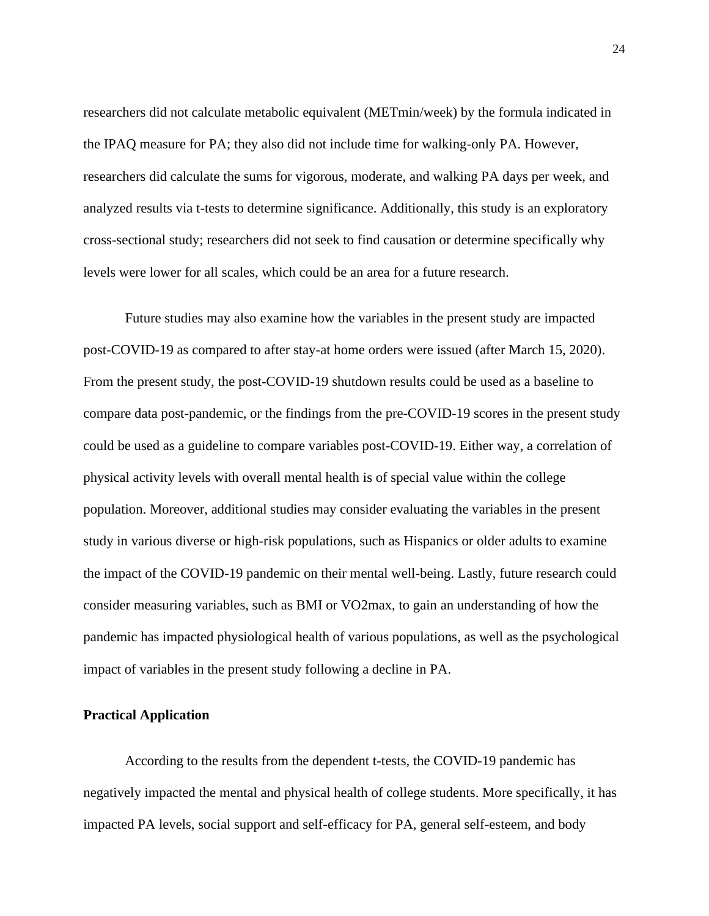researchers did not calculate metabolic equivalent (METmin/week) by the formula indicated in the IPAQ measure for PA; they also did not include time for walking-only PA. However, researchers did calculate the sums for vigorous, moderate, and walking PA days per week, and analyzed results via t-tests to determine significance. Additionally, this study is an exploratory cross-sectional study; researchers did not seek to find causation or determine specifically why levels were lower for all scales, which could be an area for a future research.

Future studies may also examine how the variables in the present study are impacted post-COVID-19 as compared to after stay-at home orders were issued (after March 15, 2020). From the present study, the post-COVID-19 shutdown results could be used as a baseline to compare data post-pandemic, or the findings from the pre-COVID-19 scores in the present study could be used as a guideline to compare variables post-COVID-19. Either way, a correlation of physical activity levels with overall mental health is of special value within the college population. Moreover, additional studies may consider evaluating the variables in the present study in various diverse or high-risk populations, such as Hispanics or older adults to examine the impact of the COVID-19 pandemic on their mental well-being. Lastly, future research could consider measuring variables, such as BMI or VO2max, to gain an understanding of how the pandemic has impacted physiological health of various populations, as well as the psychological impact of variables in the present study following a decline in PA.

**Practical Application**

According to the results from the dependent t-tests, the COVID-19 pandemic has negatively impacted the mental and physical health of college students. More specifically, it has impacted PA levels, social support and self-efficacy for PA, general self-esteem, and body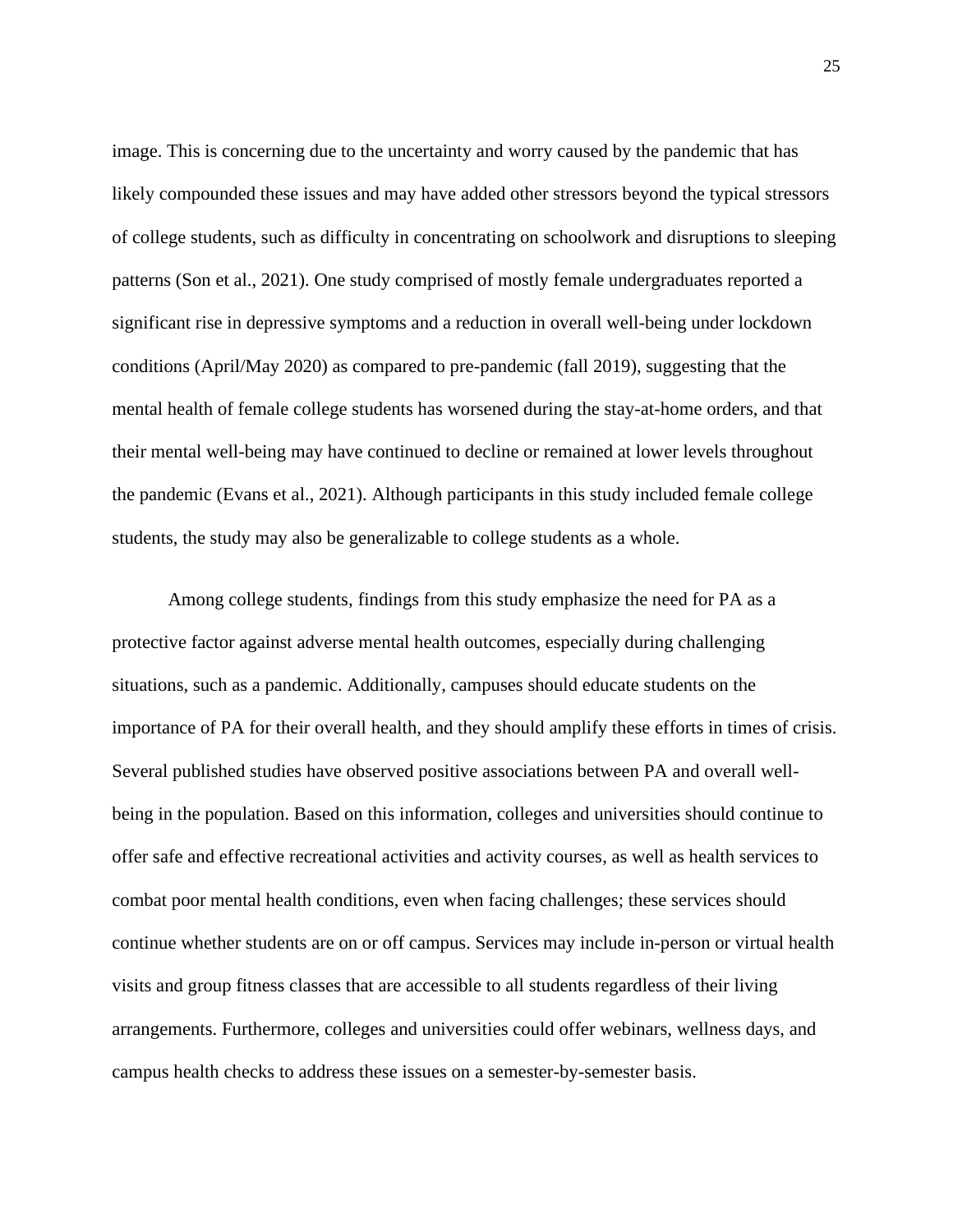image. This is concerning due to the uncertainty and worry caused by the pandemic that has likely compounded these issues and may have added other stressors beyond the typical stressors of college students, such as difficulty in concentrating on schoolwork and disruptions to sleeping patterns (Son et al., 2021). One study comprised of mostly female undergraduates reported a significant rise in depressive symptoms and a reduction in overall well-being under lockdown conditions (April/May 2020) as compared to pre-pandemic (fall 2019), suggesting that the mental health of female college students has worsened during the stay-at-home orders, and that their mental well-being may have continued to decline or remained at lower levels throughout the pandemic (Evans et al., 2021). Although participants in this study included female college students, the study may also be generalizable to college students as a whole.

Among college students, findings from this study emphasize the need for PA as a protective factor against adverse mental health outcomes, especially during challenging situations, such as a pandemic. Additionally, campuses should educate students on the importance of PA for their overall health, and they should amplify these efforts in times of crisis. Several published studies have observed positive associations between PA and overall well-being in the population. Based on this information, colleges and universities should continue to offer safe and effective recreational activities and activity courses, as well as health services to combat poor mental health conditions, even when facing challenges; these services should continue whether students are on or off campus. Services may include in-person or virtual health visits and group fitness classes that are accessible to all students regardless of their living arrangements. Furthermore, colleges and universities could offer webinars, wellness days, and campus health checks to address these issues on a semester-by-semester basis.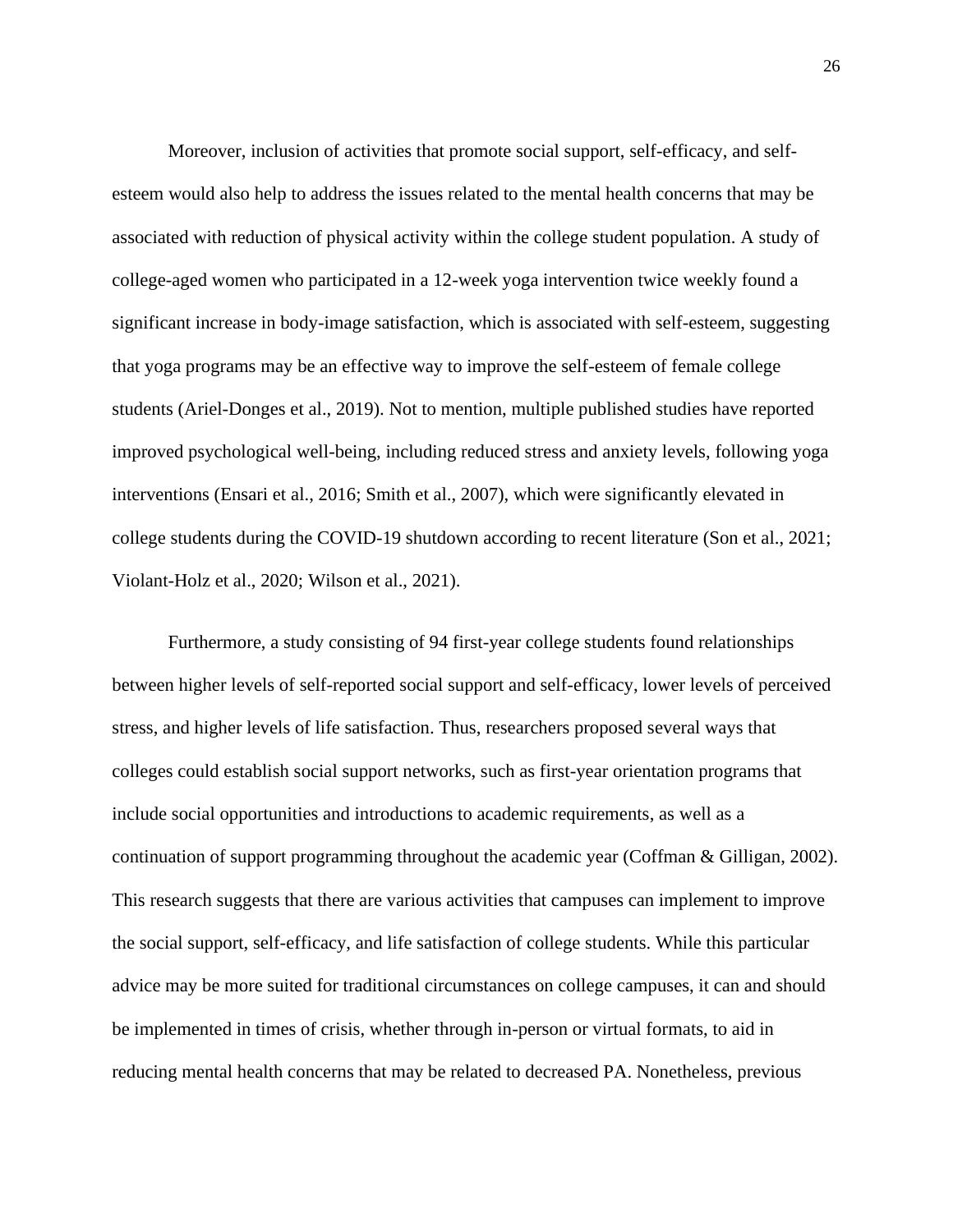Moreover, inclusion of activities that promote social support, self-efficacy, and self-esteem would also help to address the issues related to the mental health concerns that may be associated with reduction of physical activity within the college student population. A study of college-aged women who participated in a 12-week yoga intervention twice weekly found a significant increase in body-image satisfaction, which is associated with self-esteem, suggesting that yoga programs may be an effective way to improve the self-esteem of female college students (Ariel-Donges et al., 2019). Not to mention, multiple published studies have reported improved psychological well-being, including reduced stress and anxiety levels, following yoga interventions (Ensari et al., 2016; Smith et al., 2007), which were significantly elevated in college students during the COVID-19 shutdown according to recent literature (Son et al., 2021; Violant-Holz et al., 2020; Wilson et al., 2021).

Furthermore, a study consisting of 94 first-year college students found relationships between higher levels of self-reported social support and self-efficacy, lower levels of perceived stress, and higher levels of life satisfaction. Thus, researchers proposed several ways that colleges could establish social support networks, such as first-year orientation programs that include social opportunities and introductions to academic requirements, as well as a continuation of support programming throughout the academic year (Coffman & Gilligan, 2002). This research suggests that there are various activities that campuses can implement to improve the social support, self-efficacy, and life satisfaction of college students. While this particular advice may be more suited for traditional circumstances on college campuses, it can and should be implemented in times of crisis, whether through in-person or virtual formats, to aid in reducing mental health concerns that may be related to decreased PA. Nonetheless, previous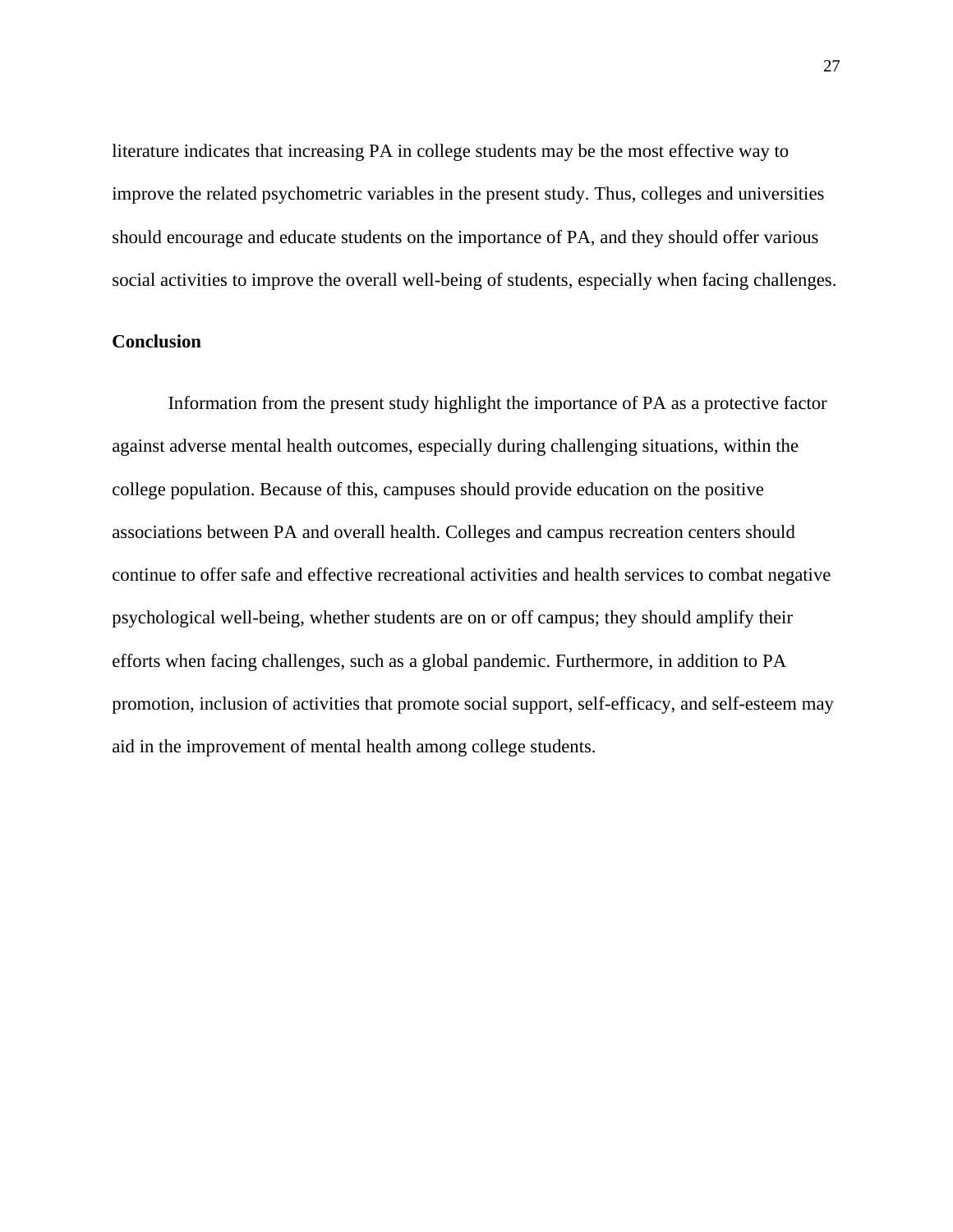literature indicates that increasing PA in college students may be the most effective way to improve the related psychometric variables in the present study. Thus, colleges and universities should encourage and educate students on the importance of PA, and they should offer various social activities to improve the overall well-being of students, especially when facing challenges.

## Conclusion

Information from the present study highlight the importance of PA as a protective factor against adverse mental health outcomes, especially during challenging situations, within the college population. Because of this, campuses should provide education on the positive associations between PA and overall health. Colleges and campus recreation centers should continue to offer safe and effective recreational activities and health services to combat negative psychological well-being, whether students are on or off campus; they should amplify their efforts when facing challenges, such as a global pandemic. Furthermore, in addition to PA promotion, inclusion of activities that promote social support, self-efficacy, and self-esteem may aid in the improvement of mental health among college students.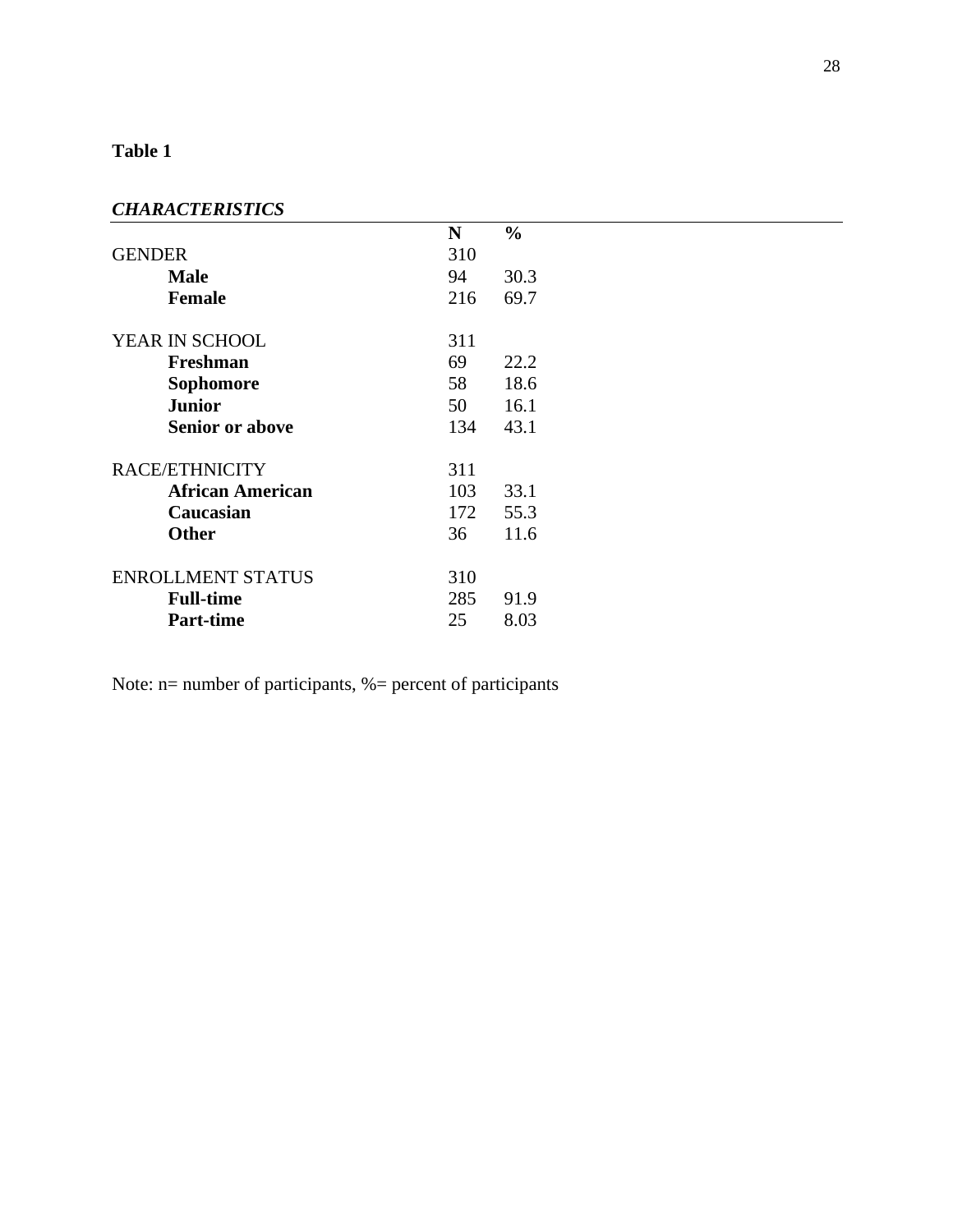**Table 1**

| *CHARACTERISTICS* | N | % |
|---|---|---|
| GENDER | 310 | |
| **Male** | 94 | 30.3 |
| **Female** | 216 | 69.7 |
| | | |
| YEAR IN SCHOOL | 311 | |
| **Freshman** | 69 | 22.2 |
| **Sophomore** | 58 | 18.6 |
| **Junior** | 50 | 16.1 |
| **Senior or above** | 134 | 43.1 |
| | | |
| RACE/ETHNICITY | 311 | |
| **African American** | 103 | 33.1 |
| **Caucasian** | 172 | 55.3 |
| **Other** | 36 | 11.6 |
| | | |
| ENROLLMENT STATUS | 310 | |
| **Full-time** | 285 | 91.9 |
| **Part-time** | 25 | 8.03 |

Note: n= number of participants, %= percent of participants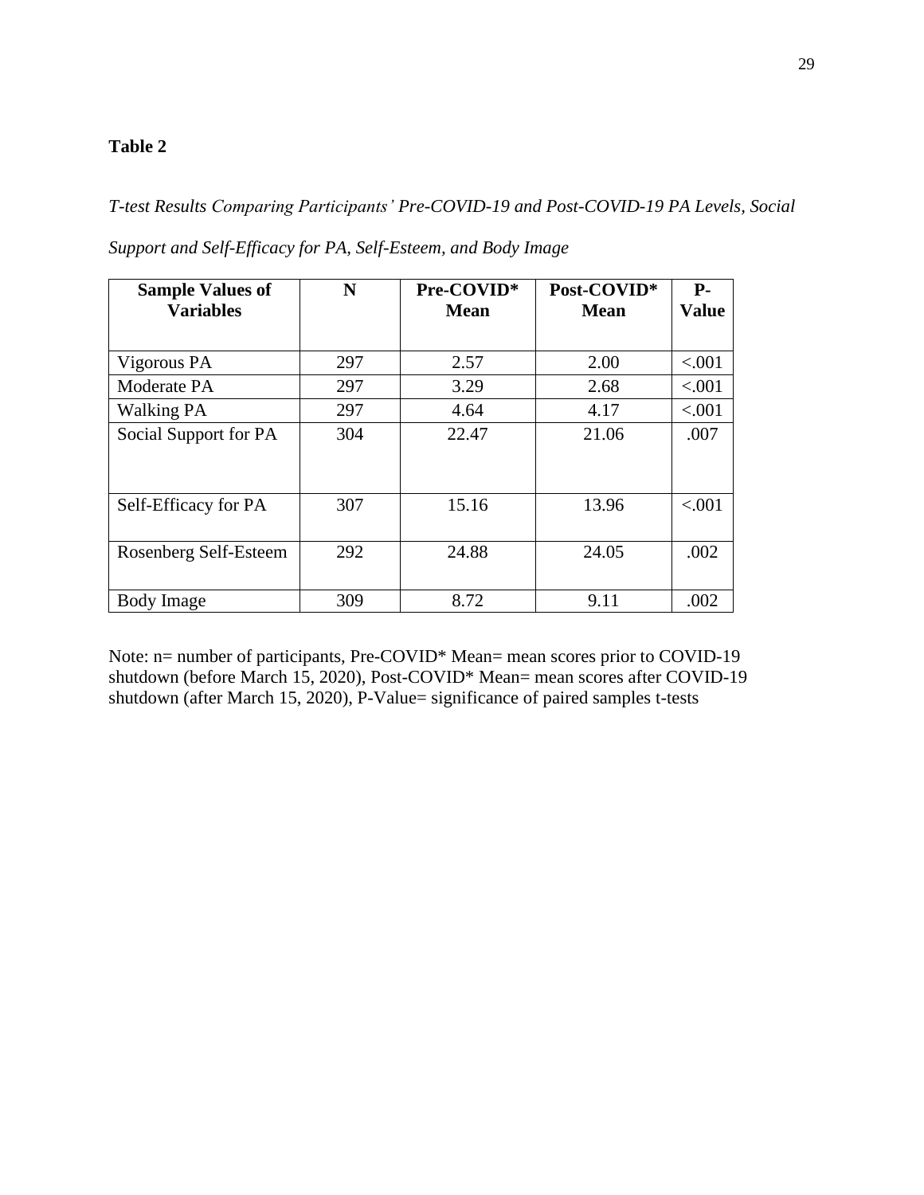**Table 2**

*T-test Results Comparing Participants' Pre-COVID-19 and Post-COVID-19 PA Levels, Social Support and Self-Efficacy for PA, Self-Esteem, and Body Image*

| Sample Values of Variables | N | Pre-COVID* Mean | Post-COVID* Mean | P-Value |
|---|---|---|---|---|
| Vigorous PA | 297 | 2.57 | 2.00 | <.001 |
| Moderate PA | 297 | 3.29 | 2.68 | <.001 |
| Walking PA | 297 | 4.64 | 4.17 | <.001 |
| Social Support for PA | 304 | 22.47 | 21.06 | .007 |
| Self-Efficacy for PA | 307 | 15.16 | 13.96 | <.001 |
| Rosenberg Self-Esteem | 292 | 24.88 | 24.05 | .002 |
| Body Image | 309 | 8.72 | 9.11 | .002 |

Note: n= number of participants, Pre-COVID* Mean= mean scores prior to COVID-19 shutdown (before March 15, 2020), Post-COVID* Mean= mean scores after COVID-19 shutdown (after March 15, 2020), P-Value= significance of paired samples t-tests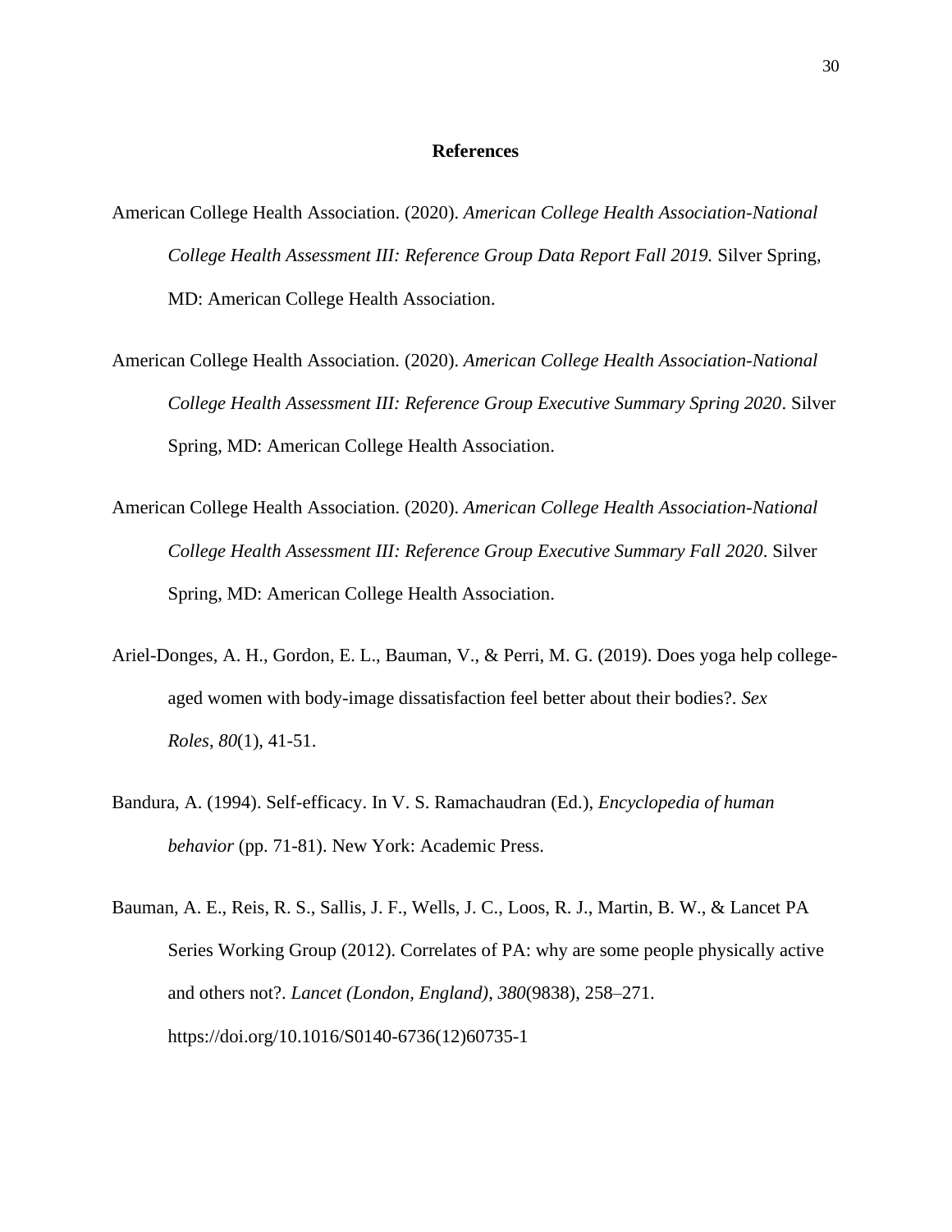# References

American College Health Association. (2020). *American College Health Association-National College Health Assessment III: Reference Group Data Report Fall 2019.* Silver Spring, MD: American College Health Association.

American College Health Association. (2020). *American College Health Association-National College Health Assessment III: Reference Group Executive Summary Spring 2020*. Silver Spring, MD: American College Health Association.

American College Health Association. (2020). *American College Health Association-National College Health Assessment III: Reference Group Executive Summary Fall 2020*. Silver Spring, MD: American College Health Association.

Ariel-Donges, A. H., Gordon, E. L., Bauman, V., & Perri, M. G. (2019). Does yoga help college-aged women with body-image dissatisfaction feel better about their bodies?. *Sex Roles*, *80*(1), 41-51.

Bandura, A. (1994). Self-efficacy. In V. S. Ramachaudran (Ed.), *Encyclopedia of human behavior* (pp. 71-81). New York: Academic Press.

Bauman, A. E., Reis, R. S., Sallis, J. F., Wells, J. C., Loos, R. J., Martin, B. W., & Lancet PA Series Working Group (2012). Correlates of PA: why are some people physically active and others not?. *Lancet (London, England)*, *380*(9838), 258–271. https://doi.org/10.1016/S0140-6736(12)60735-1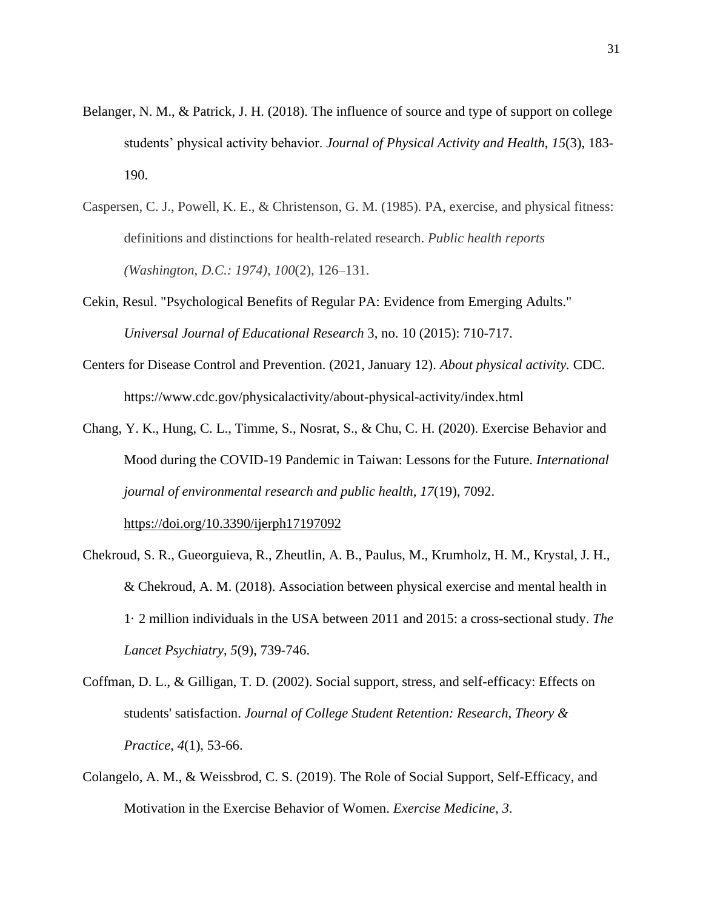Belanger, N. M., & Patrick, J. H. (2018). The influence of source and type of support on college students' physical activity behavior. *Journal of Physical Activity and Health*, *15*(3), 183-190.

Caspersen, C. J., Powell, K. E., & Christenson, G. M. (1985). PA, exercise, and physical fitness: definitions and distinctions for health-related research. *Public health reports (Washington, D.C.: 1974)*, *100*(2), 126–131.

Cekin, Resul. "Psychological Benefits of Regular PA: Evidence from Emerging Adults." *Universal Journal of Educational Research* 3, no. 10 (2015): 710-717.

Centers for Disease Control and Prevention. (2021, January 12). *About physical activity.* CDC. https://www.cdc.gov/physicalactivity/about-physical-activity/index.html

Chang, Y. K., Hung, C. L., Timme, S., Nosrat, S., & Chu, C. H. (2020). Exercise Behavior and Mood during the COVID-19 Pandemic in Taiwan: Lessons for the Future. *International journal of environmental research and public health*, *17*(19), 7092. https://doi.org/10.3390/ijerph17197092

Chekroud, S. R., Gueorguieva, R., Zheutlin, A. B., Paulus, M., Krumholz, H. M., Krystal, J. H., & Chekroud, A. M. (2018). Association between physical exercise and mental health in 1· 2 million individuals in the USA between 2011 and 2015: a cross-sectional study. *The Lancet Psychiatry*, *5*(9), 739-746.

Coffman, D. L., & Gilligan, T. D. (2002). Social support, stress, and self-efficacy: Effects on students' satisfaction. *Journal of College Student Retention: Research, Theory & Practice*, *4*(1), 53-66.

Colangelo, A. M., & Weissbrod, C. S. (2019). The Role of Social Support, Self-Efficacy, and Motivation in the Exercise Behavior of Women. *Exercise Medicine*, *3*.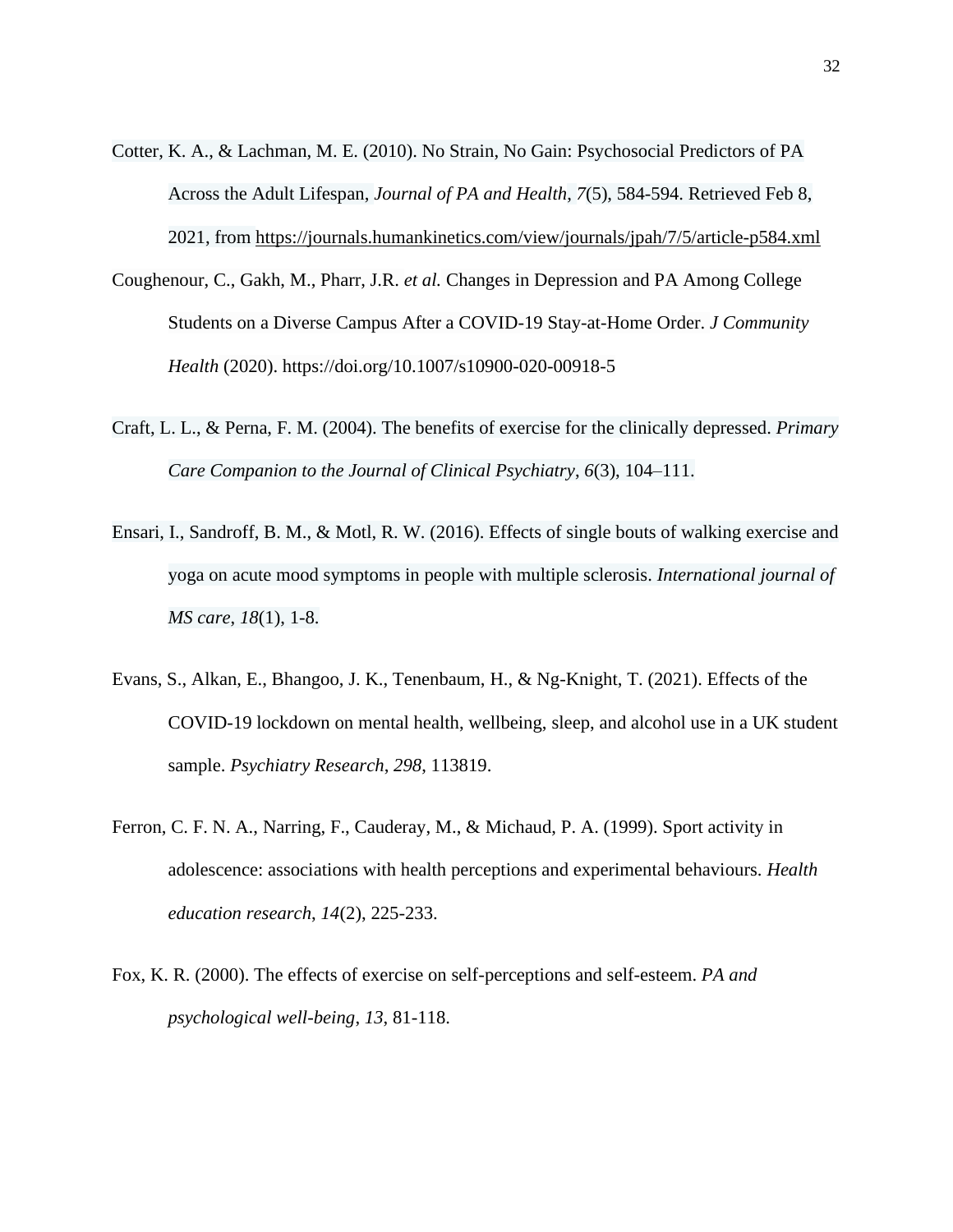Cotter, K. A., & Lachman, M. E. (2010). No Strain, No Gain: Psychosocial Predictors of PA Across the Adult Lifespan, *Journal of PA and Health*, *7*(5), 584-594. Retrieved Feb 8, 2021, from https://journals.humankinetics.com/view/journals/jpah/7/5/article-p584.xml

Coughenour, C., Gakh, M., Pharr, J.R. *et al.* Changes in Depression and PA Among College Students on a Diverse Campus After a COVID-19 Stay-at-Home Order. *J Community Health* (2020). https://doi.org/10.1007/s10900-020-00918-5

Craft, L. L., & Perna, F. M. (2004). The benefits of exercise for the clinically depressed. *Primary Care Companion to the Journal of Clinical Psychiatry*, *6*(3), 104–111.

Ensari, I., Sandroff, B. M., & Motl, R. W. (2016). Effects of single bouts of walking exercise and yoga on acute mood symptoms in people with multiple sclerosis. *International journal of MS care*, *18*(1), 1-8.

Evans, S., Alkan, E., Bhangoo, J. K., Tenenbaum, H., & Ng-Knight, T. (2021). Effects of the COVID-19 lockdown on mental health, wellbeing, sleep, and alcohol use in a UK student sample. *Psychiatry Research*, *298*, 113819.

Ferron, C. F. N. A., Narring, F., Cauderay, M., & Michaud, P. A. (1999). Sport activity in adolescence: associations with health perceptions and experimental behaviours. *Health education research*, *14*(2), 225-233.

Fox, K. R. (2000). The effects of exercise on self-perceptions and self-esteem. *PA and psychological well-being*, *13*, 81-118.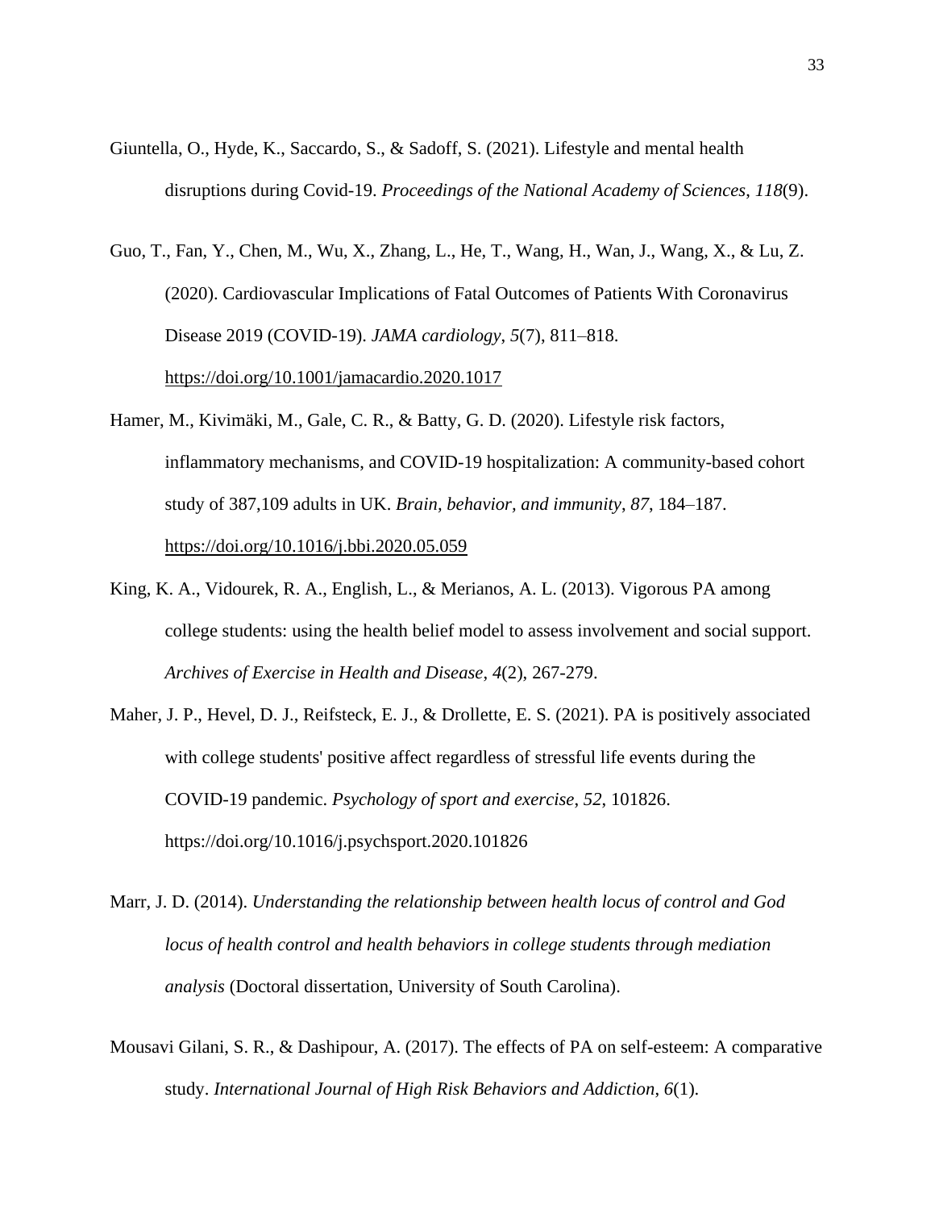Giuntella, O., Hyde, K., Saccardo, S., & Sadoff, S. (2021). Lifestyle and mental health disruptions during Covid-19. *Proceedings of the National Academy of Sciences*, *118*(9).

Guo, T., Fan, Y., Chen, M., Wu, X., Zhang, L., He, T., Wang, H., Wan, J., Wang, X., & Lu, Z. (2020). Cardiovascular Implications of Fatal Outcomes of Patients With Coronavirus Disease 2019 (COVID-19). *JAMA cardiology*, *5*(7), 811–818. https://doi.org/10.1001/jamacardio.2020.1017

Hamer, M., Kivimäki, M., Gale, C. R., & Batty, G. D. (2020). Lifestyle risk factors, inflammatory mechanisms, and COVID-19 hospitalization: A community-based cohort study of 387,109 adults in UK. *Brain, behavior, and immunity*, *87*, 184–187. https://doi.org/10.1016/j.bbi.2020.05.059

King, K. A., Vidourek, R. A., English, L., & Merianos, A. L. (2013). Vigorous PA among college students: using the health belief model to assess involvement and social support. *Archives of Exercise in Health and Disease*, *4*(2), 267-279.

Maher, J. P., Hevel, D. J., Reifsteck, E. J., & Drollette, E. S. (2021). PA is positively associated with college students' positive affect regardless of stressful life events during the COVID-19 pandemic. *Psychology of sport and exercise*, *52*, 101826. https://doi.org/10.1016/j.psychsport.2020.101826

Marr, J. D. (2014). *Understanding the relationship between health locus of control and God locus of health control and health behaviors in college students through mediation analysis* (Doctoral dissertation, University of South Carolina).

Mousavi Gilani, S. R., & Dashipour, A. (2017). The effects of PA on self-esteem: A comparative study. *International Journal of High Risk Behaviors and Addiction*, *6*(1).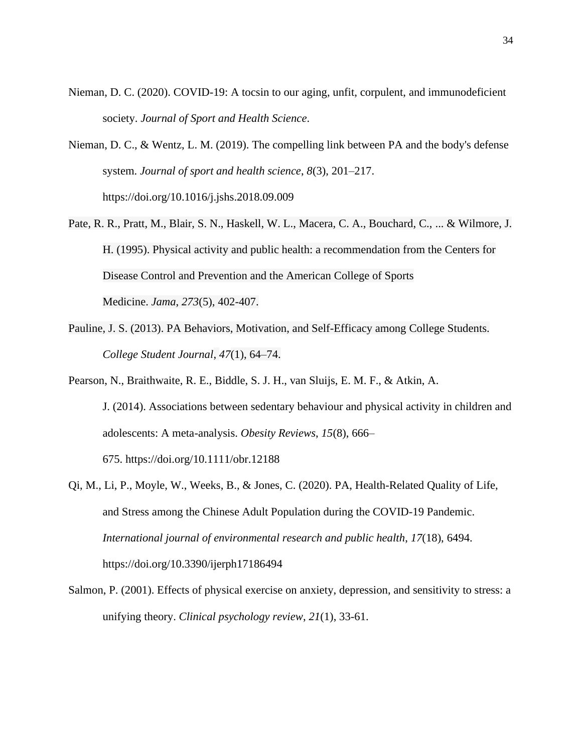Nieman, D. C. (2020). COVID-19: A tocsin to our aging, unfit, corpulent, and immunodeficient society. *Journal of Sport and Health Science*.

Nieman, D. C., & Wentz, L. M. (2019). The compelling link between PA and the body's defense system. *Journal of sport and health science*, *8*(3), 201–217. https://doi.org/10.1016/j.jshs.2018.09.009

Pate, R. R., Pratt, M., Blair, S. N., Haskell, W. L., Macera, C. A., Bouchard, C., ... & Wilmore, J. H. (1995). Physical activity and public health: a recommendation from the Centers for Disease Control and Prevention and the American College of Sports Medicine. *Jama*, *273*(5), 402-407.

Pauline, J. S. (2013). PA Behaviors, Motivation, and Self-Efficacy among College Students. *College Student Journal*, *47*(1), 64–74.

Pearson, N., Braithwaite, R. E., Biddle, S. J. H., van Sluijs, E. M. F., & Atkin, A. J. (2014). Associations between sedentary behaviour and physical activity in children and adolescents: A meta-analysis. *Obesity Reviews*, *15*(8), 666–675. https://doi.org/10.1111/obr.12188

Qi, M., Li, P., Moyle, W., Weeks, B., & Jones, C. (2020). PA, Health-Related Quality of Life, and Stress among the Chinese Adult Population during the COVID-19 Pandemic. *International journal of environmental research and public health*, *17*(18), 6494. https://doi.org/10.3390/ijerph17186494

Salmon, P. (2001). Effects of physical exercise on anxiety, depression, and sensitivity to stress: a unifying theory. *Clinical psychology review*, *21*(1), 33-61.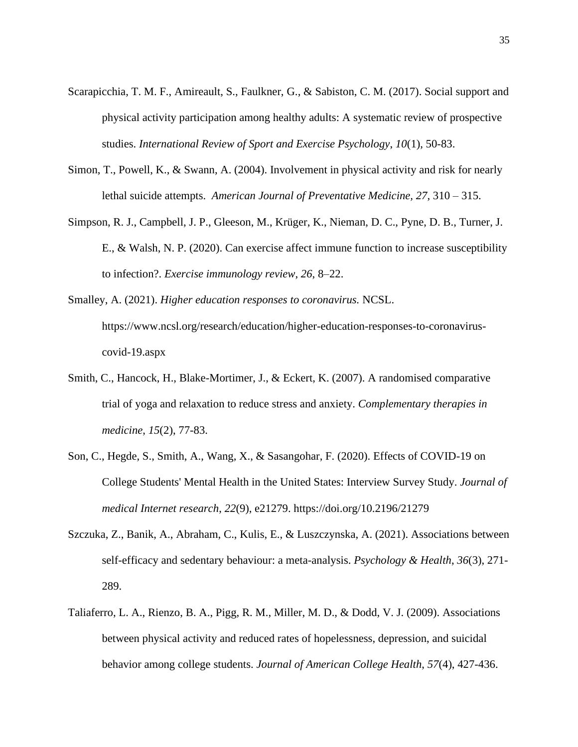Scarapicchia, T. M. F., Amireault, S., Faulkner, G., & Sabiston, C. M. (2017). Social support and physical activity participation among healthy adults: A systematic review of prospective studies. *International Review of Sport and Exercise Psychology*, *10*(1), 50-83.

Simon, T., Powell, K., & Swann, A. (2004). Involvement in physical activity and risk for nearly lethal suicide attempts. *American Journal of Preventative Medicine, 27,* 310 – 315.

Simpson, R. J., Campbell, J. P., Gleeson, M., Krüger, K., Nieman, D. C., Pyne, D. B., Turner, J. E., & Walsh, N. P. (2020). Can exercise affect immune function to increase susceptibility to infection?. *Exercise immunology review*, *26*, 8–22.

Smalley, A. (2021). *Higher education responses to coronavirus.* NCSL. https://www.ncsl.org/research/education/higher-education-responses-to-coronavirus-covid-19.aspx

Smith, C., Hancock, H., Blake-Mortimer, J., & Eckert, K. (2007). A randomised comparative trial of yoga and relaxation to reduce stress and anxiety. *Complementary therapies in medicine*, *15*(2), 77-83.

Son, C., Hegde, S., Smith, A., Wang, X., & Sasangohar, F. (2020). Effects of COVID-19 on College Students' Mental Health in the United States: Interview Survey Study. *Journal of medical Internet research*, *22*(9), e21279. https://doi.org/10.2196/21279

Szczuka, Z., Banik, A., Abraham, C., Kulis, E., & Luszczynska, A. (2021). Associations between self-efficacy and sedentary behaviour: a meta-analysis. *Psychology & Health*, *36*(3), 271-289.

Taliaferro, L. A., Rienzo, B. A., Pigg, R. M., Miller, M. D., & Dodd, V. J. (2009). Associations between physical activity and reduced rates of hopelessness, depression, and suicidal behavior among college students. *Journal of American College Health*, *57*(4), 427-436.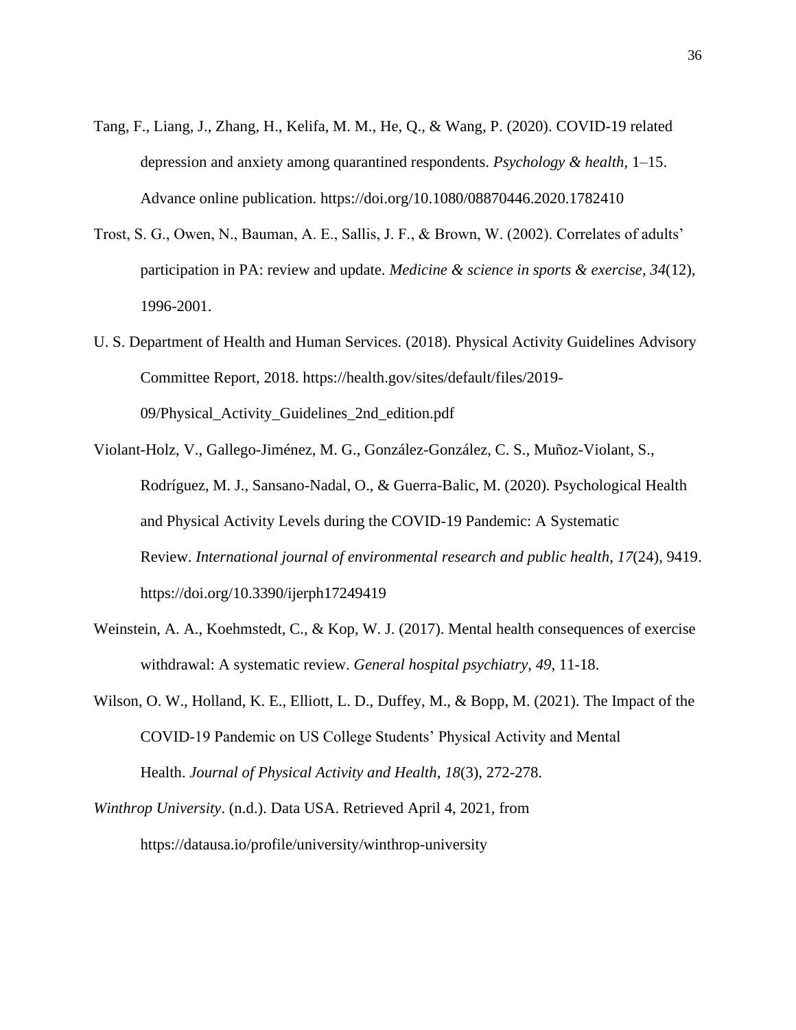Tang, F., Liang, J., Zhang, H., Kelifa, M. M., He, Q., & Wang, P. (2020). COVID-19 related depression and anxiety among quarantined respondents. *Psychology & health*, 1–15. Advance online publication. https://doi.org/10.1080/08870446.2020.1782410

Trost, S. G., Owen, N., Bauman, A. E., Sallis, J. F., & Brown, W. (2002). Correlates of adults' participation in PA: review and update. *Medicine & science in sports & exercise*, *34*(12), 1996-2001.

U. S. Department of Health and Human Services. (2018). Physical Activity Guidelines Advisory Committee Report, 2018. https://health.gov/sites/default/files/2019-09/Physical_Activity_Guidelines_2nd_edition.pdf

Violant-Holz, V., Gallego-Jiménez, M. G., González-González, C. S., Muñoz-Violant, S., Rodríguez, M. J., Sansano-Nadal, O., & Guerra-Balic, M. (2020). Psychological Health and Physical Activity Levels during the COVID-19 Pandemic: A Systematic Review. *International journal of environmental research and public health*, *17*(24), 9419. https://doi.org/10.3390/ijerph17249419

Weinstein, A. A., Koehmstedt, C., & Kop, W. J. (2017). Mental health consequences of exercise withdrawal: A systematic review. *General hospital psychiatry*, *49*, 11-18.

Wilson, O. W., Holland, K. E., Elliott, L. D., Duffey, M., & Bopp, M. (2021). The Impact of the COVID-19 Pandemic on US College Students' Physical Activity and Mental Health. *Journal of Physical Activity and Health*, *18*(3), 272-278.

*Winthrop University*. (n.d.). Data USA. Retrieved April 4, 2021, from https://datausa.io/profile/university/winthrop-university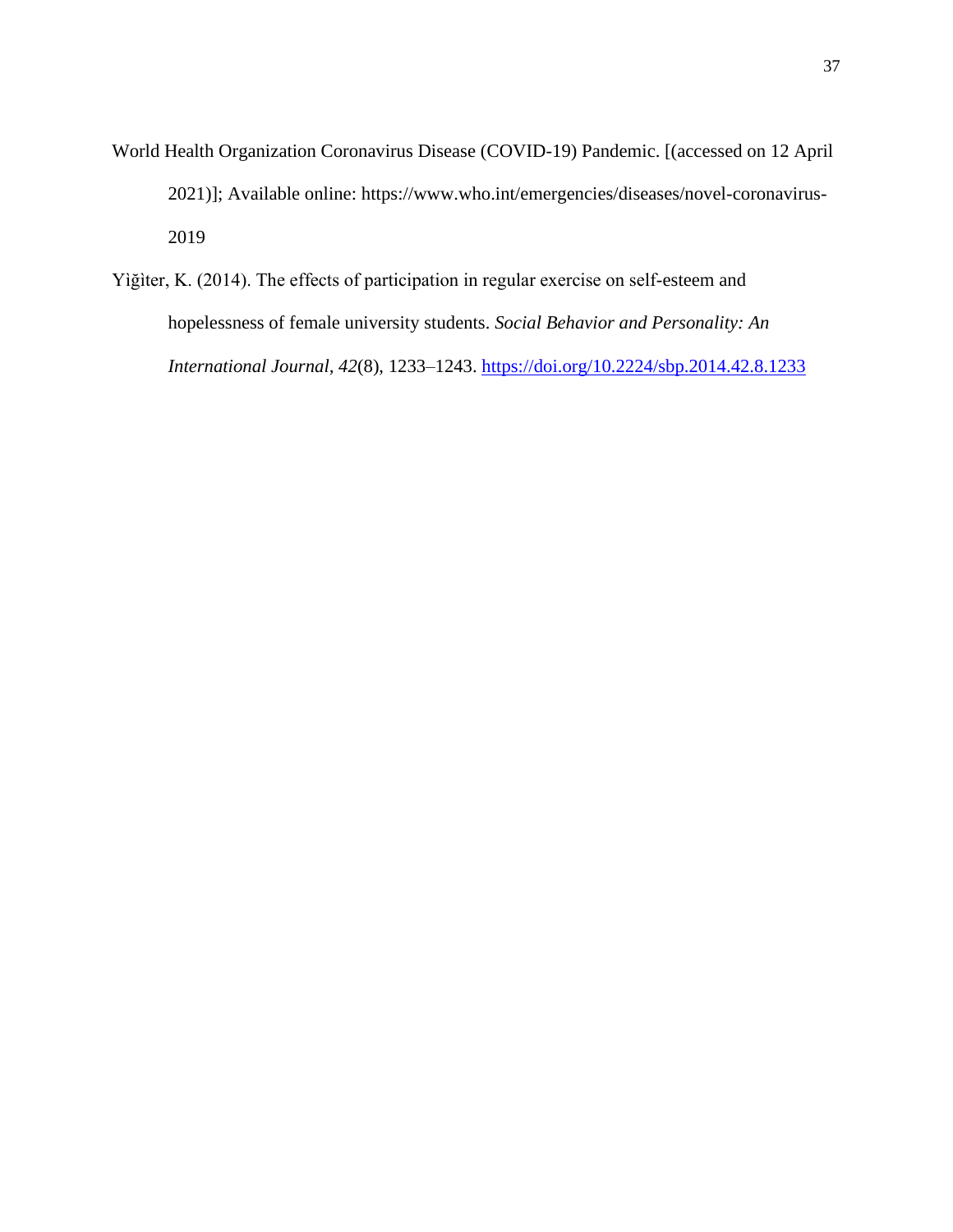World Health Organization Coronavirus Disease (COVID-19) Pandemic. [(accessed on 12 April 2021)]; Available online: https://www.who.int/emergencies/diseases/novel-coronavirus-2019

Yìğìter, K. (2014). The effects of participation in regular exercise on self-esteem and hopelessness of female university students. *Social Behavior and Personality: An International Journal*, *42*(8), 1233–1243. https://doi.org/10.2224/sbp.2014.42.8.1233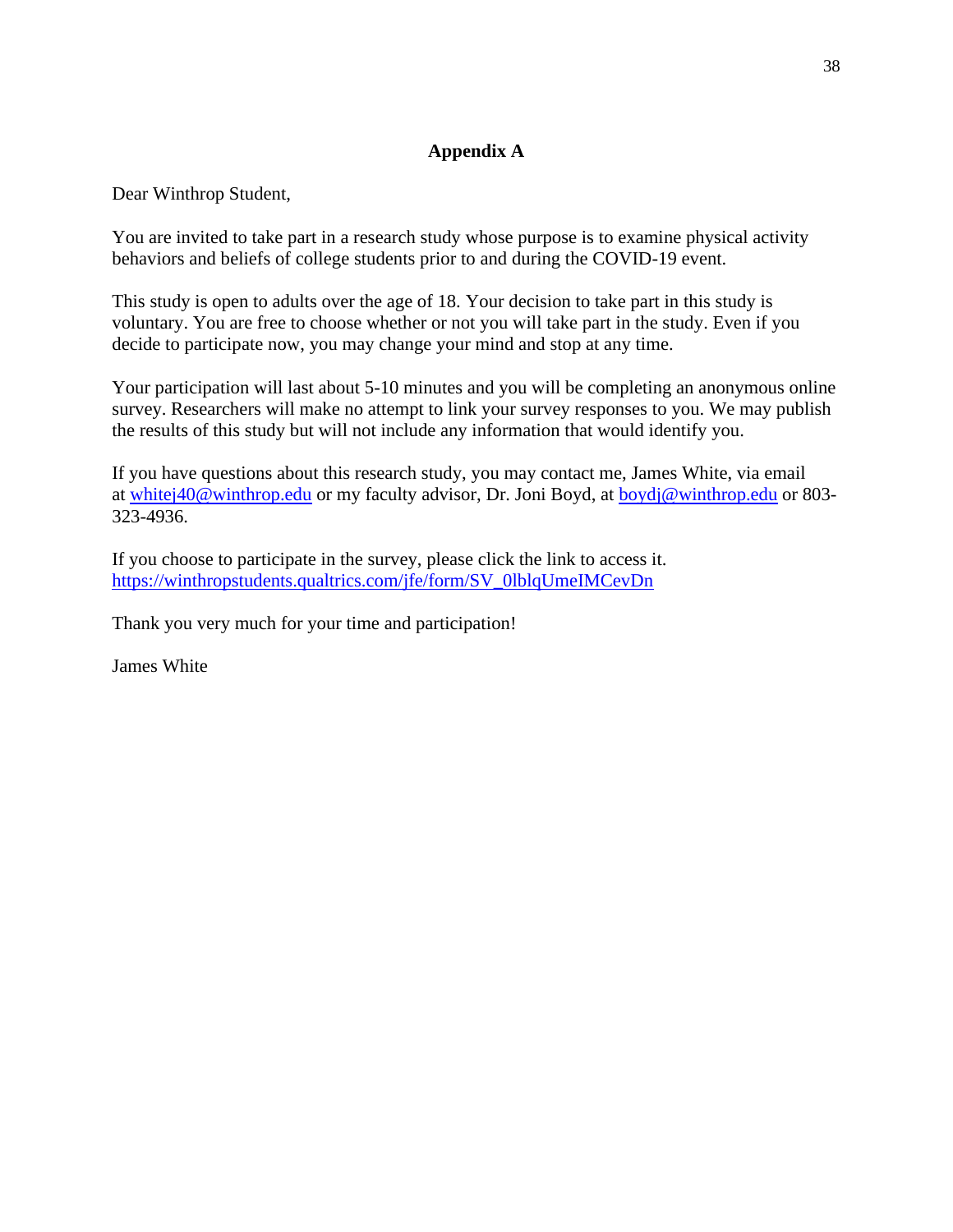## Appendix A

Dear Winthrop Student,

You are invited to take part in a research study whose purpose is to examine physical activity behaviors and beliefs of college students prior to and during the COVID-19 event.

This study is open to adults over the age of 18. Your decision to take part in this study is voluntary. You are free to choose whether or not you will take part in the study. Even if you decide to participate now, you may change your mind and stop at any time.

Your participation will last about 5-10 minutes and you will be completing an anonymous online survey. Researchers will make no attempt to link your survey responses to you. We may publish the results of this study but will not include any information that would identify you.

If you have questions about this research study, you may contact me, James White, via email at whitej40@winthrop.edu or my faculty advisor, Dr. Joni Boyd, at boydj@winthrop.edu or 803-323-4936.

If you choose to participate in the survey, please click the link to access it.
https://winthropstudents.qualtrics.com/jfe/form/SV_0lblqUmeIMCevDn

Thank you very much for your time and participation!

James White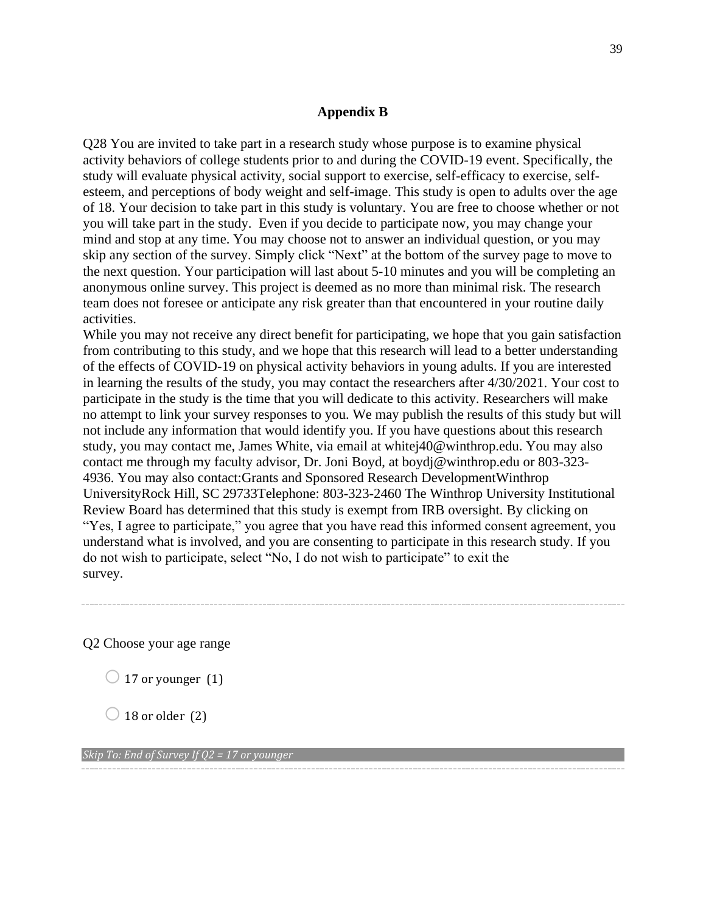## Appendix B

Q28 You are invited to take part in a research study whose purpose is to examine physical activity behaviors of college students prior to and during the COVID-19 event. Specifically, the study will evaluate physical activity, social support to exercise, self-efficacy to exercise, self-esteem, and perceptions of body weight and self-image. This study is open to adults over the age of 18. Your decision to take part in this study is voluntary. You are free to choose whether or not you will take part in the study. Even if you decide to participate now, you may change your mind and stop at any time. You may choose not to answer an individual question, or you may skip any section of the survey. Simply click "Next" at the bottom of the survey page to move to the next question. Your participation will last about 5-10 minutes and you will be completing an anonymous online survey. This project is deemed as no more than minimal risk. The research team does not foresee or anticipate any risk greater than that encountered in your routine daily activities.
While you may not receive any direct benefit for participating, we hope that you gain satisfaction from contributing to this study, and we hope that this research will lead to a better understanding of the effects of COVID-19 on physical activity behaviors in young adults. If you are interested in learning the results of the study, you may contact the researchers after 4/30/2021. Your cost to participate in the study is the time that you will dedicate to this activity. Researchers will make no attempt to link your survey responses to you. We may publish the results of this study but will not include any information that would identify you. If you have questions about this research study, you may contact me, James White, via email at whitej40@winthrop.edu. You may also contact me through my faculty advisor, Dr. Joni Boyd, at boydj@winthrop.edu or 803-323-4936. You may also contact:Grants and Sponsored Research DevelopmentWinthrop UniversityRock Hill, SC 29733Telephone: 803-323-2460 The Winthrop University Institutional Review Board has determined that this study is exempt from IRB oversight. By clicking on "Yes, I agree to participate," you agree that you have read this informed consent agreement, you understand what is involved, and you are consenting to participate in this research study. If you do not wish to participate, select "No, I do not wish to participate" to exit the survey.

---

Q2 Choose your age range

- ◯ 17 or younger (1)
- ◯ 18 or older (2)

*Skip To: End of Survey If Q2 = 17 or younger*

---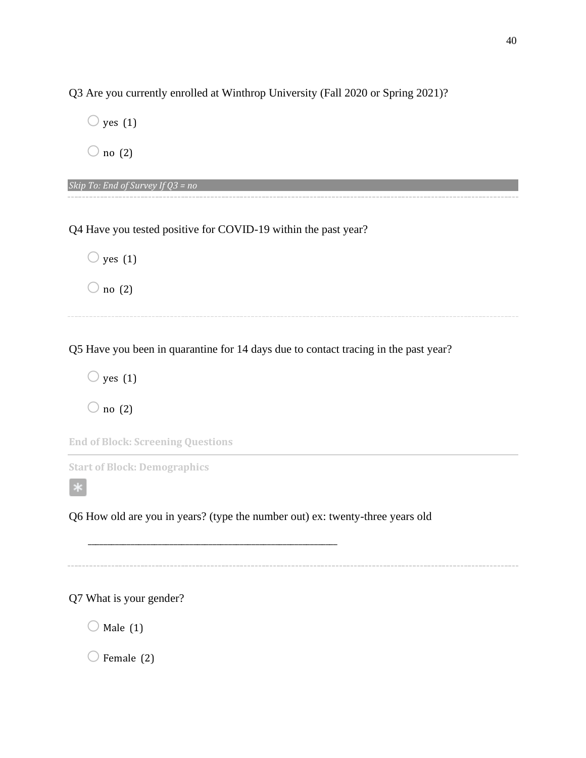Q3 Are you currently enrolled at Winthrop University (Fall 2020 or Spring 2021)?

- yes (1)
- no (2)

*Skip To: End of Survey If Q3 = no*

---

Q4 Have you tested positive for COVID-19 within the past year?

- yes (1)
- no (2)

---

Q5 Have you been in quarantine for 14 days due to contact tracing in the past year?

- yes (1)
- no (2)

**End of Block: Screening Questions**

---

**Start of Block: Demographics**

*

Q6 How old are you in years? (type the number out) ex: twenty-three years old

________________________________________________________________

---

Q7 What is your gender?

- Male (1)
- Female (2)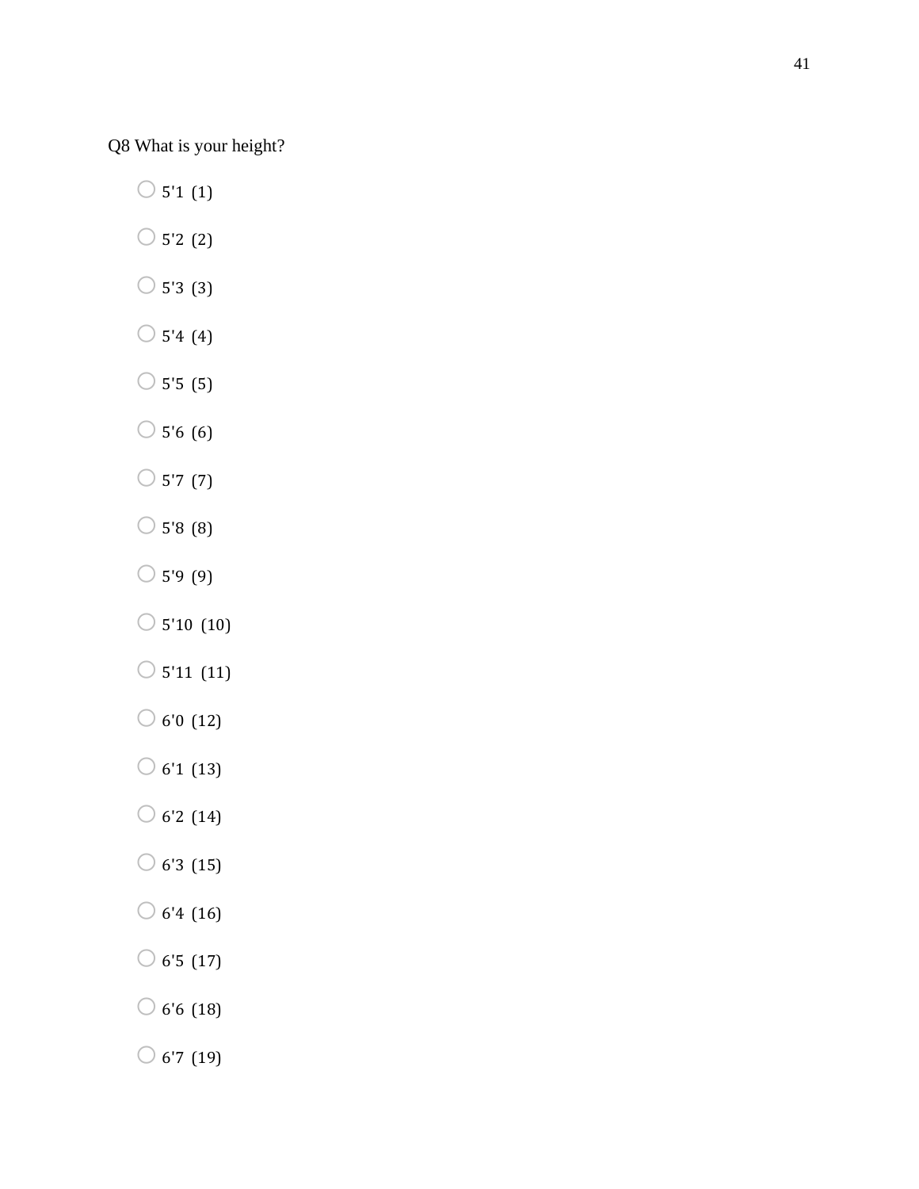Q8 What is your height?

- 5'1 (1)
- 5'2 (2)
- 5'3 (3)
- 5'4 (4)
- 5'5 (5)
- 5'6 (6)
- 5'7 (7)
- 5'8 (8)
- 5'9 (9)
- 5'10 (10)
- 5'11 (11)
- 6'0 (12)
- 6'1 (13)
- 6'2 (14)
- 6'3 (15)
- 6'4 (16)
- 6'5 (17)
- 6'6 (18)
- 6'7 (19)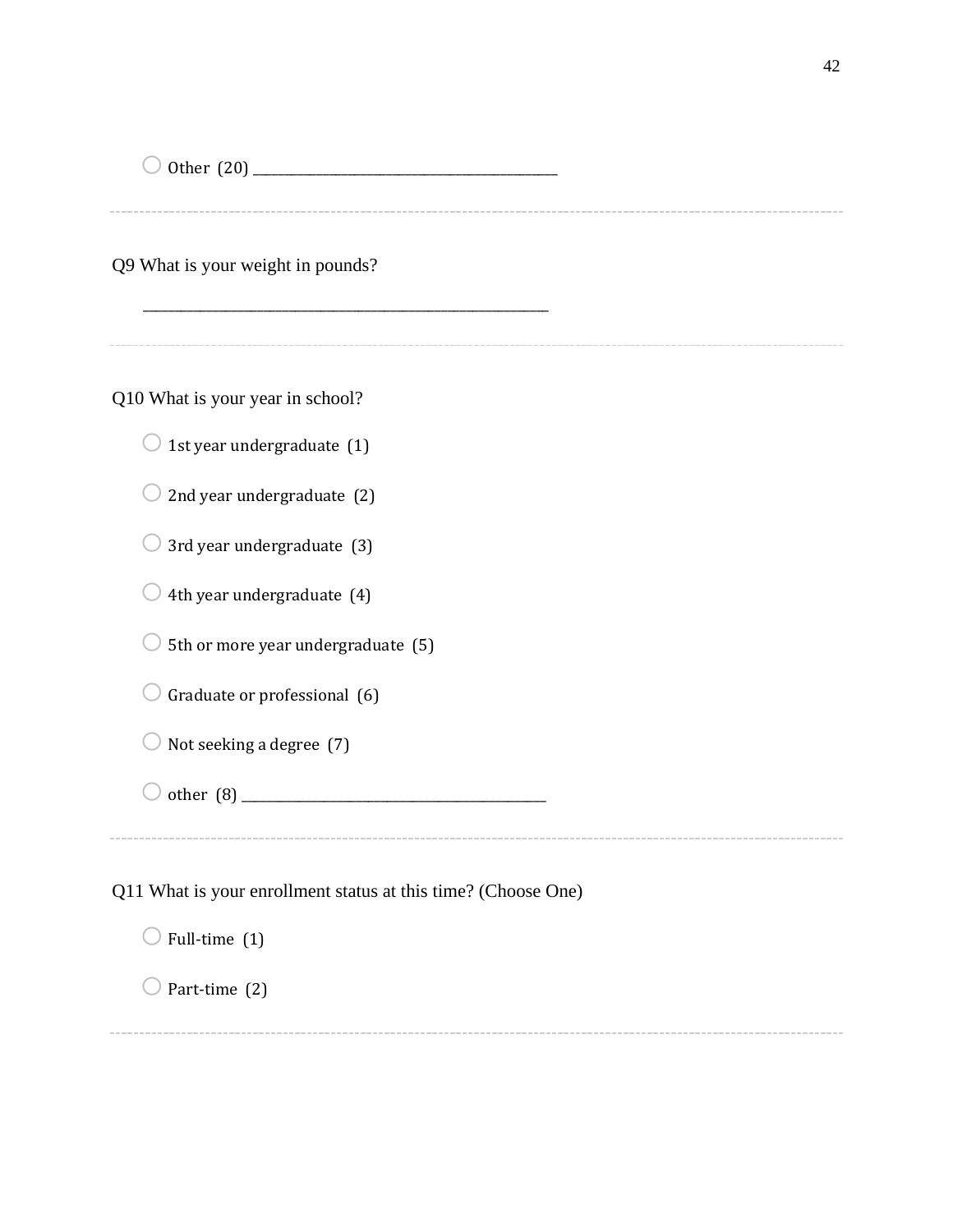◯ Other (20) ________________________________________________

---

Q9 What is your weight in pounds?

________________________________________________________________

---

Q10 What is your year in school?

◯ 1st year undergraduate (1)

◯ 2nd year undergraduate (2)

◯ 3rd year undergraduate (3)

◯ 4th year undergraduate (4)

◯ 5th or more year undergraduate (5)

◯ Graduate or professional (6)

◯ Not seeking a degree (7)

◯ other (8) ________________________________________________

---

Q11 What is your enrollment status at this time? (Choose One)

◯ Full-time (1)

◯ Part-time (2)

---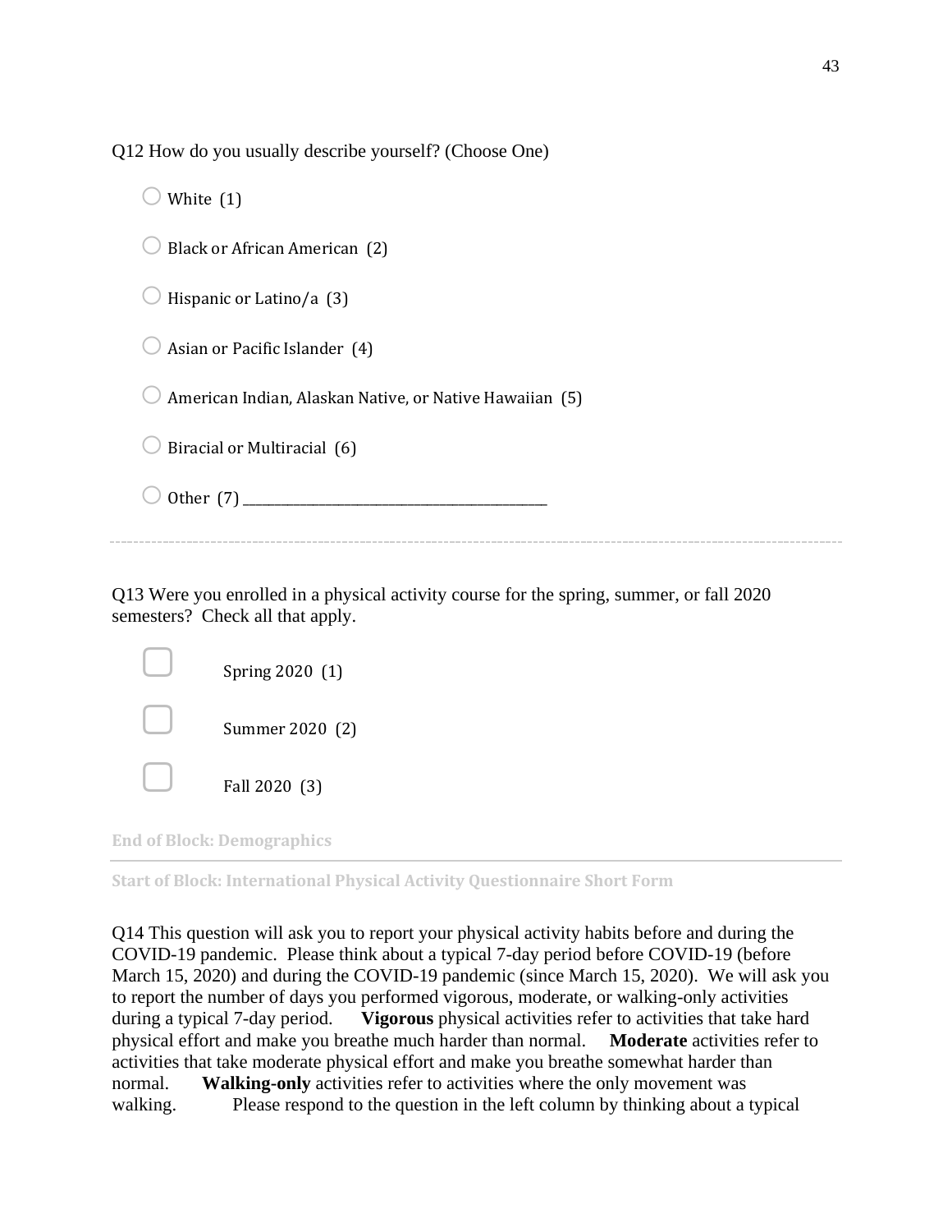Q12 How do you usually describe yourself? (Choose One)

- ○ White (1)
- ○ Black or African American (2)
- ○ Hispanic or Latino/a (3)
- ○ Asian or Pacific Islander (4)
- ○ American Indian, Alaskan Native, or Native Hawaiian (5)
- ○ Biracial or Multiracial (6)
- ○ Other (7) ________________________________________________

---

Q13 Were you enrolled in a physical activity course for the spring, summer, or fall 2020 semesters? Check all that apply.

- ▢ Spring 2020 (1)
- ▢ Summer 2020 (2)
- ▢ Fall 2020 (3)

End of Block: Demographics

---

Start of Block: International Physical Activity Questionnaire Short Form

Q14 This question will ask you to report your physical activity habits before and during the COVID-19 pandemic. Please think about a typical 7-day period before COVID-19 (before March 15, 2020) and during the COVID-19 pandemic (since March 15, 2020). We will ask you to report the number of days you performed vigorous, moderate, or walking-only activities during a typical 7-day period. **Vigorous** physical activities refer to activities that take hard physical effort and make you breathe much harder than normal. **Moderate** activities refer to activities that take moderate physical effort and make you breathe somewhat harder than normal. **Walking-only** activities refer to activities where the only movement was walking. Please respond to the question in the left column by thinking about a typical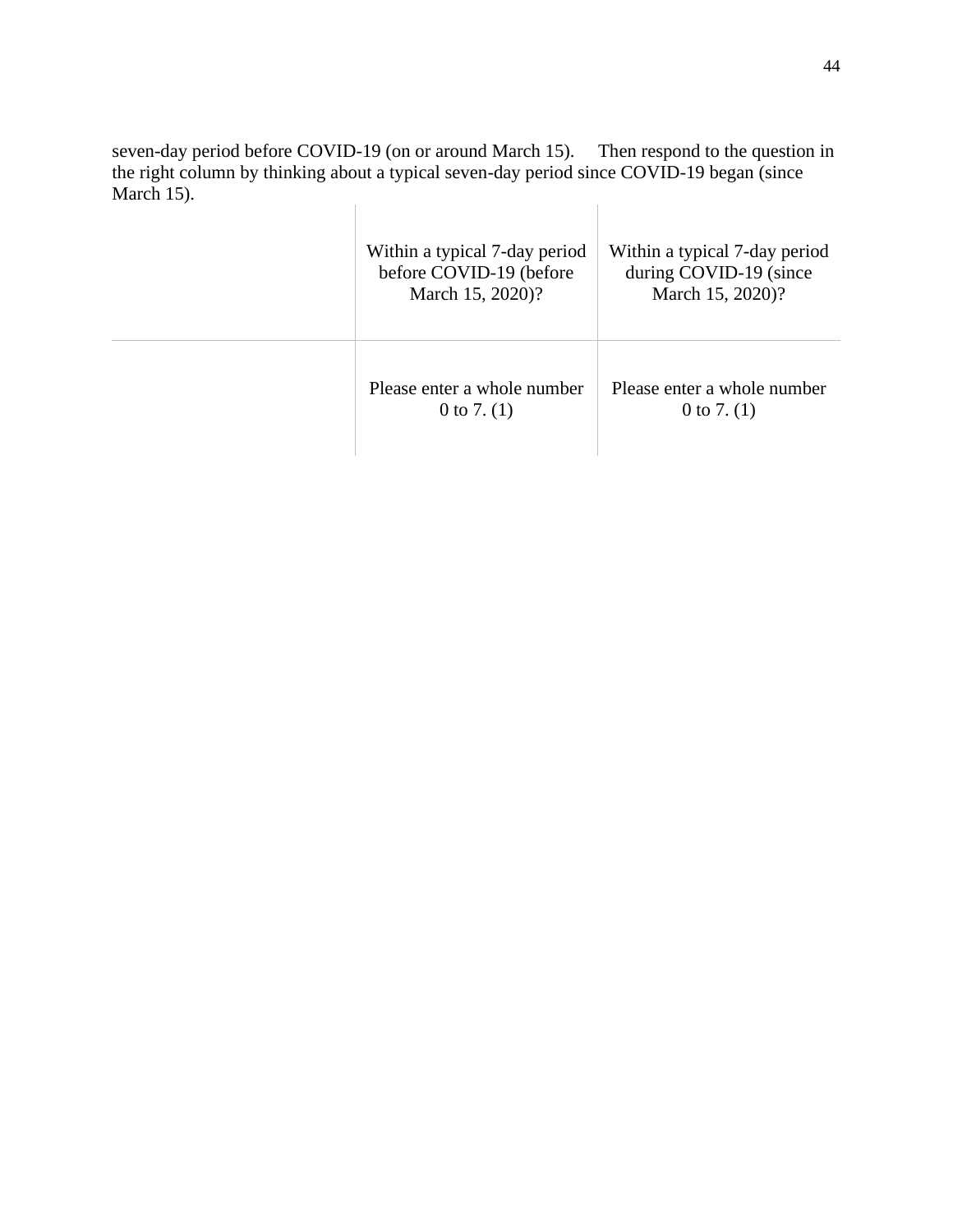seven-day period before COVID-19 (on or around March 15). Then respond to the question in the right column by thinking about a typical seven-day period since COVID-19 began (since March 15).

| | Within a typical 7-day period before COVID-19 (before March 15, 2020)? | Within a typical 7-day period during COVID-19 (since March 15, 2020)? |
|---|---|---|
| | Please enter a whole number 0 to 7. (1) | Please enter a whole number 0 to 7. (1) |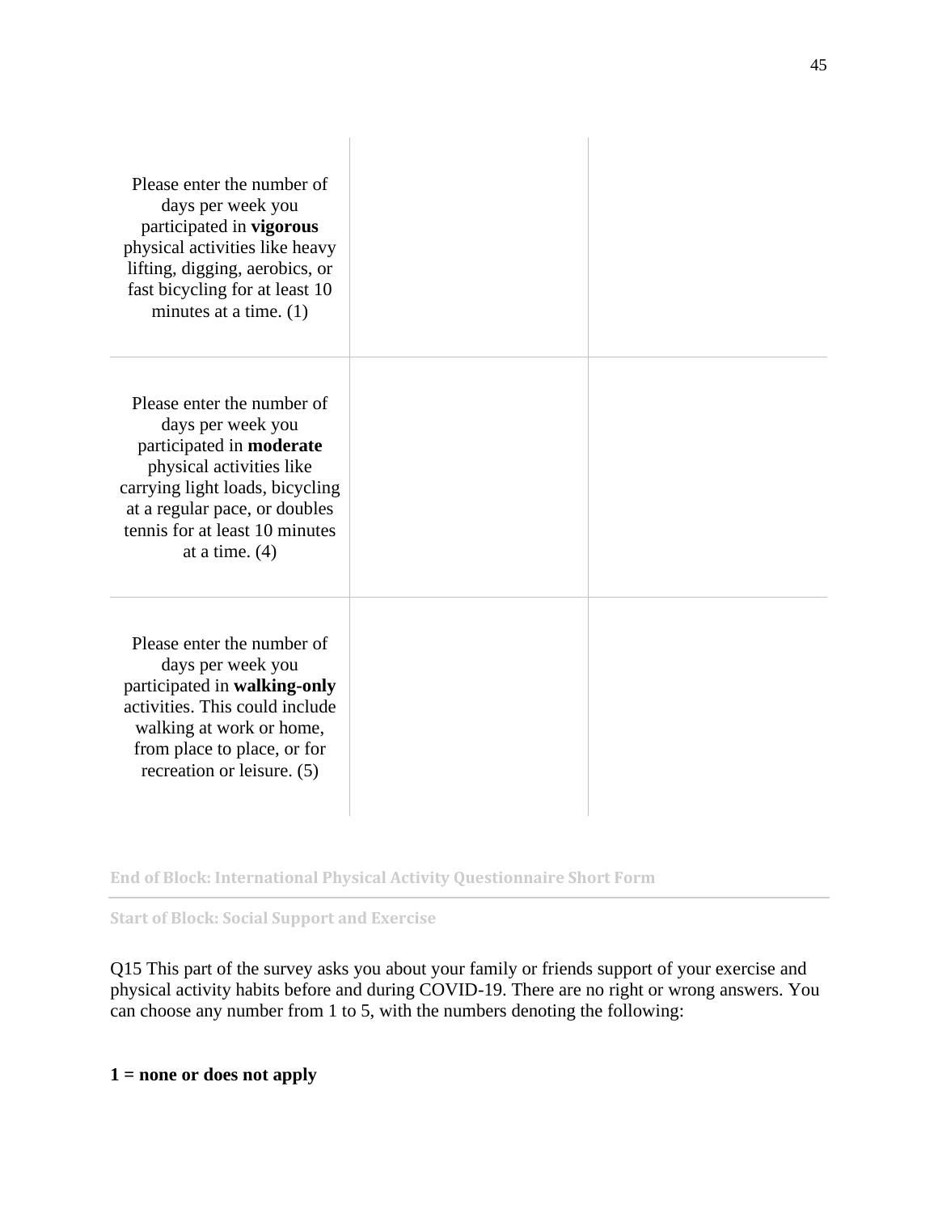| | | |
|---|---|---|
| Please enter the number of days per week you participated in **vigorous** physical activities like heavy lifting, digging, aerobics, or fast bicycling for at least 10 minutes at a time. (1) | | |
| Please enter the number of days per week you participated in **moderate** physical activities like carrying light loads, bicycling at a regular pace, or doubles tennis for at least 10 minutes at a time. (4) | | |
| Please enter the number of days per week you participated in **walking-only** activities. This could include walking at work or home, from place to place, or for recreation or leisure. (5) | | |

**End of Block: International Physical Activity Questionnaire Short Form**

**Start of Block: Social Support and Exercise**

Q15 This part of the survey asks you about your family or friends support of your exercise and physical activity habits before and during COVID-19. There are no right or wrong answers. You can choose any number from 1 to 5, with the numbers denoting the following:

**1 = none or does not apply**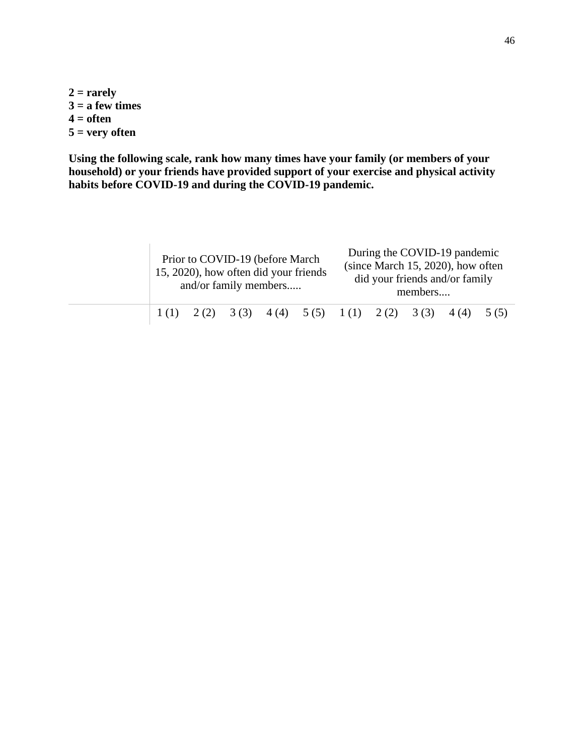**2 = rarely**
**3 = a few times**
**4 = often**
**5 = very often**

**Using the following scale, rank how many times have your family (or members of your household) or your friends have provided support of your exercise and physical activity habits before COVID-19 and during the COVID-19 pandemic.**

| | Prior to COVID-19 (before March 15, 2020), how often did your friends and/or family members..... | | | | | During the COVID-19 pandemic (since March 15, 2020), how often did your friends and/or family members.... | | | | |
|---|---|---|---|---|---|---|---|---|---|---|
| | 1 (1) | 2 (2) | 3 (3) | 4 (4) | 5 (5) | 1 (1) | 2 (2) | 3 (3) | 4 (4) | 5 (5) |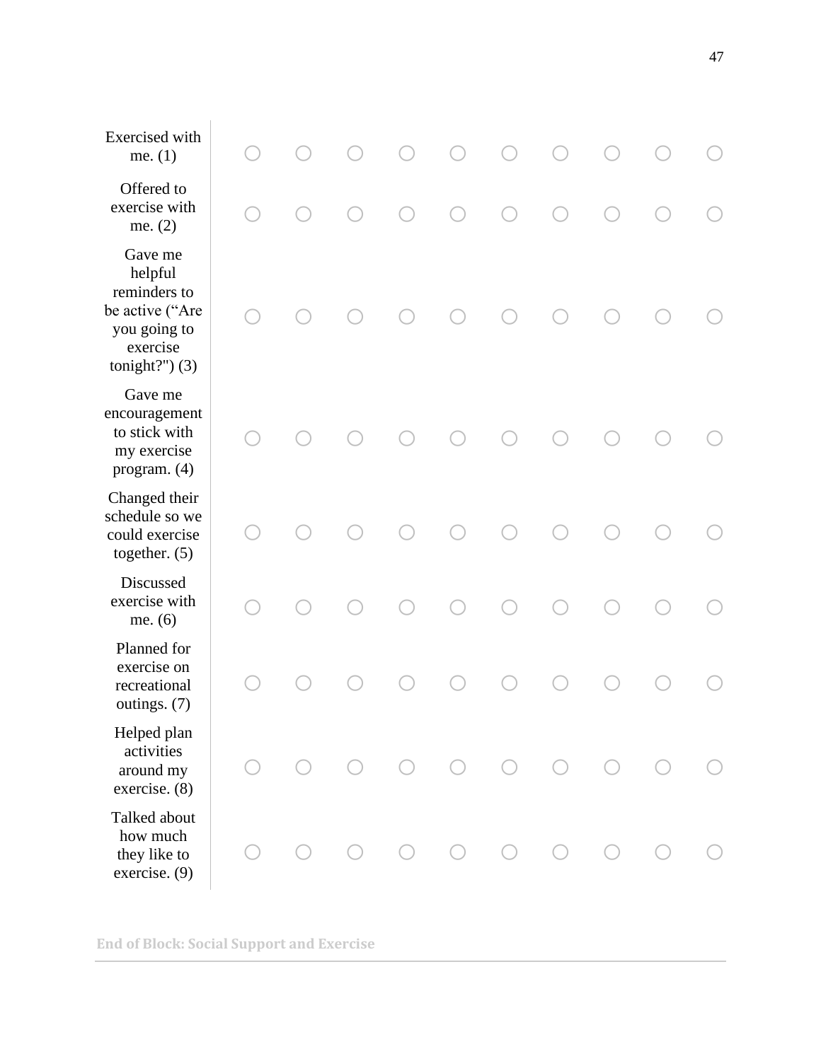| | | | | | | | | | | |
|---|---|---|---|---|---|---|---|---|---|---|
| Exercised with me. (1) | ○ | ○ | ○ | ○ | ○ | ○ | ○ | ○ | ○ | ○ |
| Offered to exercise with me. (2) | ○ | ○ | ○ | ○ | ○ | ○ | ○ | ○ | ○ | ○ |
| Gave me helpful reminders to be active (“Are you going to exercise tonight?") (3) | ○ | ○ | ○ | ○ | ○ | ○ | ○ | ○ | ○ | ○ |
| Gave me encouragement to stick with my exercise program. (4) | ○ | ○ | ○ | ○ | ○ | ○ | ○ | ○ | ○ | ○ |
| Changed their schedule so we could exercise together. (5) | ○ | ○ | ○ | ○ | ○ | ○ | ○ | ○ | ○ | ○ |
| Discussed exercise with me. (6) | ○ | ○ | ○ | ○ | ○ | ○ | ○ | ○ | ○ | ○ |
| Planned for exercise on recreational outings. (7) | ○ | ○ | ○ | ○ | ○ | ○ | ○ | ○ | ○ | ○ |
| Helped plan activities around my exercise. (8) | ○ | ○ | ○ | ○ | ○ | ○ | ○ | ○ | ○ | ○ |
| Talked about how much they like to exercise. (9) | ○ | ○ | ○ | ○ | ○ | ○ | ○ | ○ | ○ | ○ |

**End of Block: Social Support and Exercise**

---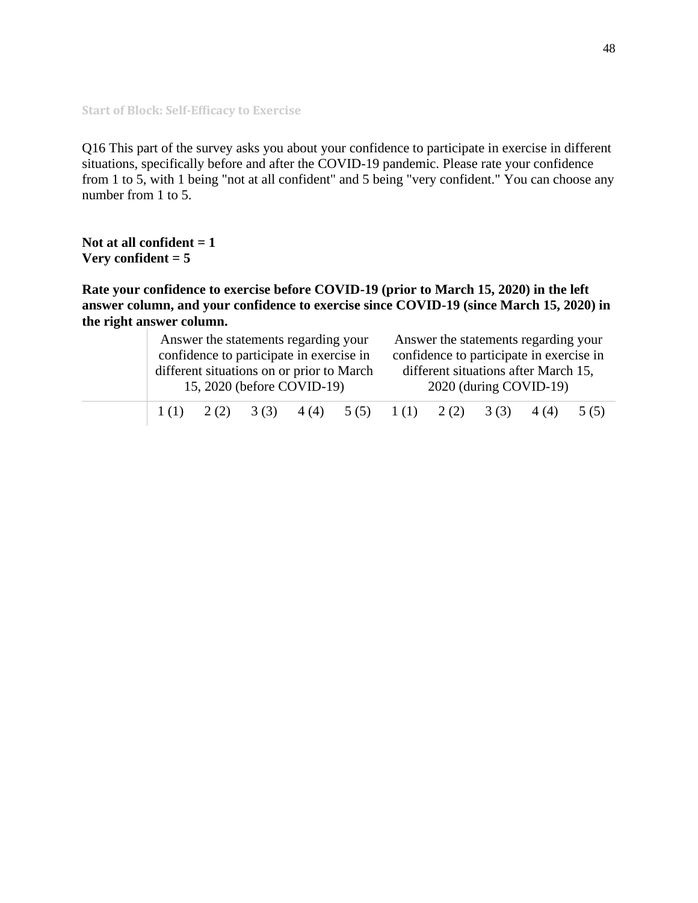Start of Block: Self-Efficacy to Exercise

Q16 This part of the survey asks you about your confidence to participate in exercise in different situations, specifically before and after the COVID-19 pandemic. Please rate your confidence from 1 to 5, with 1 being "not at all confident" and 5 being "very confident." You can choose any number from 1 to 5.

**Not at all confident = 1**
**Very confident = 5**

**Rate your confidence to exercise before COVID-19 (prior to March 15, 2020) in the left answer column, and your confidence to exercise since COVID-19 (since March 15, 2020) in the right answer column.**

| | Answer the statements regarding your confidence to participate in exercise in different situations on or prior to March 15, 2020 (before COVID-19) | | | | | Answer the statements regarding your confidence to participate in exercise in different situations after March 15, 2020 (during COVID-19) | | | | |
|---|---|---|---|---|---|---|---|---|---|---|
| | 1 (1) | 2 (2) | 3 (3) | 4 (4) | 5 (5) | 1 (1) | 2 (2) | 3 (3) | 4 (4) | 5 (5) |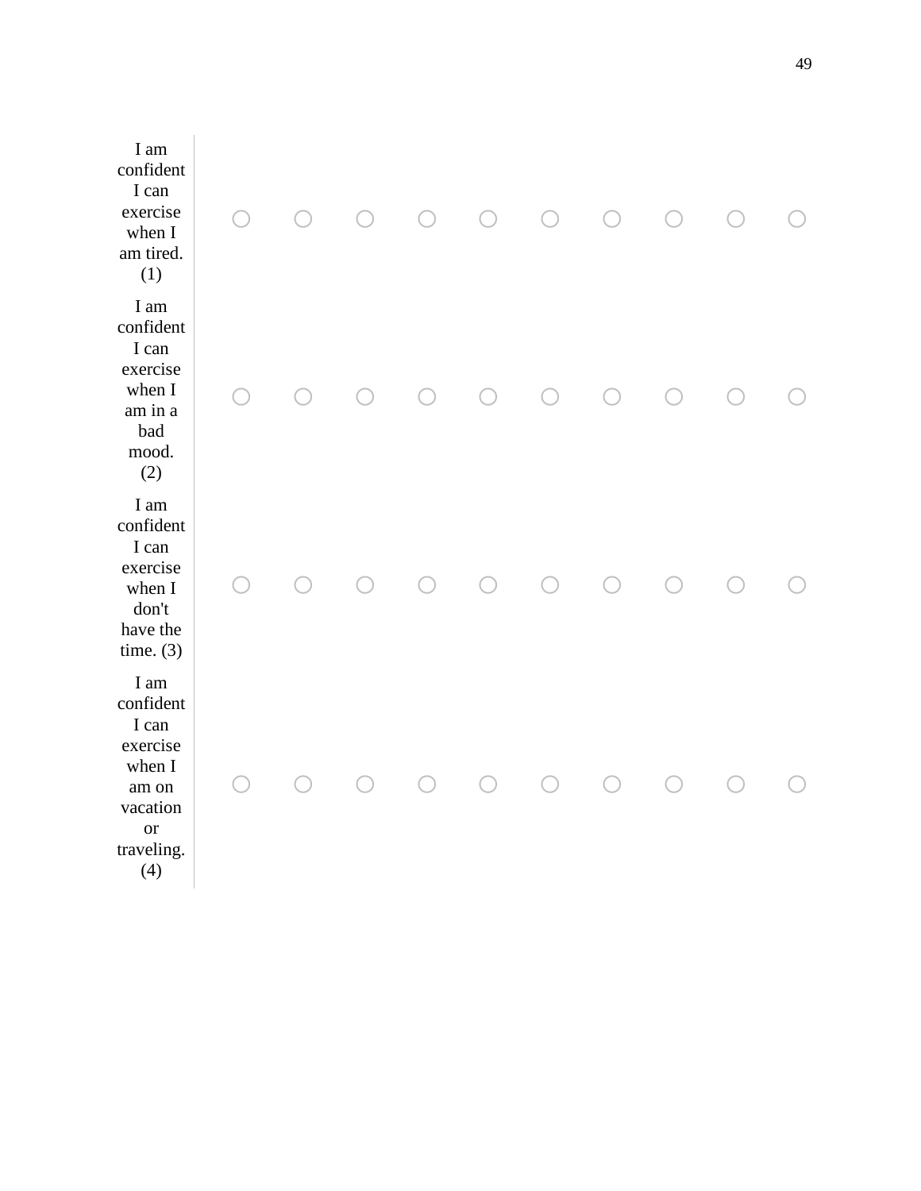| | | | | | | | | | | |
|---|---|---|---|---|---|---|---|---|---|---|
| I am confident I can exercise when I am tired. (1) | ○ | ○ | ○ | ○ | ○ | ○ | ○ | ○ | ○ | ○ |
| I am confident I can exercise when I am in a bad mood. (2) | ○ | ○ | ○ | ○ | ○ | ○ | ○ | ○ | ○ | ○ |
| I am confident I can exercise when I don't have the time. (3) | ○ | ○ | ○ | ○ | ○ | ○ | ○ | ○ | ○ | ○ |
| I am confident I can exercise when I am on vacation or traveling. (4) | ○ | ○ | ○ | ○ | ○ | ○ | ○ | ○ | ○ | ○ |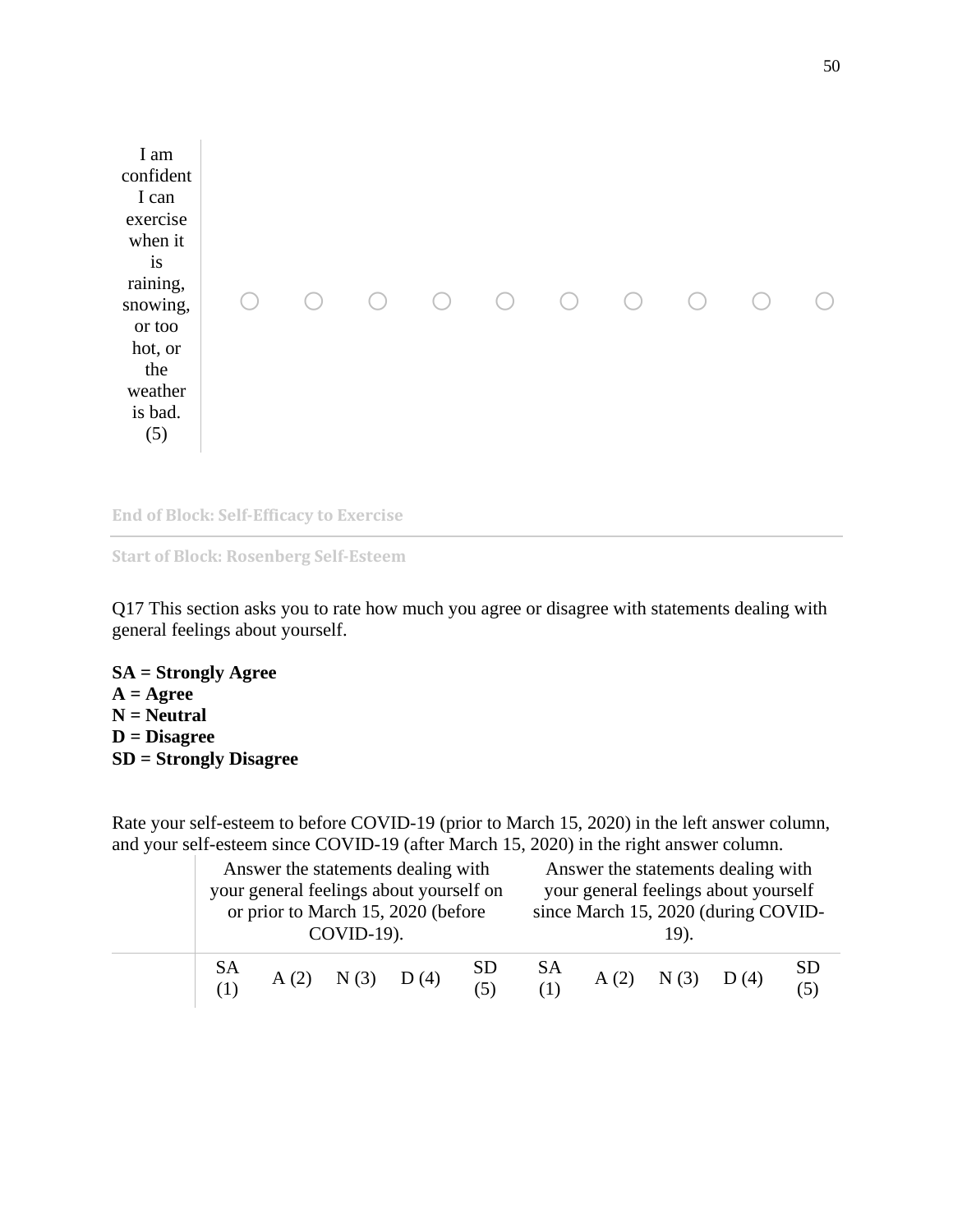| | | | | | | | | | | |
|---|---|---|---|---|---|---|---|---|---|---|
| I am confident I can exercise when it is raining, snowing, or too hot, or the weather is bad. (5) | ○ | ○ | ○ | ○ | ○ | ○ | ○ | ○ | ○ | ○ |

End of Block: Self-Efficacy to Exercise

---

Start of Block: Rosenberg Self-Esteem

Q17 This section asks you to rate how much you agree or disagree with statements dealing with general feelings about yourself.

**SA = Strongly Agree**
**A = Agree**
**N = Neutral**
**D = Disagree**
**SD = Strongly Disagree**

Rate your self-esteem to before COVID-19 (prior to March 15, 2020) in the left answer column, and your self-esteem since COVID-19 (after March 15, 2020) in the right answer column.

| | Answer the statements dealing with your general feelings about yourself on or prior to March 15, 2020 (before COVID-19). | | | | | Answer the statements dealing with your general feelings about yourself since March 15, 2020 (during COVID-19). | | | | |
|---|---|---|---|---|---|---|---|---|---|---|
| | SA (1) | A (2) | N (3) | D (4) | SD (5) | SA (1) | A (2) | N (3) | D (4) | SD (5) |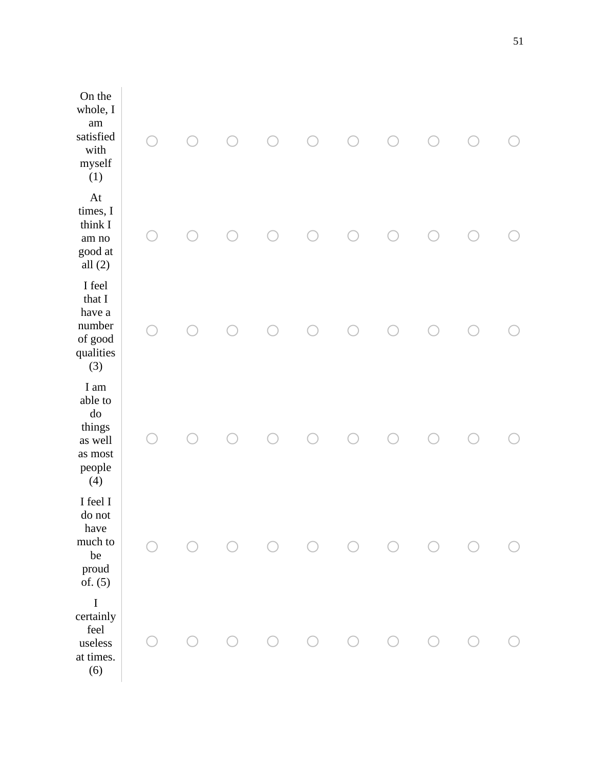| | | | | | | | | | | |
|---|---|---|---|---|---|---|---|---|---|---|
| On the whole, I am satisfied with myself (1) | ○ | ○ | ○ | ○ | ○ | ○ | ○ | ○ | ○ | ○ |
| At times, I think I am no good at all (2) | ○ | ○ | ○ | ○ | ○ | ○ | ○ | ○ | ○ | ○ |
| I feel that I have a number of good qualities (3) | ○ | ○ | ○ | ○ | ○ | ○ | ○ | ○ | ○ | ○ |
| I am able to do things as well as most people (4) | ○ | ○ | ○ | ○ | ○ | ○ | ○ | ○ | ○ | ○ |
| I feel I do not have much to be proud of. (5) | ○ | ○ | ○ | ○ | ○ | ○ | ○ | ○ | ○ | ○ |
| I certainly feel useless at times. (6) | ○ | ○ | ○ | ○ | ○ | ○ | ○ | ○ | ○ | ○ |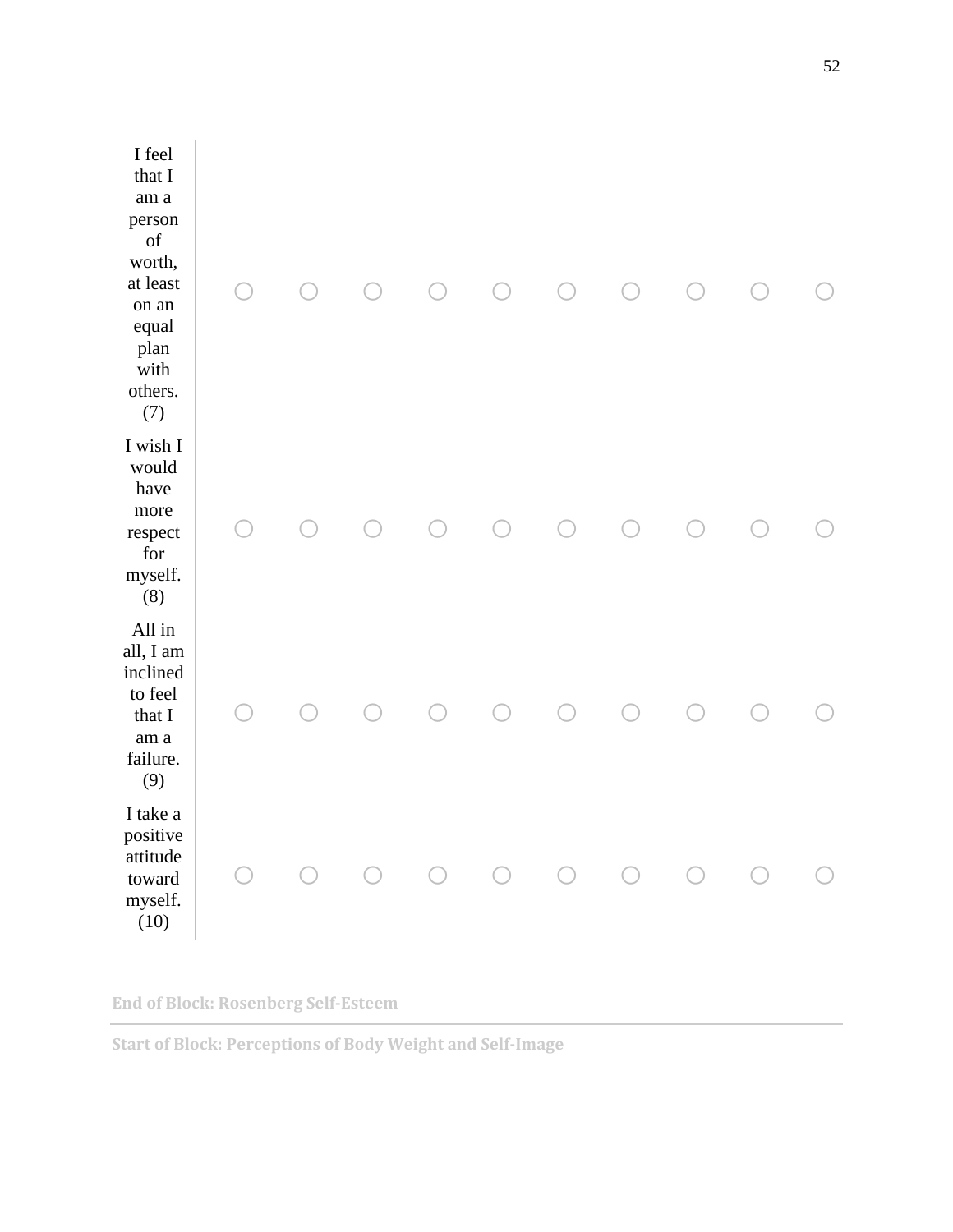| | | | | | | | | | | |
|---|---|---|---|---|---|---|---|---|---|---|
| I feel that I am a person of worth, at least on an equal plan with others. (7) | ○ | ○ | ○ | ○ | ○ | ○ | ○ | ○ | ○ | ○ |
| I wish I would have more respect for myself. (8) | ○ | ○ | ○ | ○ | ○ | ○ | ○ | ○ | ○ | ○ |
| All in all, I am inclined to feel that I am a failure. (9) | ○ | ○ | ○ | ○ | ○ | ○ | ○ | ○ | ○ | ○ |
| I take a positive attitude toward myself. (10) | ○ | ○ | ○ | ○ | ○ | ○ | ○ | ○ | ○ | ○ |

**End of Block: Rosenberg Self-Esteem**

---

**Start of Block: Perceptions of Body Weight and Self-Image**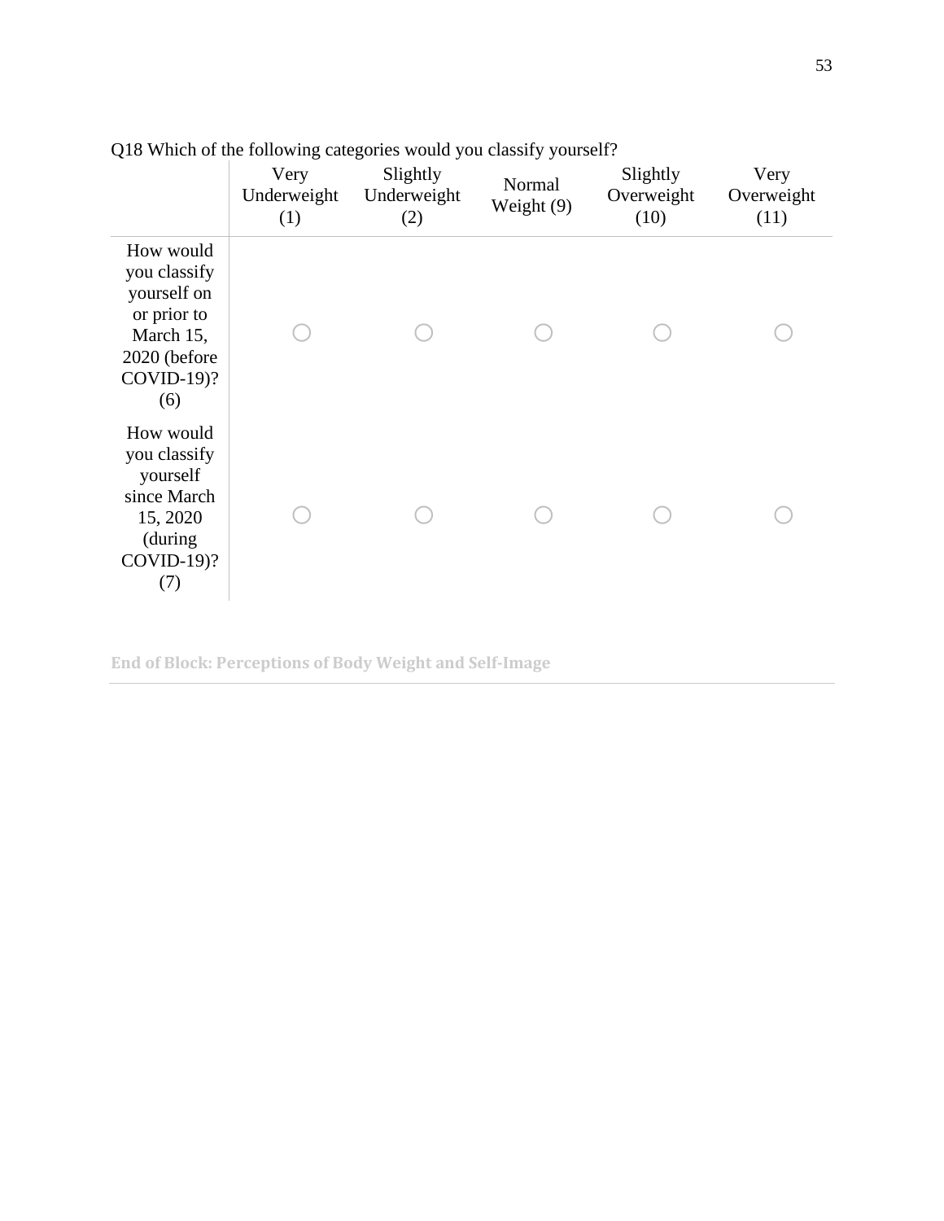Q18 Which of the following categories would you classify yourself?

| | Very Underweight (1) | Slightly Underweight (2) | Normal Weight (9) | Slightly Overweight (10) | Very Overweight (11) |
|---|---|---|---|---|---|
| How would you classify yourself on or prior to March 15, 2020 (before COVID-19)? (6) | ○ | ○ | ○ | ○ | ○ |
| How would you classify yourself since March 15, 2020 (during COVID-19)? (7) | ○ | ○ | ○ | ○ | ○ |

**End of Block: Perceptions of Body Weight and Self-Image**